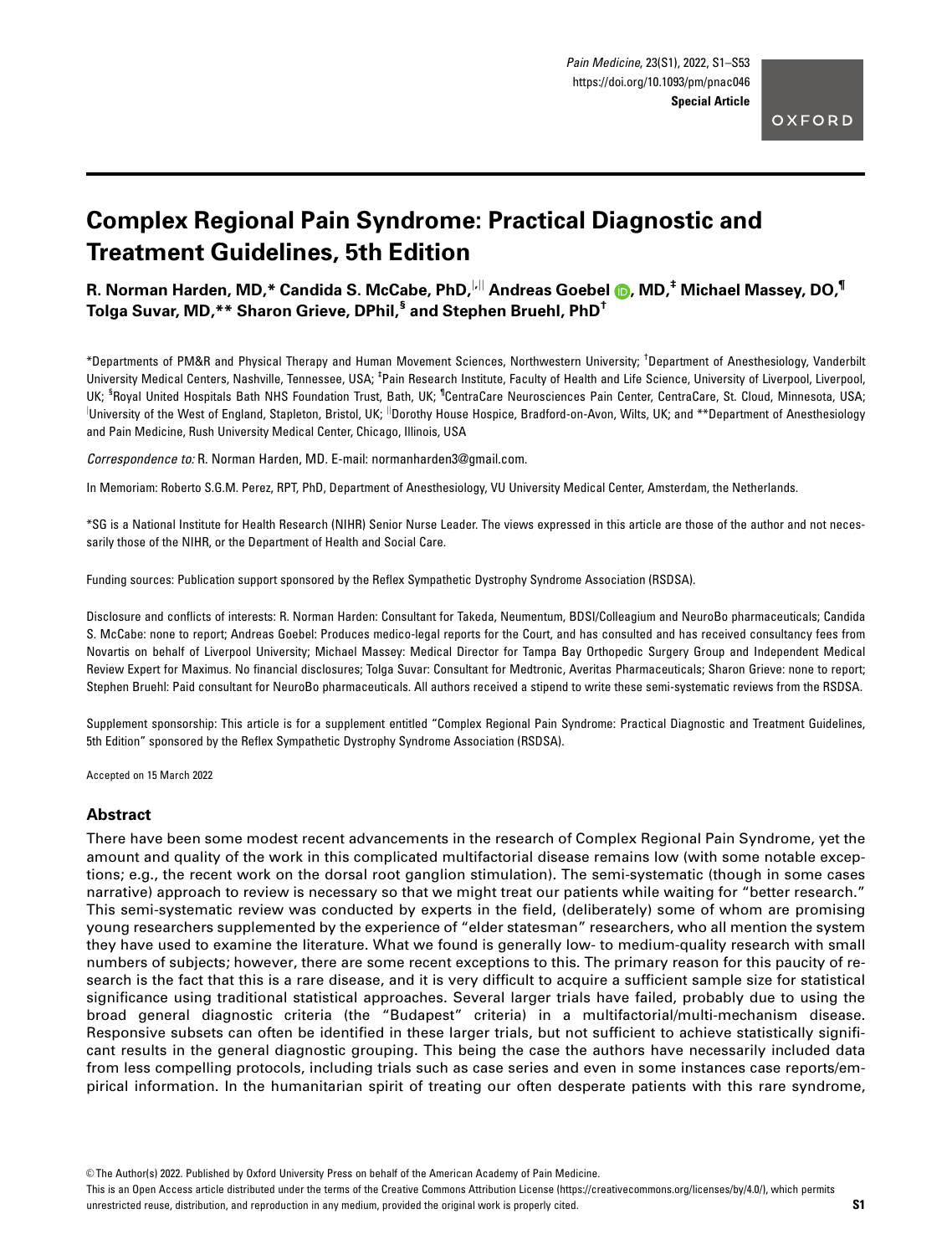Special Article

# Complex Regional Pain Syndrome: Practical Diagnostic and Treatment Guidelines, 5th Edition

**R. Norman Harden, MD,[*] Candida S. McCabe, PhD,[|,||] Andreas Goebel, MD,[‡] Michael Massey, DO,[¶] Tolga Suvar, MD,[**] Sharon Grieve, DPhil,[§] and Stephen Bruehl, PhD[†]**

[*]Departments of PM&R and Physical Therapy and Human Movement Sciences, Northwestern University; [†]Department of Anesthesiology, Vanderbilt University Medical Centers, Nashville, Tennessee, USA; [‡]Pain Research Institute, Faculty of Health and Life Science, University of Liverpool, Liverpool, UK; [§]Royal United Hospitals Bath NHS Foundation Trust, Bath, UK; [¶]CentraCare Neurosciences Pain Center, CentraCare, St. Cloud, Minnesota, USA; [|]University of the West of England, Stapleton, Bristol, UK; [||]Dorothy House Hospice, Bradford-on-Avon, Wilts, UK; and [**]Department of Anesthesiology and Pain Medicine, Rush University Medical Center, Chicago, Illinois, USA

*Correspondence to:* R. Norman Harden, MD. E-mail: normanharden3@gmail.com.

In Memoriam: Roberto S.G.M. Perez, RPT, PhD, Department of Anesthesiology, VU University Medical Center, Amsterdam, the Netherlands.

*SG is a National Institute for Health Research (NIHR) Senior Nurse Leader. The views expressed in this article are those of the author and not necessarily those of the NIHR, or the Department of Health and Social Care.

Funding sources: Publication support sponsored by the Reflex Sympathetic Dystrophy Syndrome Association (RSDSA).

Disclosure and conflicts of interests: R. Norman Harden: Consultant for Takeda, Neumentum, BDSI/Colleagium and NeuroBo pharmaceuticals; Candida S. McCabe: none to report; Andreas Goebel: Produces medico-legal reports for the Court, and has consulted and has received consultancy fees from Novartis on behalf of Liverpool University; Michael Massey: Medical Director for Tampa Bay Orthopedic Surgery Group and Independent Medical Review Expert for Maximus. No financial disclosures; Tolga Suvar: Consultant for Medtronic, Averitas Pharmaceuticals; Sharon Grieve: none to report; Stephen Bruehl: Paid consultant for NeuroBo pharmaceuticals. All authors received a stipend to write these semi-systematic reviews from the RSDSA.

Supplement sponsorship: This article is for a supplement entitled "Complex Regional Pain Syndrome: Practical Diagnostic and Treatment Guidelines, 5th Edition" sponsored by the Reflex Sympathetic Dystrophy Syndrome Association (RSDSA).

Accepted on 15 March 2022

## Abstract

There have been some modest recent advancements in the research of Complex Regional Pain Syndrome, yet the amount and quality of the work in this complicated multifactorial disease remains low (with some notable exceptions; e.g., the recent work on the dorsal root ganglion stimulation). The semi-systematic (though in some cases narrative) approach to review is necessary so that we might treat our patients while waiting for "better research." This semi-systematic review was conducted by experts in the field, (deliberately) some of whom are promising young researchers supplemented by the experience of "elder statesman" researchers, who all mention the system they have used to examine the literature. What we found is generally low- to medium-quality research with small numbers of subjects; however, there are some recent exceptions to this. The primary reason for this paucity of research is the fact that this is a rare disease, and it is very difficult to acquire a sufficient sample size for statistical significance using traditional statistical approaches. Several larger trials have failed, probably due to using the broad general diagnostic criteria (the "Budapest" criteria) in a multifactorial/multi-mechanism disease. Responsive subsets can often be identified in these larger trials, but not sufficient to achieve statistically significant results in the general diagnostic grouping. This being the case the authors have necessarily included data from less compelling protocols, including trials such as case series and even in some instances case reports/empirical information. In the humanitarian spirit of treating our often desperate patients with this rare syndrome,

© The Author(s) 2022. Published by Oxford University Press on behalf of the American Academy of Pain Medicine.
This is an Open Access article distributed under the terms of the Creative Commons Attribution License (https://creativecommons.org/licenses/by/4.0/), which permits unrestricted reuse, distribution, and reproduction in any medium, provided the original work is properly cited.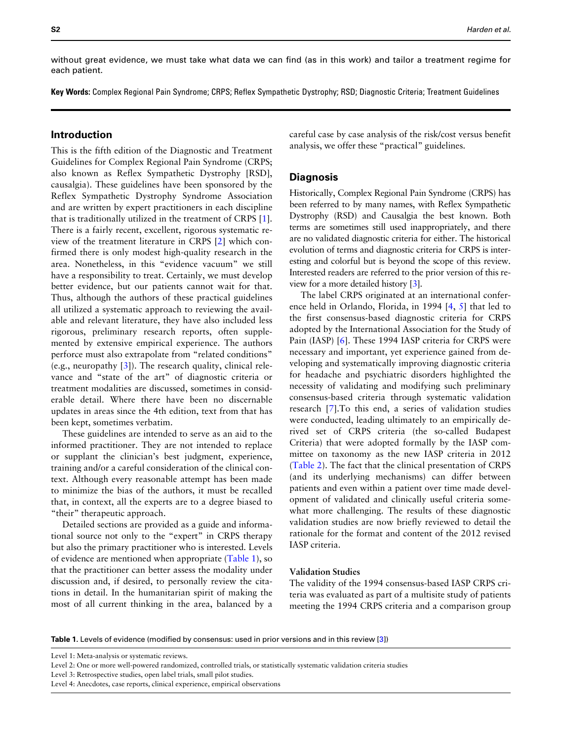without great evidence, we must take what data we can find (as in this work) and tailor a treatment regime for each patient.

**Key Words:** Complex Regional Pain Syndrome; CRPS; Reflex Sympathetic Dystrophy; RSD; Diagnostic Criteria; Treatment Guidelines

## Introduction

This is the fifth edition of the Diagnostic and Treatment Guidelines for Complex Regional Pain Syndrome (CRPS; also known as Reflex Sympathetic Dystrophy [RSD], causalgia). These guidelines have been sponsored by the Reflex Sympathetic Dystrophy Syndrome Association and are written by expert practitioners in each discipline that is traditionally utilized in the treatment of CRPS [1]. There is a fairly recent, excellent, rigorous systematic review of the treatment literature in CRPS [2] which confirmed there is only modest high-quality research in the area. Nonetheless, in this "evidence vacuum" we still have a responsibility to treat. Certainly, we must develop better evidence, but our patients cannot wait for that. Thus, although the authors of these practical guidelines all utilized a systematic approach to reviewing the available and relevant literature, they have also included less rigorous, preliminary research reports, often supplemented by extensive empirical experience. The authors perforce must also extrapolate from "related conditions" (e.g., neuropathy [3]). The research quality, clinical relevance and "state of the art" of diagnostic criteria or treatment modalities are discussed, sometimes in considerable detail. Where there have been no discernable updates in areas since the 4th edition, text from that has been kept, sometimes verbatim.

These guidelines are intended to serve as an aid to the informed practitioner. They are not intended to replace or supplant the clinician's best judgment, experience, training and/or a careful consideration of the clinical context. Although every reasonable attempt has been made to minimize the bias of the authors, it must be recalled that, in context, all the experts are to a degree biased to "their" therapeutic approach.

Detailed sections are provided as a guide and informational source not only to the "expert" in CRPS therapy but also the primary practitioner who is interested. Levels of evidence are mentioned when appropriate (Table 1), so that the practitioner can better assess the modality under discussion and, if desired, to personally review the citations in detail. In the humanitarian spirit of making the most of all current thinking in the area, balanced by a careful case by case analysis of the risk/cost versus benefit analysis, we offer these "practical" guidelines.

## Diagnosis

Historically, Complex Regional Pain Syndrome (CRPS) has been referred to by many names, with Reflex Sympathetic Dystrophy (RSD) and Causalgia the best known. Both terms are sometimes still used inappropriately, and there are no validated diagnostic criteria for either. The historical evolution of terms and diagnostic criteria for CRPS is interesting and colorful but is beyond the scope of this review. Interested readers are referred to the prior version of this review for a more detailed history [3].

The label CRPS originated at an international conference held in Orlando, Florida, in 1994 [4, 5] that led to the first consensus-based diagnostic criteria for CRPS adopted by the International Association for the Study of Pain (IASP) [6]. These 1994 IASP criteria for CRPS were necessary and important, yet experience gained from developing and systematically improving diagnostic criteria for headache and psychiatric disorders highlighted the necessity of validating and modifying such preliminary consensus-based criteria through systematic validation research [7].To this end, a series of validation studies were conducted, leading ultimately to an empirically derived set of CRPS criteria (the so-called Budapest Criteria) that were adopted formally by the IASP committee on taxonomy as the new IASP criteria in 2012 (Table 2). The fact that the clinical presentation of CRPS (and its underlying mechanisms) can differ between patients and even within a patient over time made development of validated and clinically useful criteria somewhat more challenging. The results of these diagnostic validation studies are now briefly reviewed to detail the rationale for the format and content of the 2012 revised IASP criteria.

### Validation Studies

The validity of the 1994 consensus-based IASP CRPS criteria was evaluated as part of a multisite study of patients meeting the 1994 CRPS criteria and a comparison group

**Table 1.** Levels of evidence (modified by consensus: used in prior versions and in this review [3])

| |
|---|
| Level 1: Meta-analysis or systematic reviews. |
| Level 2: One or more well-powered randomized, controlled trials, or statistically systematic validation criteria studies |
| Level 3: Retrospective studies, open label trials, small pilot studies. |
| Level 4: Anecdotes, case reports, clinical experience, empirical observations |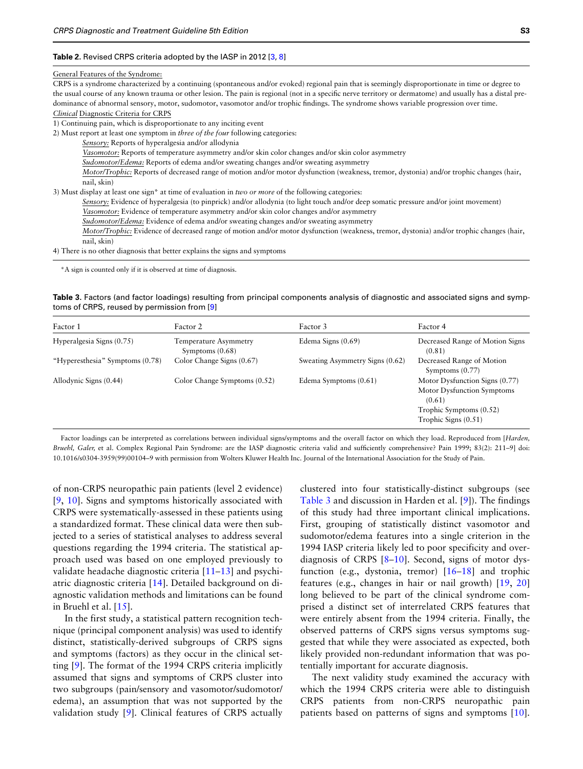**Table 2.** Revised CRPS criteria adopted by the IASP in 2012 [3, 8]

<u>General Features of the Syndrome:</u>
CRPS is a syndrome characterized by a continuing (spontaneous and/or evoked) regional pain that is seemingly disproportionate in time or degree to the usual course of any known trauma or other lesion. The pain is regional (not in a specific nerve territory or dermatome) and usually has a distal predominance of abnormal sensory, motor, sudomotor, vasomotor and/or trophic findings. The syndrome shows variable progression over time.

*Clinical* <u>Diagnostic Criteria for CRPS</u>

1) Continuing pain, which is disproportionate to any inciting event
2) Must report at least one symptom in *three of the four* following categories:
   - *Sensory:* Reports of hyperalgesia and/or allodynia
   - *Vasomotor:* Reports of temperature asymmetry and/or skin color changes and/or skin color asymmetry
   - *Sudomotor/Edema:* Reports of edema and/or sweating changes and/or sweating asymmetry
   - *Motor/Trophic:* Reports of decreased range of motion and/or motor dysfunction (weakness, tremor, dystonia) and/or trophic changes (hair, nail, skin)
3) Must display at least one sign* at time of evaluation in *two or more* of the following categories:
   - *Sensory:* Evidence of hyperalgesia (to pinprick) and/or allodynia (to light touch and/or deep somatic pressure and/or joint movement)
   - *Vasomotor:* Evidence of temperature asymmetry and/or skin color changes and/or asymmetry
   - *Sudomotor/Edema:* Evidence of edema and/or sweating changes and/or sweating asymmetry
   - *Motor/Trophic:* Evidence of decreased range of motion and/or motor dysfunction (weakness, tremor, dystonia) and/or trophic changes (hair, nail, skin)
4) There is no other diagnosis that better explains the signs and symptoms

*A sign is counted only if it is observed at time of diagnosis.

**Table 3.** Factors (and factor loadings) resulting from principal components analysis of diagnostic and associated signs and symptoms of CRPS, reused by permission from [9]

| Factor 1 | Factor 2 | Factor 3 | Factor 4 |
|---|---|---|---|
| Hyperalgesia Signs (0.75) | Temperature Asymmetry Symptoms (0.68) | Edema Signs (0.69) | Decreased Range of Motion Signs (0.81) |
| "Hyperesthesia" Symptoms (0.78) | Color Change Signs (0.67) | Sweating Asymmetry Signs (0.62) | Decreased Range of Motion Symptoms (0.77) |
| Allodynic Signs (0.44) | Color Change Symptoms (0.52) | Edema Symptoms (0.61) | Motor Dysfunction Signs (0.77) |
| | | | Motor Dysfunction Symptoms (0.61) |
| | | | Trophic Symptoms (0.52) |
| | | | Trophic Signs (0.51) |

Factor loadings can be interpreted as correlations between individual signs/symptoms and the overall factor on which they load. Reproduced from [*Harden, Bruehl, Galer,* et al. Complex Regional Pain Syndrome: are the IASP diagnostic criteria valid and sufficiently comprehensive? Pain 1999; 83(2): 211–9] doi: 10.1016/s0304-3959(99)00104–9 with permission from Wolters Kluwer Health Inc. Journal of the International Association for the Study of Pain.

of non-CRPS neuropathic pain patients (level 2 evidence) [9, 10]. Signs and symptoms historically associated with CRPS were systematically-assessed in these patients using a standardized format. These clinical data were then subjected to a series of statistical analyses to address several questions regarding the 1994 criteria. The statistical approach used was based on one employed previously to validate headache diagnostic criteria [11–13] and psychiatric diagnostic criteria [14]. Detailed background on diagnostic validation methods and limitations can be found in Bruehl et al. [15].

In the first study, a statistical pattern recognition technique (principal component analysis) was used to identify distinct, statistically-derived subgroups of CRPS signs and symptoms (factors) as they occur in the clinical setting [9]. The format of the 1994 CRPS criteria implicitly assumed that signs and symptoms of CRPS cluster into two subgroups (pain/sensory and vasomotor/sudomotor/edema), an assumption that was not supported by the validation study [9]. Clinical features of CRPS actually clustered into four statistically-distinct subgroups (see Table 3 and discussion in Harden et al. [9]). The findings of this study had three important clinical implications. First, grouping of statistically distinct vasomotor and sudomotor/edema features into a single criterion in the 1994 IASP criteria likely led to poor specificity and overdiagnosis of CRPS [8–10]. Second, signs of motor dysfunction (e.g., dystonia, tremor) [16–18] and trophic features (e.g., changes in hair or nail growth) [19, 20] long believed to be part of the clinical syndrome comprised a distinct set of interrelated CRPS features that were entirely absent from the 1994 criteria. Finally, the observed patterns of CRPS signs versus symptoms suggested that while they were associated as expected, both likely provided non-redundant information that was potentially important for accurate diagnosis.

The next validity study examined the accuracy with which the 1994 CRPS criteria were able to distinguish CRPS patients from non-CRPS neuropathic pain patients based on patterns of signs and symptoms [10].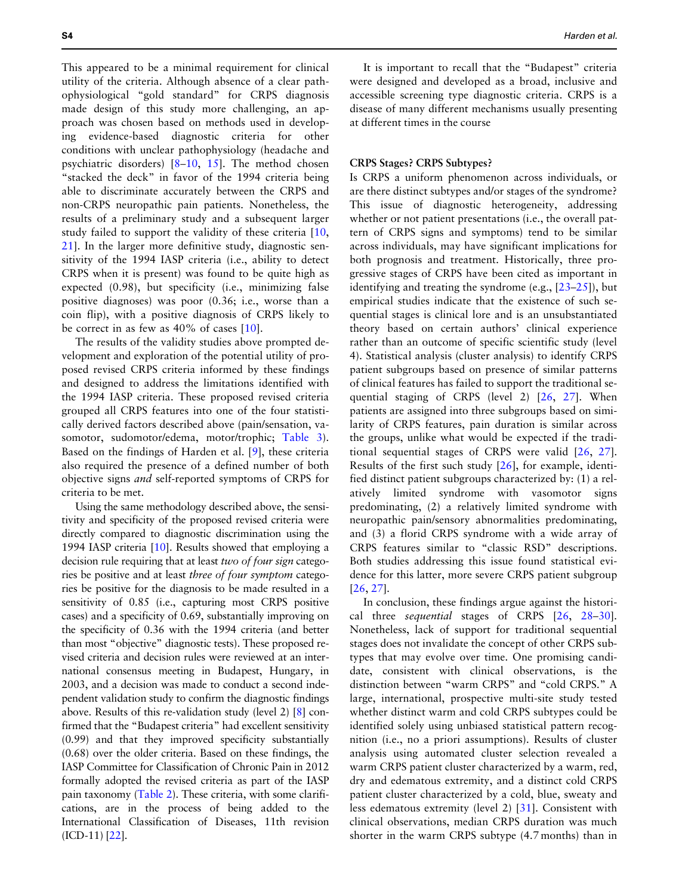This appeared to be a minimal requirement for clinical utility of the criteria. Although absence of a clear pathophysiological "gold standard" for CRPS diagnosis made design of this study more challenging, an approach was chosen based on methods used in developing evidence-based diagnostic criteria for other conditions with unclear pathophysiology (headache and psychiatric disorders) [8–10, 15]. The method chosen "stacked the deck" in favor of the 1994 criteria being able to discriminate accurately between the CRPS and non-CRPS neuropathic pain patients. Nonetheless, the results of a preliminary study and a subsequent larger study failed to support the validity of these criteria [10, 21]. In the larger more definitive study, diagnostic sensitivity of the 1994 IASP criteria (i.e., ability to detect CRPS when it is present) was found to be quite high as expected (0.98), but specificity (i.e., minimizing false positive diagnoses) was poor (0.36; i.e., worse than a coin flip), with a positive diagnosis of CRPS likely to be correct in as few as 40% of cases [10].

The results of the validity studies above prompted development and exploration of the potential utility of proposed revised CRPS criteria informed by these findings and designed to address the limitations identified with the 1994 IASP criteria. These proposed revised criteria grouped all CRPS features into one of the four statistically derived factors described above (pain/sensation, vasomotor, sudomotor/edema, motor/trophic; Table 3). Based on the findings of Harden et al. [9], these criteria also required the presence of a defined number of both objective signs *and* self-reported symptoms of CRPS for criteria to be met.

Using the same methodology described above, the sensitivity and specificity of the proposed revised criteria were directly compared to diagnostic discrimination using the 1994 IASP criteria [10]. Results showed that employing a decision rule requiring that at least *two of four sign* categories be positive and at least *three of four symptom* categories be positive for the diagnosis to be made resulted in a sensitivity of 0.85 (i.e., capturing most CRPS positive cases) and a specificity of 0.69, substantially improving on the specificity of 0.36 with the 1994 criteria (and better than most "objective" diagnostic tests). These proposed revised criteria and decision rules were reviewed at an international consensus meeting in Budapest, Hungary, in 2003, and a decision was made to conduct a second independent validation study to confirm the diagnostic findings above. Results of this re-validation study (level 2) [8] confirmed that the "Budapest criteria" had excellent sensitivity (0.99) and that they improved specificity substantially (0.68) over the older criteria. Based on these findings, the IASP Committee for Classification of Chronic Pain in 2012 formally adopted the revised criteria as part of the IASP pain taxonomy (Table 2). These criteria, with some clarifications, are in the process of being added to the International Classification of Diseases, 11th revision (ICD-11) [22].

It is important to recall that the "Budapest" criteria were designed and developed as a broad, inclusive and accessible screening type diagnostic criteria. CRPS is a disease of many different mechanisms usually presenting at different times in the course

### CRPS Stages? CRPS Subtypes?

Is CRPS a uniform phenomenon across individuals, or are there distinct subtypes and/or stages of the syndrome? This issue of diagnostic heterogeneity, addressing whether or not patient presentations (i.e., the overall pattern of CRPS signs and symptoms) tend to be similar across individuals, may have significant implications for both prognosis and treatment. Historically, three progressive stages of CRPS have been cited as important in identifying and treating the syndrome (e.g., [23–25]), but empirical studies indicate that the existence of such sequential stages is clinical lore and is an unsubstantiated theory based on certain authors' clinical experience rather than an outcome of specific scientific study (level 4). Statistical analysis (cluster analysis) to identify CRPS patient subgroups based on presence of similar patterns of clinical features has failed to support the traditional sequential staging of CRPS (level 2) [26, 27]. When patients are assigned into three subgroups based on similarity of CRPS features, pain duration is similar across the groups, unlike what would be expected if the traditional sequential stages of CRPS were valid [26, 27]. Results of the first such study [26], for example, identified distinct patient subgroups characterized by: (1) a relatively limited syndrome with vasomotor signs predominating, (2) a relatively limited syndrome with neuropathic pain/sensory abnormalities predominating, and (3) a florid CRPS syndrome with a wide array of CRPS features similar to "classic RSD" descriptions. Both studies addressing this issue found statistical evidence for this latter, more severe CRPS patient subgroup [26, 27].

In conclusion, these findings argue against the historical three *sequential* stages of CRPS [26, 28–30]. Nonetheless, lack of support for traditional sequential stages does not invalidate the concept of other CRPS subtypes that may evolve over time. One promising candidate, consistent with clinical observations, is the distinction between "warm CRPS" and "cold CRPS." A large, international, prospective multi-site study tested whether distinct warm and cold CRPS subtypes could be identified solely using unbiased statistical pattern recognition (i.e., no a priori assumptions). Results of cluster analysis using automated cluster selection revealed a warm CRPS patient cluster characterized by a warm, red, dry and edematous extremity, and a distinct cold CRPS patient cluster characterized by a cold, blue, sweaty and less edematous extremity (level 2) [31]. Consistent with clinical observations, median CRPS duration was much shorter in the warm CRPS subtype (4.7 months) than in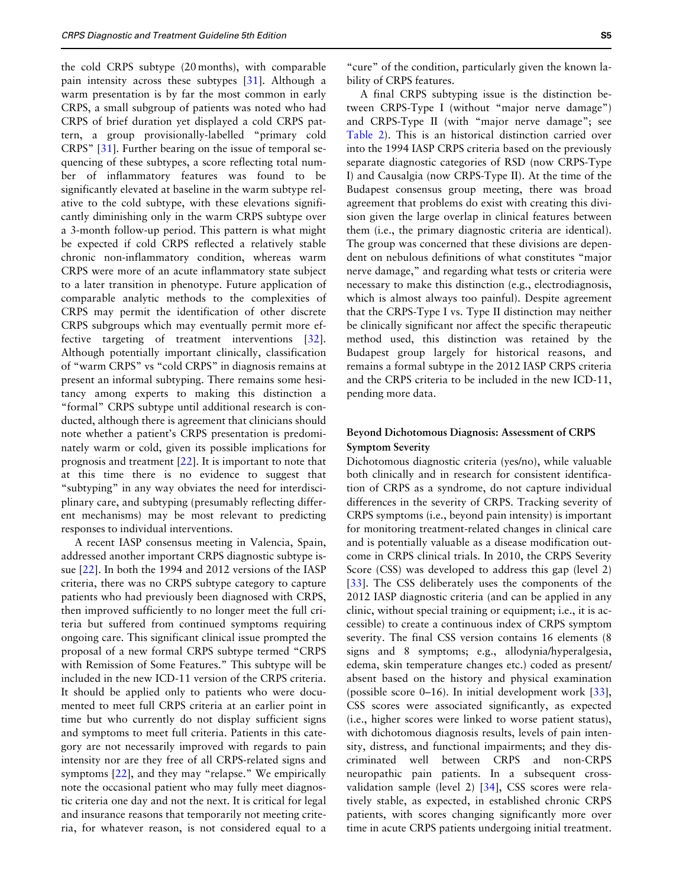the cold CRPS subtype (20 months), with comparable pain intensity across these subtypes [31]. Although a warm presentation is by far the most common in early CRPS, a small subgroup of patients was noted who had CRPS of brief duration yet displayed a cold CRPS pattern, a group provisionally-labelled "primary cold CRPS" [31]. Further bearing on the issue of temporal sequencing of these subtypes, a score reflecting total number of inflammatory features was found to be significantly elevated at baseline in the warm subtype relative to the cold subtype, with these elevations significantly diminishing only in the warm CRPS subtype over a 3-month follow-up period. This pattern is what might be expected if cold CRPS reflected a relatively stable chronic non-inflammatory condition, whereas warm CRPS were more of an acute inflammatory state subject to a later transition in phenotype. Future application of comparable analytic methods to the complexities of CRPS may permit the identification of other discrete CRPS subgroups which may eventually permit more effective targeting of treatment interventions [32]. Although potentially important clinically, classification of "warm CRPS" vs "cold CRPS" in diagnosis remains at present an informal subtyping. There remains some hesitancy among experts to making this distinction a "formal" CRPS subtype until additional research is conducted, although there is agreement that clinicians should note whether a patient's CRPS presentation is predominately warm or cold, given its possible implications for prognosis and treatment [22]. It is important to note that at this time there is no evidence to suggest that "subtyping" in any way obviates the need for interdisciplinary care, and subtyping (presumably reflecting different mechanisms) may be most relevant to predicting responses to individual interventions.

A recent IASP consensus meeting in Valencia, Spain, addressed another important CRPS diagnostic subtype issue [22]. In both the 1994 and 2012 versions of the IASP criteria, there was no CRPS subtype category to capture patients who had previously been diagnosed with CRPS, then improved sufficiently to no longer meet the full criteria but suffered from continued symptoms requiring ongoing care. This significant clinical issue prompted the proposal of a new formal CRPS subtype termed "CRPS with Remission of Some Features." This subtype will be included in the new ICD-11 version of the CRPS criteria. It should be applied only to patients who were documented to meet full CRPS criteria at an earlier point in time but who currently do not display sufficient signs and symptoms to meet full criteria. Patients in this category are not necessarily improved with regards to pain intensity nor are they free of all CRPS-related signs and symptoms [22], and they may "relapse." We empirically note the occasional patient who may fully meet diagnostic criteria one day and not the next. It is critical for legal and insurance reasons that temporarily not meeting criteria, for whatever reason, is not considered equal to a "cure" of the condition, particularly given the known lability of CRPS features.

A final CRPS subtyping issue is the distinction between CRPS-Type I (without "major nerve damage") and CRPS-Type II (with "major nerve damage"; see Table 2). This is an historical distinction carried over into the 1994 IASP CRPS criteria based on the previously separate diagnostic categories of RSD (now CRPS-Type I) and Causalgia (now CRPS-Type II). At the time of the Budapest consensus group meeting, there was broad agreement that problems do exist with creating this division given the large overlap in clinical features between them (i.e., the primary diagnostic criteria are identical). The group was concerned that these divisions are dependent on nebulous definitions of what constitutes "major nerve damage," and regarding what tests or criteria were necessary to make this distinction (e.g., electrodiagnosis, which is almost always too painful). Despite agreement that the CRPS-Type I vs. Type II distinction may neither be clinically significant nor affect the specific therapeutic method used, this distinction was retained by the Budapest group largely for historical reasons, and remains a formal subtype in the 2012 IASP CRPS criteria and the CRPS criteria to be included in the new ICD-11, pending more data.

### Beyond Dichotomous Diagnosis: Assessment of CRPS Symptom Severity

Dichotomous diagnostic criteria (yes/no), while valuable both clinically and in research for consistent identification of CRPS as a syndrome, do not capture individual differences in the severity of CRPS. Tracking severity of CRPS symptoms (i.e., beyond pain intensity) is important for monitoring treatment-related changes in clinical care and is potentially valuable as a disease modification outcome in CRPS clinical trials. In 2010, the CRPS Severity Score (CSS) was developed to address this gap (level 2) [33]. The CSS deliberately uses the components of the 2012 IASP diagnostic criteria (and can be applied in any clinic, without special training or equipment; i.e., it is accessible) to create a continuous index of CRPS symptom severity. The final CSS version contains 16 elements (8 signs and 8 symptoms; e.g., allodynia/hyperalgesia, edema, skin temperature changes etc.) coded as present/absent based on the history and physical examination (possible score 0–16). In initial development work [33], CSS scores were associated significantly, as expected (i.e., higher scores were linked to worse patient status), with dichotomous diagnosis results, levels of pain intensity, distress, and functional impairments; and they discriminated well between CRPS and non-CRPS neuropathic pain patients. In a subsequent cross-validation sample (level 2) [34], CSS scores were relatively stable, as expected, in established chronic CRPS patients, with scores changing significantly more over time in acute CRPS patients undergoing initial treatment.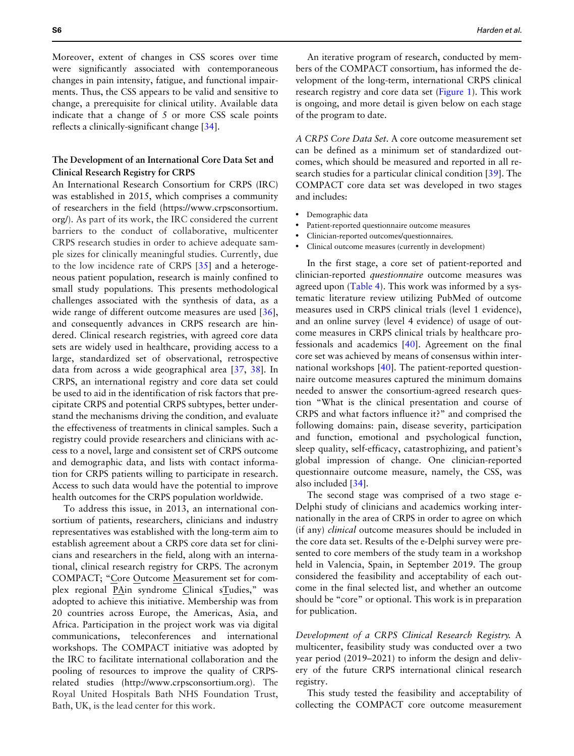Moreover, extent of changes in CSS scores over time were significantly associated with contemporaneous changes in pain intensity, fatigue, and functional impairments. Thus, the CSS appears to be valid and sensitive to change, a prerequisite for clinical utility. Available data indicate that a change of 5 or more CSS scale points reflects a clinically-significant change [34].

### The Development of an International Core Data Set and Clinical Research Registry for CRPS

An International Research Consortium for CRPS (IRC) was established in 2015, which comprises a community of researchers in the field (https://www.crpsconsortium.org/). As part of its work, the IRC considered the current barriers to the conduct of collaborative, multicenter CRPS research studies in order to achieve adequate sample sizes for clinically meaningful studies. Currently, due to the low incidence rate of CRPS [35] and a heterogeneous patient population, research is mainly confined to small study populations. This presents methodological challenges associated with the synthesis of data, as a wide range of different outcome measures are used [36], and consequently advances in CRPS research are hindered. Clinical research registries, with agreed core data sets are widely used in healthcare, providing access to a large, standardized set of observational, retrospective data from across a wide geographical area [37, 38]. In CRPS, an international registry and core data set could be used to aid in the identification of risk factors that precipitate CRPS and potential CRPS subtypes, better understand the mechanisms driving the condition, and evaluate the effectiveness of treatments in clinical samples. Such a registry could provide researchers and clinicians with access to a novel, large and consistent set of CRPS outcome and demographic data, and lists with contact information for CRPS patients willing to participate in research. Access to such data would have the potential to improve health outcomes for the CRPS population worldwide.

To address this issue, in 2013, an international consortium of patients, researchers, clinicians and industry representatives was established with the long-term aim to establish agreement about a CRPS core data set for clinicians and researchers in the field, along with an international, clinical research registry for CRPS. The acronym COMPACT; "Core Outcome Measurement set for complex regional PAin syndrome Clinical sTudies," was adopted to achieve this initiative. Membership was from 20 countries across Europe, the Americas, Asia, and Africa. Participation in the project work was via digital communications, teleconferences and international workshops. The COMPACT initiative was adopted by the IRC to facilitate international collaboration and the pooling of resources to improve the quality of CRPS-related studies (http://www.crpsconsortium.org). The Royal United Hospitals Bath NHS Foundation Trust, Bath, UK, is the lead center for this work.

An iterative program of research, conducted by members of the COMPACT consortium, has informed the development of the long-term, international CRPS clinical research registry and core data set (Figure 1). This work is ongoing, and more detail is given below on each stage of the program to date.

*A CRPS Core Data Set.* A core outcome measurement set can be defined as a minimum set of standardized outcomes, which should be measured and reported in all research studies for a particular clinical condition [39]. The COMPACT core data set was developed in two stages and includes:

- Demographic data
- Patient-reported questionnaire outcome measures
- Clinician-reported outcomes/questionnaires.
- Clinical outcome measures (currently in development)

In the first stage, a core set of patient-reported and clinician-reported *questionnaire* outcome measures was agreed upon (Table 4). This work was informed by a systematic literature review utilizing PubMed of outcome measures used in CRPS clinical trials (level 1 evidence), and an online survey (level 4 evidence) of usage of outcome measures in CRPS clinical trials by healthcare professionals and academics [40]. Agreement on the final core set was achieved by means of consensus within international workshops [40]. The patient-reported questionnaire outcome measures captured the minimum domains needed to answer the consortium-agreed research question "What is the clinical presentation and course of CRPS and what factors influence it?" and comprised the following domains: pain, disease severity, participation and function, emotional and psychological function, sleep quality, self-efficacy, catastrophizing, and patient's global impression of change. One clinician-reported questionnaire outcome measure, namely, the CSS, was also included [34].

The second stage was comprised of a two stage e-Delphi study of clinicians and academics working internationally in the area of CRPS in order to agree on which (if any) *clinical* outcome measures should be included in the core data set. Results of the e-Delphi survey were presented to core members of the study team in a workshop held in Valencia, Spain, in September 2019. The group considered the feasibility and acceptability of each outcome in the final selected list, and whether an outcome should be "core" or optional. This work is in preparation for publication.

*Development of a CRPS Clinical Research Registry.* A multicenter, feasibility study was conducted over a two year period (2019–2021) to inform the design and delivery of the future CRPS international clinical research registry.

This study tested the feasibility and acceptability of collecting the COMPACT core outcome measurement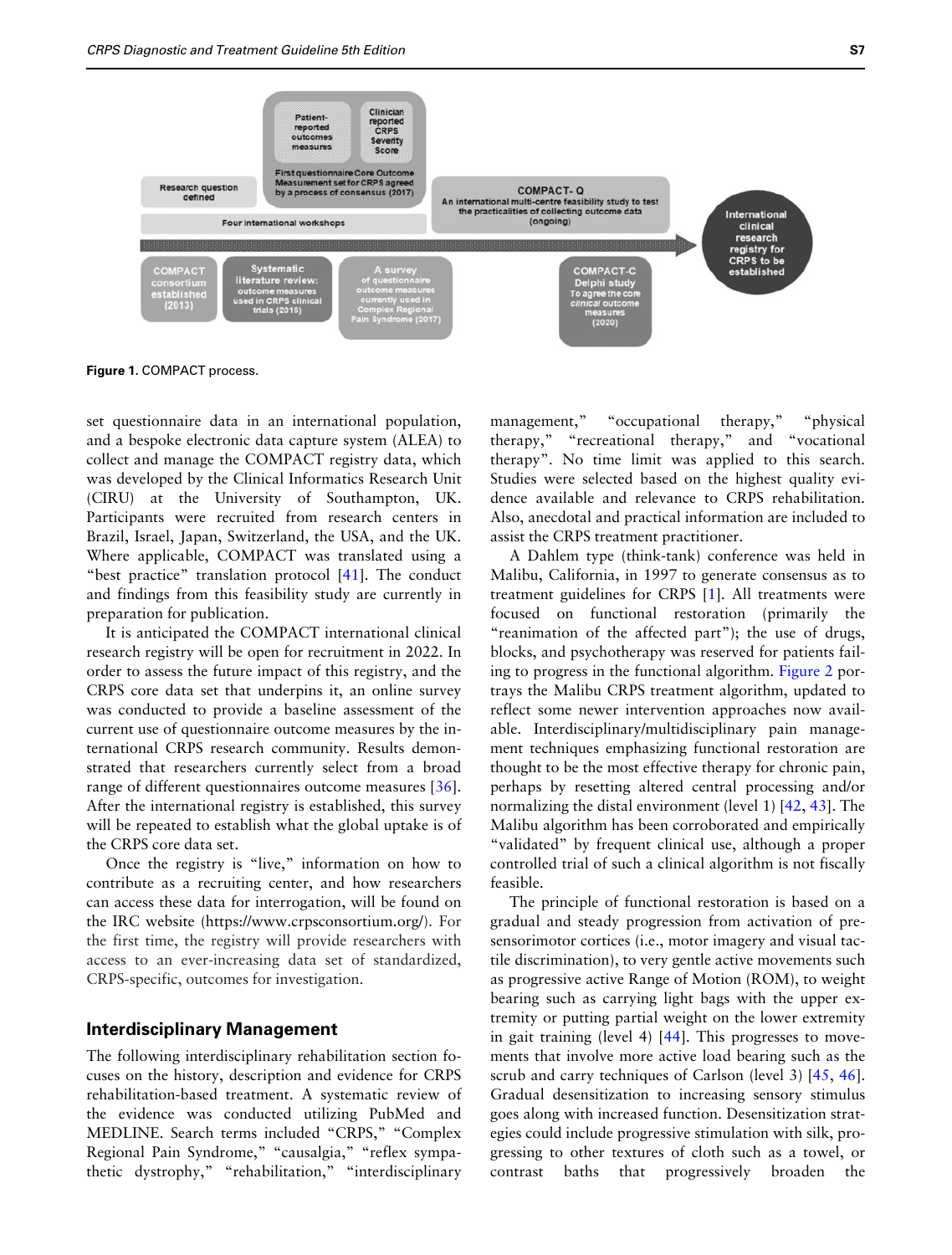**Figure 1.** COMPACT process.

set questionnaire data in an international population, and a bespoke electronic data capture system (ALEA) to collect and manage the COMPACT registry data, which was developed by the Clinical Informatics Research Unit (CIRU) at the University of Southampton, UK. Participants were recruited from research centers in Brazil, Israel, Japan, Switzerland, the USA, and the UK. Where applicable, COMPACT was translated using a "best practice" translation protocol [41]. The conduct and findings from this feasibility study are currently in preparation for publication.

It is anticipated the COMPACT international clinical research registry will be open for recruitment in 2022. In order to assess the future impact of this registry, and the CRPS core data set that underpins it, an online survey was conducted to provide a baseline assessment of the current use of questionnaire outcome measures by the international CRPS research community. Results demonstrated that researchers currently select from a broad range of different questionnaires outcome measures [36]. After the international registry is established, this survey will be repeated to establish what the global uptake is of the CRPS core data set.

Once the registry is "live," information on how to contribute as a recruiting center, and how researchers can access these data for interrogation, will be found on the IRC website (https://www.crpsconsortium.org/). For the first time, the registry will provide researchers with access to an ever-increasing data set of standardized, CRPS-specific, outcomes for investigation.

## Interdisciplinary Management

The following interdisciplinary rehabilitation section focuses on the history, description and evidence for CRPS rehabilitation-based treatment. A systematic review of the evidence was conducted utilizing PubMed and MEDLINE. Search terms included "CRPS," "Complex Regional Pain Syndrome," "causalgia," "reflex sympathetic dystrophy," "rehabilitation," "interdisciplinary management," "occupational therapy," "physical therapy," "recreational therapy," and "vocational therapy". No time limit was applied to this search. Studies were selected based on the highest quality evidence available and relevance to CRPS rehabilitation. Also, anecdotal and practical information are included to assist the CRPS treatment practitioner.

A Dahlem type (think-tank) conference was held in Malibu, California, in 1997 to generate consensus as to treatment guidelines for CRPS [1]. All treatments were focused on functional restoration (primarily the "reanimation of the affected part"); the use of drugs, blocks, and psychotherapy was reserved for patients failing to progress in the functional algorithm. Figure 2 portrays the Malibu CRPS treatment algorithm, updated to reflect some newer intervention approaches now available. Interdisciplinary/multidisciplinary pain management techniques emphasizing functional restoration are thought to be the most effective therapy for chronic pain, perhaps by resetting altered central processing and/or normalizing the distal environment (level 1) [42, 43]. The Malibu algorithm has been corroborated and empirically "validated" by frequent clinical use, although a proper controlled trial of such a clinical algorithm is not fiscally feasible.

The principle of functional restoration is based on a gradual and steady progression from activation of presensorimotor cortices (i.e., motor imagery and visual tactile discrimination), to very gentle active movements such as progressive active Range of Motion (ROM), to weight bearing such as carrying light bags with the upper extremity or putting partial weight on the lower extremity in gait training (level 4) [44]. This progresses to movements that involve more active load bearing such as the scrub and carry techniques of Carlson (level 3) [45, 46]. Gradual desensitization to increasing sensory stimulus goes along with increased function. Desensitization strategies could include progressive stimulation with silk, progressing to other textures of cloth such as a towel, or contrast baths that progressively broaden the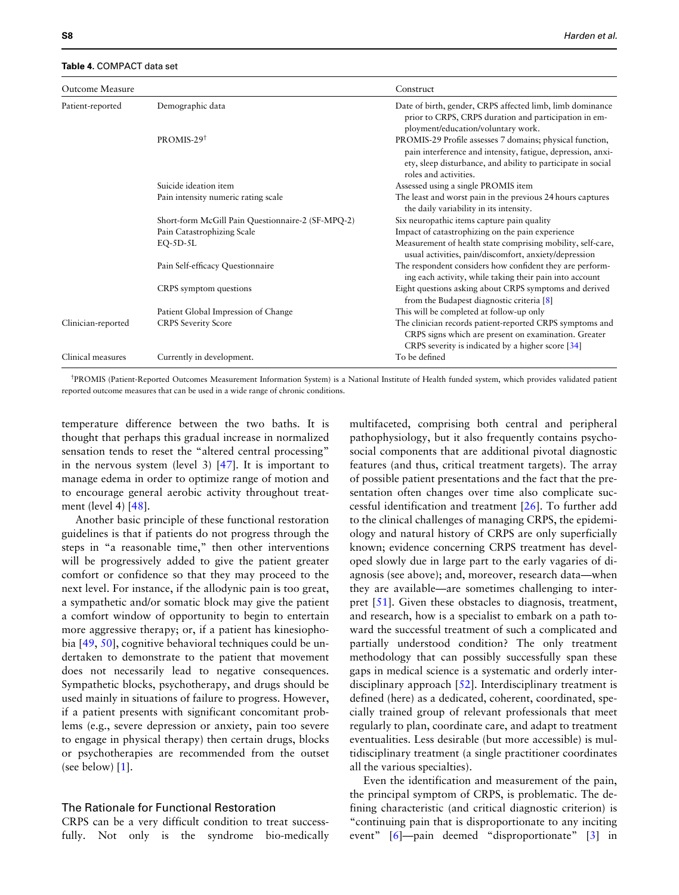**Table 4.** COMPACT data set

| Outcome Measure | | Construct |
|---|---|---|
| Patient-reported | Demographic data | Date of birth, gender, CRPS affected limb, limb dominance prior to CRPS, CRPS duration and participation in employment/education/voluntary work. |
| | PROMIS-29[†] | PROMIS-29 Profile assesses 7 domains; physical function, pain interference and intensity, fatigue, depression, anxiety, sleep disturbance, and ability to participate in social roles and activities. |
| | Suicide ideation item | Assessed using a single PROMIS item |
| | Pain intensity numeric rating scale | The least and worst pain in the previous 24 hours captures the daily variability in its intensity. |
| | Short-form McGill Pain Questionnaire-2 (SF-MPQ-2) | Six neuropathic items capture pain quality |
| | Pain Catastrophizing Scale | Impact of catastrophizing on the pain experience |
| | EQ-5D-5L | Measurement of health state comprising mobility, self-care, usual activities, pain/discomfort, anxiety/depression |
| | Pain Self-efficacy Questionnaire | The respondent considers how confident they are performing each activity, while taking their pain into account |
| | CRPS symptom questions | Eight questions asking about CRPS symptoms and derived from the Budapest diagnostic criteria [8] |
| | Patient Global Impression of Change | This will be completed at follow-up only |
| Clinician-reported | CRPS Severity Score | The clinician records patient-reported CRPS symptoms and CRPS signs which are present on examination. Greater CRPS severity is indicated by a higher score [34] |
| Clinical measures | Currently in development. | To be defined |

[†]PROMIS (Patient-Reported Outcomes Measurement Information System) is a National Institute of Health funded system, which provides validated patient reported outcome measures that can be used in a wide range of chronic conditions.

temperature difference between the two baths. It is thought that perhaps this gradual increase in normalized sensation tends to reset the "altered central processing" in the nervous system (level 3) [47]. It is important to manage edema in order to optimize range of motion and to encourage general aerobic activity throughout treatment (level 4) [48].

Another basic principle of these functional restoration guidelines is that if patients do not progress through the steps in "a reasonable time," then other interventions will be progressively added to give the patient greater comfort or confidence so that they may proceed to the next level. For instance, if the allodynic pain is too great, a sympathetic and/or somatic block may give the patient a comfort window of opportunity to begin to entertain more aggressive therapy; or, if a patient has kinesiophobia [49, 50], cognitive behavioral techniques could be undertaken to demonstrate to the patient that movement does not necessarily lead to negative consequences. Sympathetic blocks, psychotherapy, and drugs should be used mainly in situations of failure to progress. However, if a patient presents with significant concomitant problems (e.g., severe depression or anxiety, pain too severe to engage in physical therapy) then certain drugs, blocks or psychotherapies are recommended from the outset (see below) [1].

## The Rationale for Functional Restoration

CRPS can be a very difficult condition to treat successfully. Not only is the syndrome bio-medically multifaceted, comprising both central and peripheral pathophysiology, but it also frequently contains psychosocial components that are additional pivotal diagnostic features (and thus, critical treatment targets). The array of possible patient presentations and the fact that the presentation often changes over time also complicate successful identification and treatment [26]. To further add to the clinical challenges of managing CRPS, the epidemiology and natural history of CRPS are only superficially known; evidence concerning CRPS treatment has developed slowly due in large part to the early vagaries of diagnosis (see above); and, moreover, research data—when they are available—are sometimes challenging to interpret [51]. Given these obstacles to diagnosis, treatment, and research, how is a specialist to embark on a path toward the successful treatment of such a complicated and partially understood condition? The only treatment methodology that can possibly successfully span these gaps in medical science is a systematic and orderly interdisciplinary approach [52]. Interdisciplinary treatment is defined (here) as a dedicated, coherent, coordinated, specially trained group of relevant professionals that meet regularly to plan, coordinate care, and adapt to treatment eventualities. Less desirable (but more accessible) is multidisciplinary treatment (a single practitioner coordinates all the various specialties).

Even the identification and measurement of the pain, the principal symptom of CRPS, is problematic. The defining characteristic (and critical diagnostic criterion) is "continuing pain that is disproportionate to any inciting event" [6]—pain deemed "disproportionate" [3] in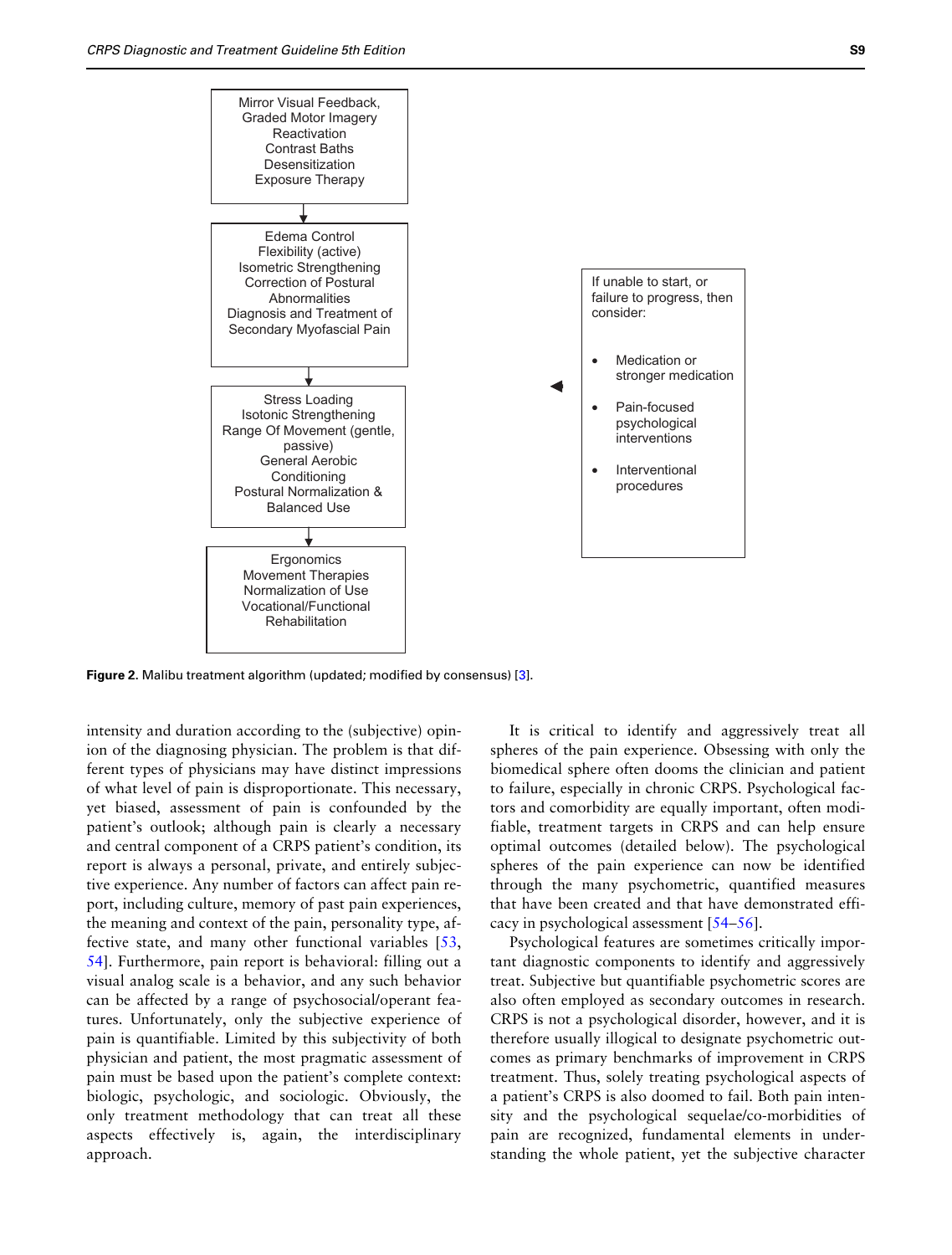Mirror Visual Feedback,
Graded Motor Imagery
Reactivation
Contrast Baths
Desensitization
Exposure Therapy

↓

Edema Control
Flexibility (active)
Isometric Strengthening
Correction of Postural Abnormalities
Diagnosis and Treatment of Secondary Myofascial Pain

↓

Stress Loading
Isotonic Strengthening
Range Of Movement (gentle, passive)
General Aerobic Conditioning
Postural Normalization & Balanced Use

↓

Ergonomics
Movement Therapies
Normalization of Use
Vocational/Functional Rehabilitation

If unable to start, or failure to progress, then consider:

- Medication or stronger medication
- Pain-focused psychological interventions
- Interventional procedures

**Figure 2.** Malibu treatment algorithm (updated; modified by consensus) [3].

intensity and duration according to the (subjective) opinion of the diagnosing physician. The problem is that different types of physicians may have distinct impressions of what level of pain is disproportionate. This necessary, yet biased, assessment of pain is confounded by the patient's outlook; although pain is clearly a necessary and central component of a CRPS patient's condition, its report is always a personal, private, and entirely subjective experience. Any number of factors can affect pain report, including culture, memory of past pain experiences, the meaning and context of the pain, personality type, affective state, and many other functional variables [53, 54]. Furthermore, pain report is behavioral: filling out a visual analog scale is a behavior, and any such behavior can be affected by a range of psychosocial/operant features. Unfortunately, only the subjective experience of pain is quantifiable. Limited by this subjectivity of both physician and patient, the most pragmatic assessment of pain must be based upon the patient's complete context: biologic, psychologic, and sociologic. Obviously, the only treatment methodology that can treat all these aspects effectively is, again, the interdisciplinary approach.

It is critical to identify and aggressively treat all spheres of the pain experience. Obsessing with only the biomedical sphere often dooms the clinician and patient to failure, especially in chronic CRPS. Psychological factors and comorbidity are equally important, often modifiable, treatment targets in CRPS and can help ensure optimal outcomes (detailed below). The psychological spheres of the pain experience can now be identified through the many psychometric, quantified measures that have been created and that have demonstrated efficacy in psychological assessment [54–56].

Psychological features are sometimes critically important diagnostic components to identify and aggressively treat. Subjective but quantifiable psychometric scores are also often employed as secondary outcomes in research. CRPS is not a psychological disorder, however, and it is therefore usually illogical to designate psychometric outcomes as primary benchmarks of improvement in CRPS treatment. Thus, solely treating psychological aspects of a patient's CRPS is also doomed to fail. Both pain intensity and the psychological sequelae/co-morbidities of pain are recognized, fundamental elements in understanding the whole patient, yet the subjective character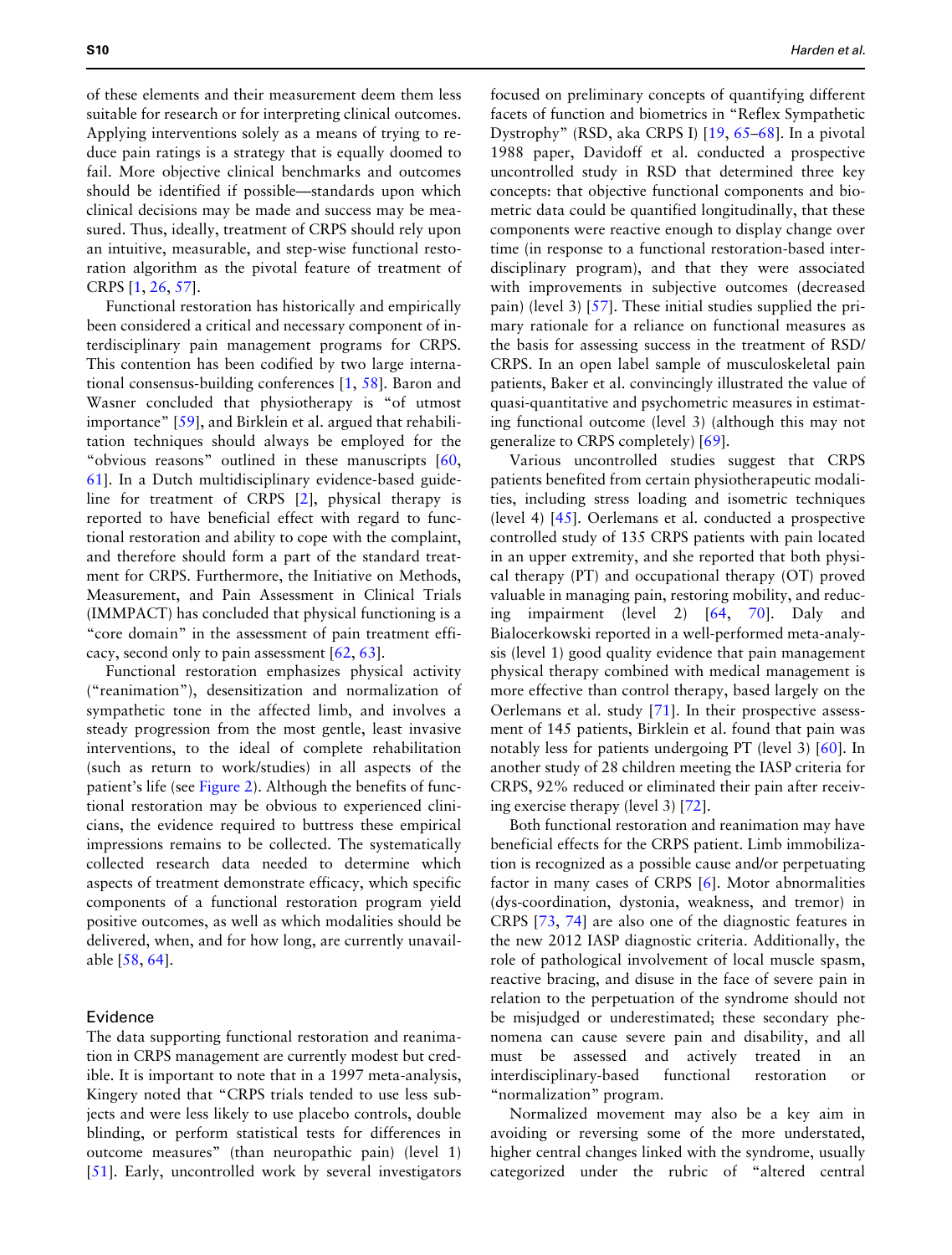of these elements and their measurement deem them less suitable for research or for interpreting clinical outcomes. Applying interventions solely as a means of trying to reduce pain ratings is a strategy that is equally doomed to fail. More objective clinical benchmarks and outcomes should be identified if possible—standards upon which clinical decisions may be made and success may be measured. Thus, ideally, treatment of CRPS should rely upon an intuitive, measurable, and step-wise functional restoration algorithm as the pivotal feature of treatment of CRPS [1, 26, 57].

Functional restoration has historically and empirically been considered a critical and necessary component of interdisciplinary pain management programs for CRPS. This contention has been codified by two large international consensus-building conferences [1, 58]. Baron and Wasner concluded that physiotherapy is "of utmost importance" [59], and Birklein et al. argued that rehabilitation techniques should always be employed for the "obvious reasons" outlined in these manuscripts [60, 61]. In a Dutch multidisciplinary evidence-based guideline for treatment of CRPS [2], physical therapy is reported to have beneficial effect with regard to functional restoration and ability to cope with the complaint, and therefore should form a part of the standard treatment for CRPS. Furthermore, the Initiative on Methods, Measurement, and Pain Assessment in Clinical Trials (IMMPACT) has concluded that physical functioning is a "core domain" in the assessment of pain treatment efficacy, second only to pain assessment [62, 63].

Functional restoration emphasizes physical activity ("reanimation"), desensitization and normalization of sympathetic tone in the affected limb, and involves a steady progression from the most gentle, least invasive interventions, to the ideal of complete rehabilitation (such as return to work/studies) in all aspects of the patient's life (see Figure 2). Although the benefits of functional restoration may be obvious to experienced clinicians, the evidence required to buttress these empirical impressions remains to be collected. The systematically collected research data needed to determine which aspects of treatment demonstrate efficacy, which specific components of a functional restoration program yield positive outcomes, as well as which modalities should be delivered, when, and for how long, are currently unavailable [58, 64].

## Evidence

The data supporting functional restoration and reanimation in CRPS management are currently modest but credible. It is important to note that in a 1997 meta-analysis, Kingery noted that "CRPS trials tended to use less subjects and were less likely to use placebo controls, double blinding, or perform statistical tests for differences in outcome measures" (than neuropathic pain) (level 1) [51]. Early, uncontrolled work by several investigators focused on preliminary concepts of quantifying different facets of function and biometrics in "Reflex Sympathetic Dystrophy" (RSD, aka CRPS I) [19, 65–68]. In a pivotal 1988 paper, Davidoff et al. conducted a prospective uncontrolled study in RSD that determined three key concepts: that objective functional components and biometric data could be quantified longitudinally, that these components were reactive enough to display change over time (in response to a functional restoration-based interdisciplinary program), and that they were associated with improvements in subjective outcomes (decreased pain) (level 3) [57]. These initial studies supplied the primary rationale for a reliance on functional measures as the basis for assessing success in the treatment of RSD/CRPS. In an open label sample of musculoskeletal pain patients, Baker et al. convincingly illustrated the value of quasi-quantitative and psychometric measures in estimating functional outcome (level 3) (although this may not generalize to CRPS completely) [69].

Various uncontrolled studies suggest that CRPS patients benefited from certain physiotherapeutic modalities, including stress loading and isometric techniques (level 4) [45]. Oerlemans et al. conducted a prospective controlled study of 135 CRPS patients with pain located in an upper extremity, and she reported that both physical therapy (PT) and occupational therapy (OT) proved valuable in managing pain, restoring mobility, and reducing impairment (level 2) [64, 70]. Daly and Bialocerkowski reported in a well-performed meta-analysis (level 1) good quality evidence that pain management physical therapy combined with medical management is more effective than control therapy, based largely on the Oerlemans et al. study [71]. In their prospective assessment of 145 patients, Birklein et al. found that pain was notably less for patients undergoing PT (level 3) [60]. In another study of 28 children meeting the IASP criteria for CRPS, 92% reduced or eliminated their pain after receiving exercise therapy (level 3) [72].

Both functional restoration and reanimation may have beneficial effects for the CRPS patient. Limb immobilization is recognized as a possible cause and/or perpetuating factor in many cases of CRPS [6]. Motor abnormalities (dys-coordination, dystonia, weakness, and tremor) in CRPS [73, 74] are also one of the diagnostic features in the new 2012 IASP diagnostic criteria. Additionally, the role of pathological involvement of local muscle spasm, reactive bracing, and disuse in the face of severe pain in relation to the perpetuation of the syndrome should not be misjudged or underestimated; these secondary phenomena can cause severe pain and disability, and all must be assessed and actively treated in an interdisciplinary-based functional restoration or "normalization" program.

Normalized movement may also be a key aim in avoiding or reversing some of the more understated, higher central changes linked with the syndrome, usually categorized under the rubric of "altered central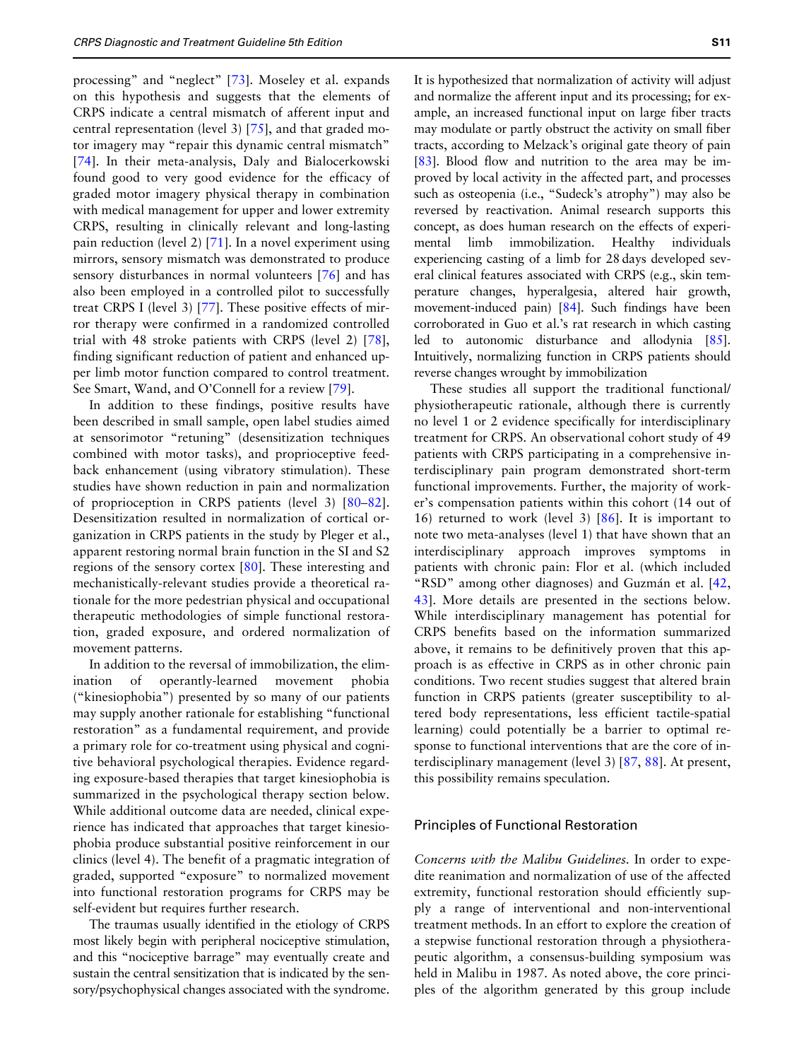processing" and "neglect" [73]. Moseley et al. expands on this hypothesis and suggests that the elements of CRPS indicate a central mismatch of afferent input and central representation (level 3) [75], and that graded motor imagery may "repair this dynamic central mismatch" [74]. In their meta-analysis, Daly and Bialocerkowski found good to very good evidence for the efficacy of graded motor imagery physical therapy in combination with medical management for upper and lower extremity CRPS, resulting in clinically relevant and long-lasting pain reduction (level 2) [71]. In a novel experiment using mirrors, sensory mismatch was demonstrated to produce sensory disturbances in normal volunteers [76] and has also been employed in a controlled pilot to successfully treat CRPS I (level 3) [77]. These positive effects of mirror therapy were confirmed in a randomized controlled trial with 48 stroke patients with CRPS (level 2) [78], finding significant reduction of patient and enhanced upper limb motor function compared to control treatment. See Smart, Wand, and O'Connell for a review [79].

In addition to these findings, positive results have been described in small sample, open label studies aimed at sensorimotor "retuning" (desensitization techniques combined with motor tasks), and proprioceptive feedback enhancement (using vibratory stimulation). These studies have shown reduction in pain and normalization of proprioception in CRPS patients (level 3) [80–82]. Desensitization resulted in normalization of cortical organization in CRPS patients in the study by Pleger et al., apparent restoring normal brain function in the SI and S2 regions of the sensory cortex [80]. These interesting and mechanistically-relevant studies provide a theoretical rationale for the more pedestrian physical and occupational therapeutic methodologies of simple functional restoration, graded exposure, and ordered normalization of movement patterns.

In addition to the reversal of immobilization, the elimination of operantly-learned movement phobia ("kinesiophobia") presented by so many of our patients may supply another rationale for establishing "functional restoration" as a fundamental requirement, and provide a primary role for co-treatment using physical and cognitive behavioral psychological therapies. Evidence regarding exposure-based therapies that target kinesiophobia is summarized in the psychological therapy section below. While additional outcome data are needed, clinical experience has indicated that approaches that target kinesiophobia produce substantial positive reinforcement in our clinics (level 4). The benefit of a pragmatic integration of graded, supported "exposure" to normalized movement into functional restoration programs for CRPS may be self-evident but requires further research.

The traumas usually identified in the etiology of CRPS most likely begin with peripheral nociceptive stimulation, and this "nociceptive barrage" may eventually create and sustain the central sensitization that is indicated by the sensory/psychophysical changes associated with the syndrome. It is hypothesized that normalization of activity will adjust and normalize the afferent input and its processing; for example, an increased functional input on large fiber tracts may modulate or partly obstruct the activity on small fiber tracts, according to Melzack's original gate theory of pain [83]. Blood flow and nutrition to the area may be improved by local activity in the affected part, and processes such as osteopenia (i.e., "Sudeck's atrophy") may also be reversed by reactivation. Animal research supports this concept, as does human research on the effects of experimental limb immobilization. Healthy individuals experiencing casting of a limb for 28 days developed several clinical features associated with CRPS (e.g., skin temperature changes, hyperalgesia, altered hair growth, movement-induced pain) [84]. Such findings have been corroborated in Guo et al.'s rat research in which casting led to autonomic disturbance and allodynia [85]. Intuitively, normalizing function in CRPS patients should reverse changes wrought by immobilization

These studies all support the traditional functional/physiotherapeutic rationale, although there is currently no level 1 or 2 evidence specifically for interdisciplinary treatment for CRPS. An observational cohort study of 49 patients with CRPS participating in a comprehensive interdisciplinary pain program demonstrated short-term functional improvements. Further, the majority of worker's compensation patients within this cohort (14 out of 16) returned to work (level 3) [86]. It is important to note two meta-analyses (level 1) that have shown that an interdisciplinary approach improves symptoms in patients with chronic pain: Flor et al. (which included "RSD" among other diagnoses) and Guzmán et al. [42, 43]. More details are presented in the sections below. While interdisciplinary management has potential for CRPS benefits based on the information summarized above, it remains to be definitively proven that this approach is as effective in CRPS as in other chronic pain conditions. Two recent studies suggest that altered brain function in CRPS patients (greater susceptibility to altered body representations, less efficient tactile-spatial learning) could potentially be a barrier to optimal response to functional interventions that are the core of interdisciplinary management (level 3) [87, 88]. At present, this possibility remains speculation.

## Principles of Functional Restoration

*Concerns with the Malibu Guidelines.* In order to expedite reanimation and normalization of use of the affected extremity, functional restoration should efficiently supply a range of interventional and non-interventional treatment methods. In an effort to explore the creation of a stepwise functional restoration through a physiotherapeutic algorithm, a consensus-building symposium was held in Malibu in 1987. As noted above, the core principles of the algorithm generated by this group include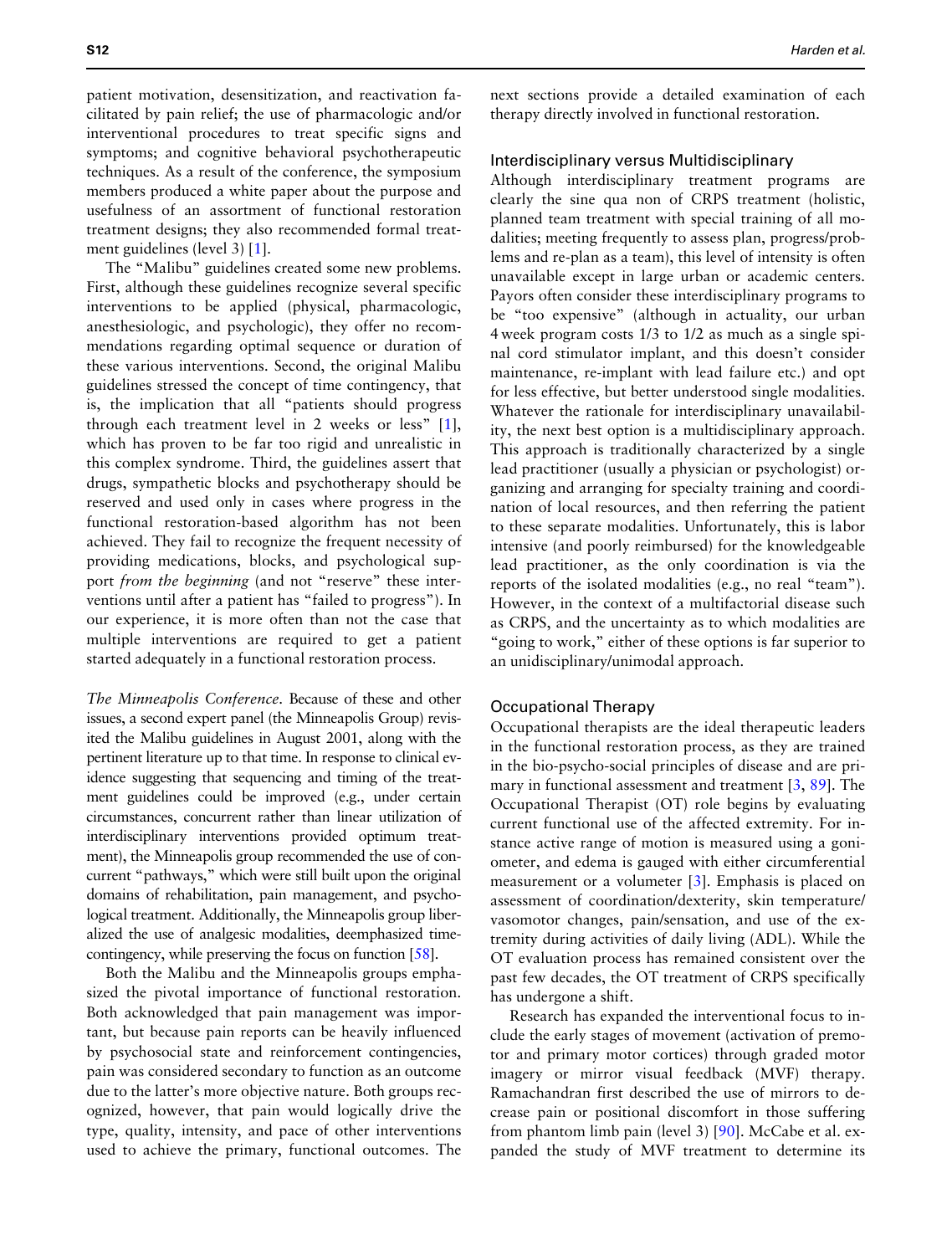patient motivation, desensitization, and reactivation facilitated by pain relief; the use of pharmacologic and/or interventional procedures to treat specific signs and symptoms; and cognitive behavioral psychotherapeutic techniques. As a result of the conference, the symposium members produced a white paper about the purpose and usefulness of an assortment of functional restoration treatment designs; they also recommended formal treatment guidelines (level 3) [1].

The "Malibu" guidelines created some new problems. First, although these guidelines recognize several specific interventions to be applied (physical, pharmacologic, anesthesiologic, and psychologic), they offer no recommendations regarding optimal sequence or duration of these various interventions. Second, the original Malibu guidelines stressed the concept of time contingency, that is, the implication that all "patients should progress through each treatment level in 2 weeks or less" [1], which has proven to be far too rigid and unrealistic in this complex syndrome. Third, the guidelines assert that drugs, sympathetic blocks and psychotherapy should be reserved and used only in cases where progress in the functional restoration-based algorithm has not been achieved. They fail to recognize the frequent necessity of providing medications, blocks, and psychological support *from the beginning* (and not "reserve" these interventions until after a patient has "failed to progress"). In our experience, it is more often than not the case that multiple interventions are required to get a patient started adequately in a functional restoration process.

*The Minneapolis Conference*. Because of these and other issues, a second expert panel (the Minneapolis Group) revisited the Malibu guidelines in August 2001, along with the pertinent literature up to that time. In response to clinical evidence suggesting that sequencing and timing of the treatment guidelines could be improved (e.g., under certain circumstances, concurrent rather than linear utilization of interdisciplinary interventions provided optimum treatment), the Minneapolis group recommended the use of concurrent "pathways," which were still built upon the original domains of rehabilitation, pain management, and psychological treatment. Additionally, the Minneapolis group liberalized the use of analgesic modalities, deemphasized time-contingency, while preserving the focus on function [58].

Both the Malibu and the Minneapolis groups emphasized the pivotal importance of functional restoration. Both acknowledged that pain management was important, but because pain reports can be heavily influenced by psychosocial state and reinforcement contingencies, pain was considered secondary to function as an outcome due to the latter's more objective nature. Both groups recognized, however, that pain would logically drive the type, quality, intensity, and pace of other interventions used to achieve the primary, functional outcomes. The next sections provide a detailed examination of each therapy directly involved in functional restoration.

### Interdisciplinary versus Multidisciplinary

Although interdisciplinary treatment programs are clearly the sine qua non of CRPS treatment (holistic, planned team treatment with special training of all modalities; meeting frequently to assess plan, progress/problems and re-plan as a team), this level of intensity is often unavailable except in large urban or academic centers. Payors often consider these interdisciplinary programs to be "too expensive" (although in actuality, our urban 4 week program costs 1/3 to 1/2 as much as a single spinal cord stimulator implant, and this doesn't consider maintenance, re-implant with lead failure etc.) and opt for less effective, but better understood single modalities. Whatever the rationale for interdisciplinary unavailability, the next best option is a multidisciplinary approach. This approach is traditionally characterized by a single lead practitioner (usually a physician or psychologist) organizing and arranging for specialty training and coordination of local resources, and then referring the patient to these separate modalities. Unfortunately, this is labor intensive (and poorly reimbursed) for the knowledgeable lead practitioner, as the only coordination is via the reports of the isolated modalities (e.g., no real "team"). However, in the context of a multifactorial disease such as CRPS, and the uncertainty as to which modalities are "going to work," either of these options is far superior to an unidisciplinary/unimodal approach.

### Occupational Therapy

Occupational therapists are the ideal therapeutic leaders in the functional restoration process, as they are trained in the bio-psycho-social principles of disease and are primary in functional assessment and treatment [3, 89]. The Occupational Therapist (OT) role begins by evaluating current functional use of the affected extremity. For instance active range of motion is measured using a goniometer, and edema is gauged with either circumferential measurement or a volumeter [3]. Emphasis is placed on assessment of coordination/dexterity, skin temperature/vasomotor changes, pain/sensation, and use of the extremity during activities of daily living (ADL). While the OT evaluation process has remained consistent over the past few decades, the OT treatment of CRPS specifically has undergone a shift.

Research has expanded the interventional focus to include the early stages of movement (activation of premotor and primary motor cortices) through graded motor imagery or mirror visual feedback (MVF) therapy. Ramachandran first described the use of mirrors to decrease pain or positional discomfort in those suffering from phantom limb pain (level 3) [90]. McCabe et al. expanded the study of MVF treatment to determine its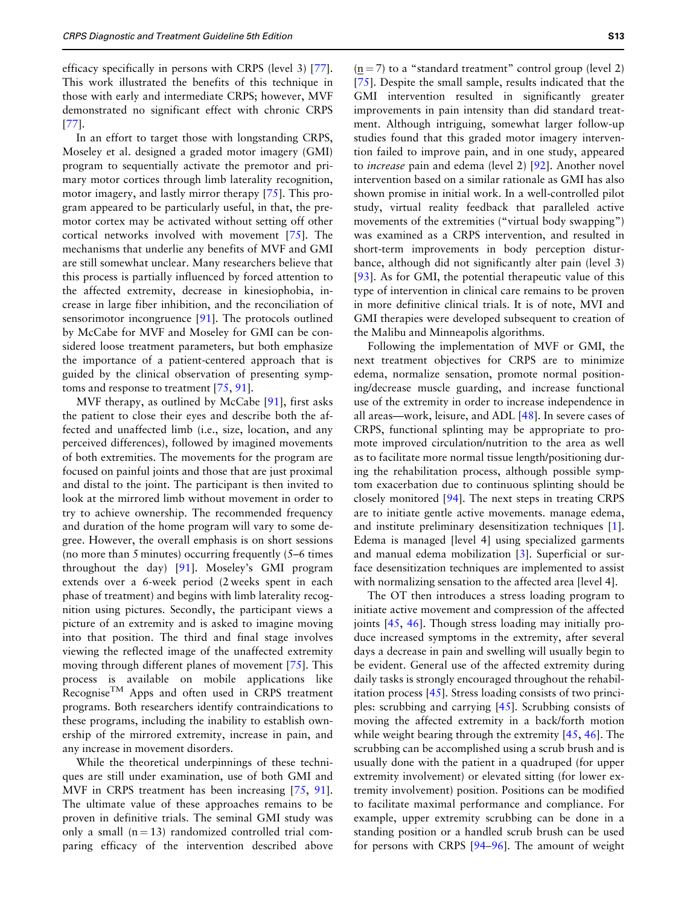efficacy specifically in persons with CRPS (level 3) [77]. This work illustrated the benefits of this technique in those with early and intermediate CRPS; however, MVF demonstrated no significant effect with chronic CRPS [77].

In an effort to target those with longstanding CRPS, Moseley et al. designed a graded motor imagery (GMI) program to sequentially activate the premotor and primary motor cortices through limb laterality recognition, motor imagery, and lastly mirror therapy [75]. This program appeared to be particularly useful, in that, the premotor cortex may be activated without setting off other cortical networks involved with movement [75]. The mechanisms that underlie any benefits of MVF and GMI are still somewhat unclear. Many researchers believe that this process is partially influenced by forced attention to the affected extremity, decrease in kinesiophobia, increase in large fiber inhibition, and the reconciliation of sensorimotor incongruence [91]. The protocols outlined by McCabe for MVF and Moseley for GMI can be considered loose treatment parameters, but both emphasize the importance of a patient-centered approach that is guided by the clinical observation of presenting symptoms and response to treatment [75, 91].

MVF therapy, as outlined by McCabe [91], first asks the patient to close their eyes and describe both the affected and unaffected limb (i.e., size, location, and any perceived differences), followed by imagined movements of both extremities. The movements for the program are focused on painful joints and those that are just proximal and distal to the joint. The participant is then invited to look at the mirrored limb without movement in order to try to achieve ownership. The recommended frequency and duration of the home program will vary to some degree. However, the overall emphasis is on short sessions (no more than 5 minutes) occurring frequently (5–6 times throughout the day) [91]. Moseley's GMI program extends over a 6-week period (2 weeks spent in each phase of treatment) and begins with limb laterality recognition using pictures. Secondly, the participant views a picture of an extremity and is asked to imagine moving into that position. The third and final stage involves viewing the reflected image of the unaffected extremity moving through different planes of movement [75]. This process is available on mobile applications like Recognise™ Apps and often used in CRPS treatment programs. Both researchers identify contraindications to these programs, including the inability to establish ownership of the mirrored extremity, increase in pain, and any increase in movement disorders.

While the theoretical underpinnings of these techniques are still under examination, use of both GMI and MVF in CRPS treatment has been increasing [75, 91]. The ultimate value of these approaches remains to be proven in definitive trials. The seminal GMI study was only a small ($n = 13$) randomized controlled trial comparing efficacy of the intervention described above ($n = 7$) to a "standard treatment" control group (level 2) [75]. Despite the small sample, results indicated that the GMI intervention resulted in significantly greater improvements in pain intensity than did standard treatment. Although intriguing, somewhat larger follow-up studies found that this graded motor imagery intervention failed to improve pain, and in one study, appeared to *increase* pain and edema (level 2) [92]. Another novel intervention based on a similar rationale as GMI has also shown promise in initial work. In a well-controlled pilot study, virtual reality feedback that paralleled active movements of the extremities ("virtual body swapping") was examined as a CRPS intervention, and resulted in short-term improvements in body perception disturbance, although did not significantly alter pain (level 3) [93]. As for GMI, the potential therapeutic value of this type of intervention in clinical care remains to be proven in more definitive clinical trials. It is of note, MVI and GMI therapies were developed subsequent to creation of the Malibu and Minneapolis algorithms.

Following the implementation of MVF or GMI, the next treatment objectives for CRPS are to minimize edema, normalize sensation, promote normal positioning/decrease muscle guarding, and increase functional use of the extremity in order to increase independence in all areas—work, leisure, and ADL [48]. In severe cases of CRPS, functional splinting may be appropriate to promote improved circulation/nutrition to the area as well as to facilitate more normal tissue length/positioning during the rehabilitation process, although possible symptom exacerbation due to continuous splinting should be closely monitored [94]. The next steps in treating CRPS are to initiate gentle active movements. manage edema, and institute preliminary desensitization techniques [1]. Edema is managed [level 4] using specialized garments and manual edema mobilization [3]. Superficial or surface desensitization techniques are implemented to assist with normalizing sensation to the affected area [level 4].

The OT then introduces a stress loading program to initiate active movement and compression of the affected joints [45, 46]. Though stress loading may initially produce increased symptoms in the extremity, after several days a decrease in pain and swelling will usually begin to be evident. General use of the affected extremity during daily tasks is strongly encouraged throughout the rehabilitation process [45]. Stress loading consists of two principles: scrubbing and carrying [45]. Scrubbing consists of moving the affected extremity in a back/forth motion while weight bearing through the extremity [45, 46]. The scrubbing can be accomplished using a scrub brush and is usually done with the patient in a quadruped (for upper extremity involvement) or elevated sitting (for lower extremity involvement) position. Positions can be modified to facilitate maximal performance and compliance. For example, upper extremity scrubbing can be done in a standing position or a handled scrub brush can be used for persons with CRPS [94–96]. The amount of weight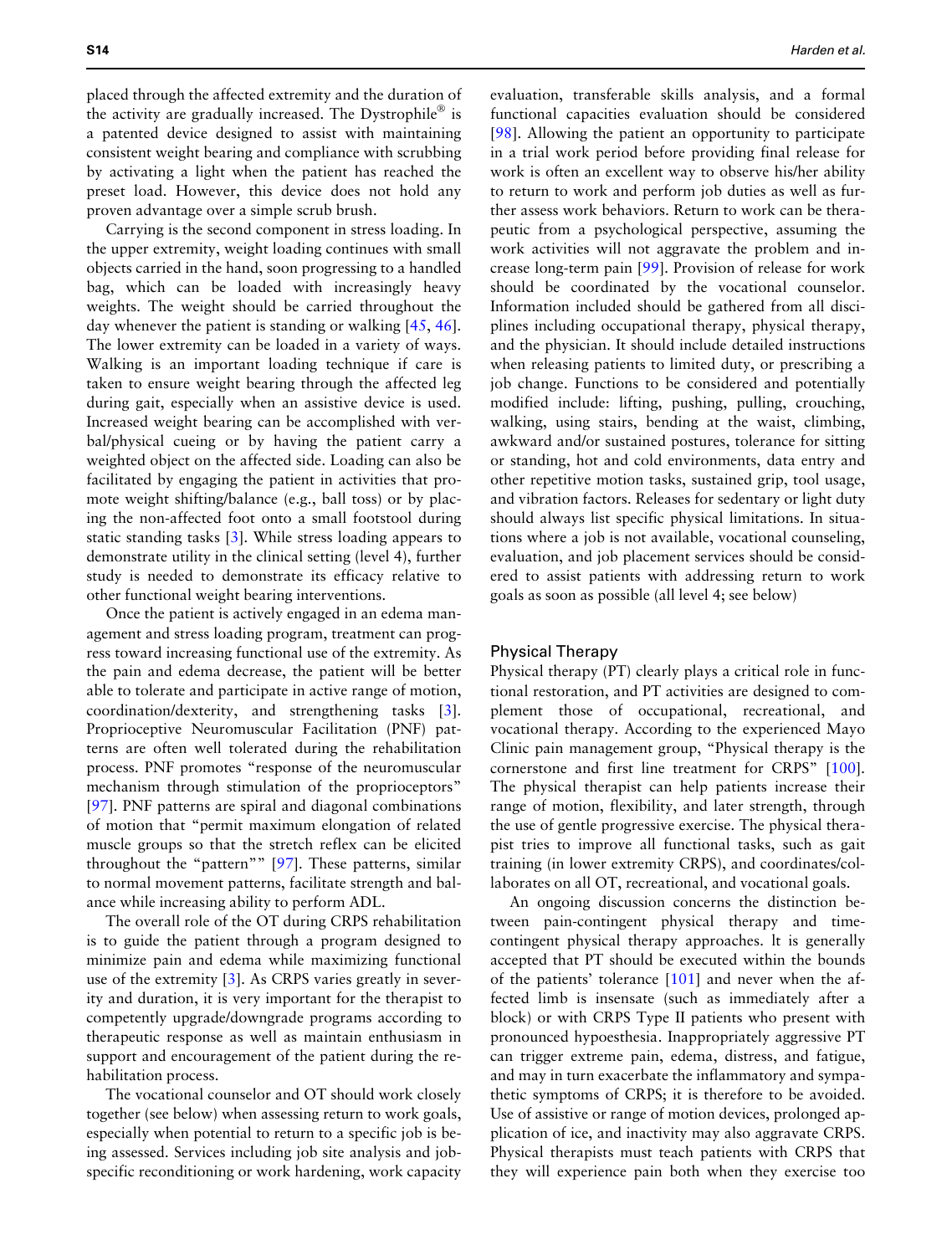placed through the affected extremity and the duration of the activity are gradually increased. The Dystrophile® is a patented device designed to assist with maintaining consistent weight bearing and compliance with scrubbing by activating a light when the patient has reached the preset load. However, this device does not hold any proven advantage over a simple scrub brush.

Carrying is the second component in stress loading. In the upper extremity, weight loading continues with small objects carried in the hand, soon progressing to a handled bag, which can be loaded with increasingly heavy weights. The weight should be carried throughout the day whenever the patient is standing or walking [45, 46]. The lower extremity can be loaded in a variety of ways. Walking is an important loading technique if care is taken to ensure weight bearing through the affected leg during gait, especially when an assistive device is used. Increased weight bearing can be accomplished with verbal/physical cueing or by having the patient carry a weighted object on the affected side. Loading can also be facilitated by engaging the patient in activities that promote weight shifting/balance (e.g., ball toss) or by placing the non-affected foot onto a small footstool during static standing tasks [3]. While stress loading appears to demonstrate utility in the clinical setting (level 4), further study is needed to demonstrate its efficacy relative to other functional weight bearing interventions.

Once the patient is actively engaged in an edema management and stress loading program, treatment can progress toward increasing functional use of the extremity. As the pain and edema decrease, the patient will be better able to tolerate and participate in active range of motion, coordination/dexterity, and strengthening tasks [3]. Proprioceptive Neuromuscular Facilitation (PNF) patterns are often well tolerated during the rehabilitation process. PNF promotes "response of the neuromuscular mechanism through stimulation of the proprioceptors" [97]. PNF patterns are spiral and diagonal combinations of motion that "permit maximum elongation of related muscle groups so that the stretch reflex can be elicited throughout the "pattern"" [97]. These patterns, similar to normal movement patterns, facilitate strength and balance while increasing ability to perform ADL.

The overall role of the OT during CRPS rehabilitation is to guide the patient through a program designed to minimize pain and edema while maximizing functional use of the extremity [3]. As CRPS varies greatly in severity and duration, it is very important for the therapist to competently upgrade/downgrade programs according to therapeutic response as well as maintain enthusiasm in support and encouragement of the patient during the rehabilitation process.

The vocational counselor and OT should work closely together (see below) when assessing return to work goals, especially when potential to return to a specific job is being assessed. Services including job site analysis and job-specific reconditioning or work hardening, work capacity evaluation, transferable skills analysis, and a formal functional capacities evaluation should be considered [98]. Allowing the patient an opportunity to participate in a trial work period before providing final release for work is often an excellent way to observe his/her ability to return to work and perform job duties as well as further assess work behaviors. Return to work can be therapeutic from a psychological perspective, assuming the work activities will not aggravate the problem and increase long-term pain [99]. Provision of release for work should be coordinated by the vocational counselor. Information included should be gathered from all disciplines including occupational therapy, physical therapy, and the physician. It should include detailed instructions when releasing patients to limited duty, or prescribing a job change. Functions to be considered and potentially modified include: lifting, pushing, pulling, crouching, walking, using stairs, bending at the waist, climbing, awkward and/or sustained postures, tolerance for sitting or standing, hot and cold environments, data entry and other repetitive motion tasks, sustained grip, tool usage, and vibration factors. Releases for sedentary or light duty should always list specific physical limitations. In situations where a job is not available, vocational counseling, evaluation, and job placement services should be considered to assist patients with addressing return to work goals as soon as possible (all level 4; see below)

## Physical Therapy

Physical therapy (PT) clearly plays a critical role in functional restoration, and PT activities are designed to complement those of occupational, recreational, and vocational therapy. According to the experienced Mayo Clinic pain management group, "Physical therapy is the cornerstone and first line treatment for CRPS" [100]. The physical therapist can help patients increase their range of motion, flexibility, and later strength, through the use of gentle progressive exercise. The physical therapist tries to improve all functional tasks, such as gait training (in lower extremity CRPS), and coordinates/collaborates on all OT, recreational, and vocational goals.

An ongoing discussion concerns the distinction between pain-contingent physical therapy and time-contingent physical therapy approaches. It is generally accepted that PT should be executed within the bounds of the patients' tolerance [101] and never when the affected limb is insensate (such as immediately after a block) or with CRPS Type II patients who present with pronounced hypoesthesia. Inappropriately aggressive PT can trigger extreme pain, edema, distress, and fatigue, and may in turn exacerbate the inflammatory and sympathetic symptoms of CRPS; it is therefore to be avoided. Use of assistive or range of motion devices, prolonged application of ice, and inactivity may also aggravate CRPS. Physical therapists must teach patients with CRPS that they will experience pain both when they exercise too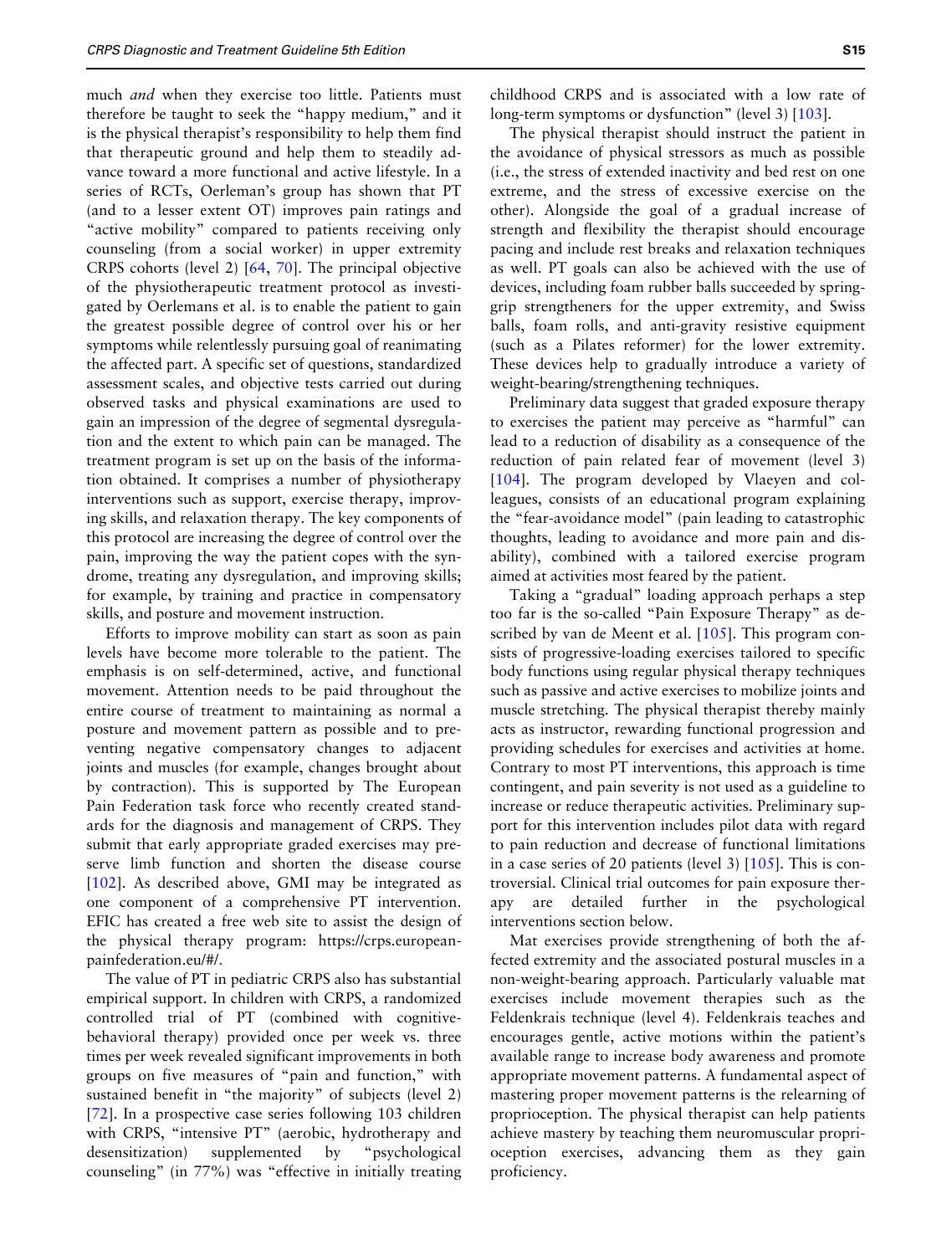much *and* when they exercise too little. Patients must therefore be taught to seek the "happy medium," and it is the physical therapist's responsibility to help them find that therapeutic ground and help them to steadily advance toward a more functional and active lifestyle. In a series of RCTs, Oerleman's group has shown that PT (and to a lesser extent OT) improves pain ratings and "active mobility" compared to patients receiving only counseling (from a social worker) in upper extremity CRPS cohorts (level 2) [64, 70]. The principal objective of the physiotherapeutic treatment protocol as investigated by Oerlemans et al. is to enable the patient to gain the greatest possible degree of control over his or her symptoms while relentlessly pursuing goal of reanimating the affected part. A specific set of questions, standardized assessment scales, and objective tests carried out during observed tasks and physical examinations are used to gain an impression of the degree of segmental dysregulation and the extent to which pain can be managed. The treatment program is set up on the basis of the information obtained. It comprises a number of physiotherapy interventions such as support, exercise therapy, improving skills, and relaxation therapy. The key components of this protocol are increasing the degree of control over the pain, improving the way the patient copes with the syndrome, treating any dysregulation, and improving skills; for example, by training and practice in compensatory skills, and posture and movement instruction.

Efforts to improve mobility can start as soon as pain levels have become more tolerable to the patient. The emphasis is on self-determined, active, and functional movement. Attention needs to be paid throughout the entire course of treatment to maintaining as normal a posture and movement pattern as possible and to preventing negative compensatory changes to adjacent joints and muscles (for example, changes brought about by contraction). This is supported by The European Pain Federation task force who recently created standards for the diagnosis and management of CRPS. They submit that early appropriate graded exercises may preserve limb function and shorten the disease course [102]. As described above, GMI may be integrated as one component of a comprehensive PT intervention. EFIC has created a free web site to assist the design of the physical therapy program: https://crps.european-painfederation.eu/#/.

The value of PT in pediatric CRPS also has substantial empirical support. In children with CRPS, a randomized controlled trial of PT (combined with cognitive-behavioral therapy) provided once per week vs. three times per week revealed significant improvements in both groups on five measures of "pain and function," with sustained benefit in "the majority" of subjects (level 2) [72]. In a prospective case series following 103 children with CRPS, "intensive PT" (aerobic, hydrotherapy and desensitization) supplemented by "psychological counseling" (in 77%) was "effective in initially treating childhood CRPS and is associated with a low rate of long-term symptoms or dysfunction" (level 3) [103].

The physical therapist should instruct the patient in the avoidance of physical stressors as much as possible (i.e., the stress of extended inactivity and bed rest on one extreme, and the stress of excessive exercise on the other). Alongside the goal of a gradual increase of strength and flexibility the therapist should encourage pacing and include rest breaks and relaxation techniques as well. PT goals can also be achieved with the use of devices, including foam rubber balls succeeded by spring-grip strengtheners for the upper extremity, and Swiss balls, foam rolls, and anti-gravity resistive equipment (such as a Pilates reformer) for the lower extremity. These devices help to gradually introduce a variety of weight-bearing/strengthening techniques.

Preliminary data suggest that graded exposure therapy to exercises the patient may perceive as "harmful" can lead to a reduction of disability as a consequence of the reduction of pain related fear of movement (level 3) [104]. The program developed by Vlaeyen and colleagues, consists of an educational program explaining the "fear-avoidance model" (pain leading to catastrophic thoughts, leading to avoidance and more pain and disability), combined with a tailored exercise program aimed at activities most feared by the patient.

Taking a "gradual" loading approach perhaps a step too far is the so-called "Pain Exposure Therapy" as described by van de Meent et al. [105]. This program consists of progressive-loading exercises tailored to specific body functions using regular physical therapy techniques such as passive and active exercises to mobilize joints and muscle stretching. The physical therapist thereby mainly acts as instructor, rewarding functional progression and providing schedules for exercises and activities at home. Contrary to most PT interventions, this approach is time contingent, and pain severity is not used as a guideline to increase or reduce therapeutic activities. Preliminary support for this intervention includes pilot data with regard to pain reduction and decrease of functional limitations in a case series of 20 patients (level 3) [105]. This is controversial. Clinical trial outcomes for pain exposure therapy are detailed further in the psychological interventions section below.

Mat exercises provide strengthening of both the affected extremity and the associated postural muscles in a non-weight-bearing approach. Particularly valuable mat exercises include movement therapies such as the Feldenkrais technique (level 4). Feldenkrais teaches and encourages gentle, active motions within the patient's available range to increase body awareness and promote appropriate movement patterns. A fundamental aspect of mastering proper movement patterns is the relearning of proprioception. The physical therapist can help patients achieve mastery by teaching them neuromuscular proprioception exercises, advancing them as they gain proficiency.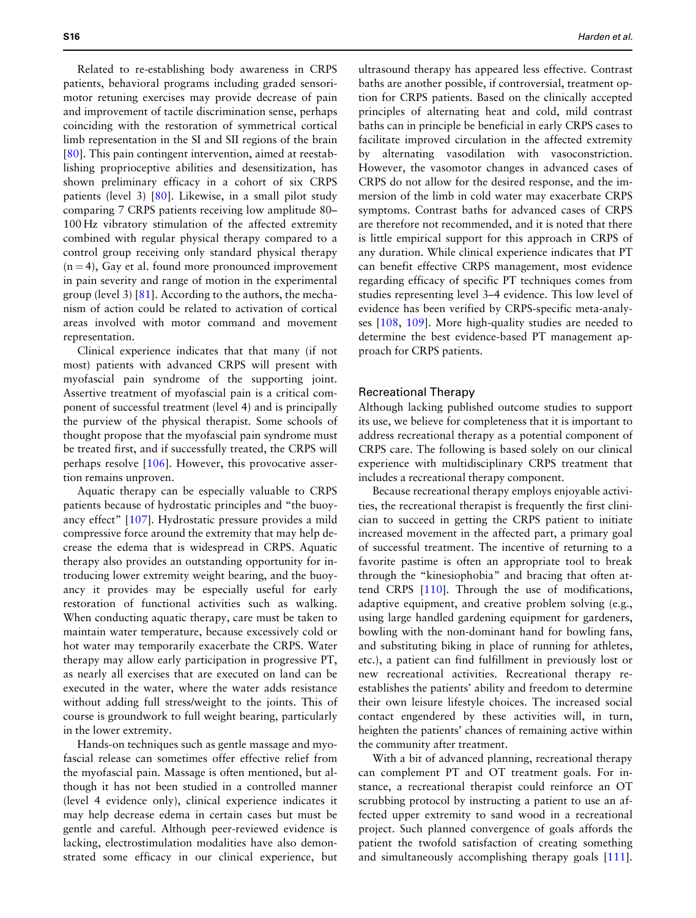Related to re-establishing body awareness in CRPS patients, behavioral programs including graded sensorimotor retuning exercises may provide decrease of pain and improvement of tactile discrimination sense, perhaps coinciding with the restoration of symmetrical cortical limb representation in the SI and SII regions of the brain [80]. This pain contingent intervention, aimed at reestablishing proprioceptive abilities and desensitization, has shown preliminary efficacy in a cohort of six CRPS patients (level 3) [80]. Likewise, in a small pilot study comparing 7 CRPS patients receiving low amplitude 80–100 Hz vibratory stimulation of the affected extremity combined with regular physical therapy compared to a control group receiving only standard physical therapy ($n = 4$), Gay et al. found more pronounced improvement in pain severity and range of motion in the experimental group (level 3) [81]. According to the authors, the mechanism of action could be related to activation of cortical areas involved with motor command and movement representation.

Clinical experience indicates that that many (if not most) patients with advanced CRPS will present with myofascial pain syndrome of the supporting joint. Assertive treatment of myofascial pain is a critical component of successful treatment (level 4) and is principally the purview of the physical therapist. Some schools of thought propose that the myofascial pain syndrome must be treated first, and if successfully treated, the CRPS will perhaps resolve [106]. However, this provocative assertion remains unproven.

Aquatic therapy can be especially valuable to CRPS patients because of hydrostatic principles and "the buoyancy effect" [107]. Hydrostatic pressure provides a mild compressive force around the extremity that may help decrease the edema that is widespread in CRPS. Aquatic therapy also provides an outstanding opportunity for introducing lower extremity weight bearing, and the buoyancy it provides may be especially useful for early restoration of functional activities such as walking. When conducting aquatic therapy, care must be taken to maintain water temperature, because excessively cold or hot water may temporarily exacerbate the CRPS. Water therapy may allow early participation in progressive PT, as nearly all exercises that are executed on land can be executed in the water, where the water adds resistance without adding full stress/weight to the joints. This of course is groundwork to full weight bearing, particularly in the lower extremity.

Hands-on techniques such as gentle massage and myofascial release can sometimes offer effective relief from the myofascial pain. Massage is often mentioned, but although it has not been studied in a controlled manner (level 4 evidence only), clinical experience indicates it may help decrease edema in certain cases but must be gentle and careful. Although peer-reviewed evidence is lacking, electrostimulation modalities have also demonstrated some efficacy in our clinical experience, but ultrasound therapy has appeared less effective. Contrast baths are another possible, if controversial, treatment option for CRPS patients. Based on the clinically accepted principles of alternating heat and cold, mild contrast baths can in principle be beneficial in early CRPS cases to facilitate improved circulation in the affected extremity by alternating vasodilation with vasoconstriction. However, the vasomotor changes in advanced cases of CRPS do not allow for the desired response, and the immersion of the limb in cold water may exacerbate CRPS symptoms. Contrast baths for advanced cases of CRPS are therefore not recommended, and it is noted that there is little empirical support for this approach in CRPS of any duration. While clinical experience indicates that PT can benefit effective CRPS management, most evidence regarding efficacy of specific PT techniques comes from studies representing level 3–4 evidence. This low level of evidence has been verified by CRPS-specific meta-analyses [108, 109]. More high-quality studies are needed to determine the best evidence-based PT management approach for CRPS patients.

## Recreational Therapy

Although lacking published outcome studies to support its use, we believe for completeness that it is important to address recreational therapy as a potential component of CRPS care. The following is based solely on our clinical experience with multidisciplinary CRPS treatment that includes a recreational therapy component.

Because recreational therapy employs enjoyable activities, the recreational therapist is frequently the first clinician to succeed in getting the CRPS patient to initiate increased movement in the affected part, a primary goal of successful treatment. The incentive of returning to a favorite pastime is often an appropriate tool to break through the "kinesiophobia" and bracing that often attend CRPS [110]. Through the use of modifications, adaptive equipment, and creative problem solving (e.g., using large handled gardening equipment for gardeners, bowling with the non-dominant hand for bowling fans, and substituting biking in place of running for athletes, etc.), a patient can find fulfillment in previously lost or new recreational activities. Recreational therapy reestablishes the patients' ability and freedom to determine their own leisure lifestyle choices. The increased social contact engendered by these activities will, in turn, heighten the patients' chances of remaining active within the community after treatment.

With a bit of advanced planning, recreational therapy can complement PT and OT treatment goals. For instance, a recreational therapist could reinforce an OT scrubbing protocol by instructing a patient to use an affected upper extremity to sand wood in a recreational project. Such planned convergence of goals affords the patient the twofold satisfaction of creating something and simultaneously accomplishing therapy goals [111].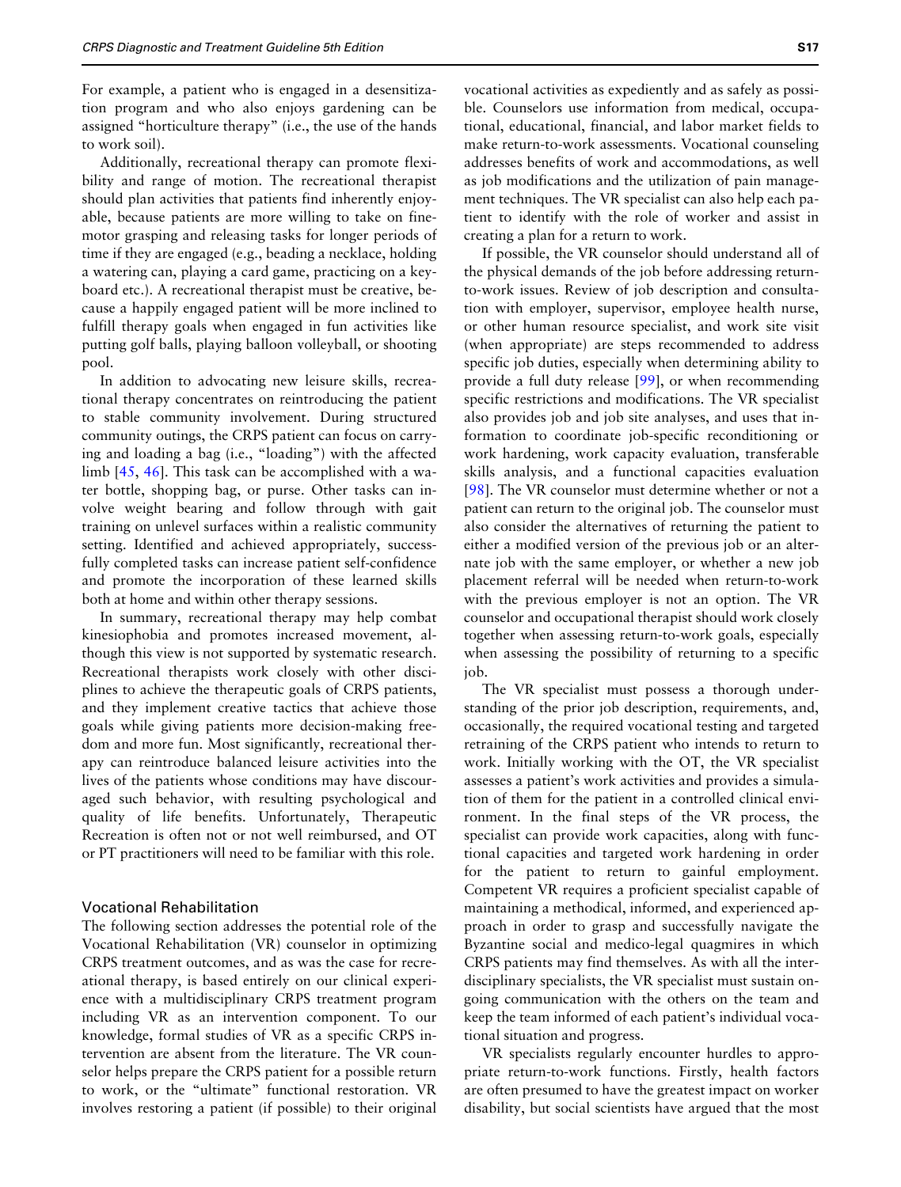For example, a patient who is engaged in a desensitization program and who also enjoys gardening can be assigned "horticulture therapy" (i.e., the use of the hands to work soil).

Additionally, recreational therapy can promote flexibility and range of motion. The recreational therapist should plan activities that patients find inherently enjoyable, because patients are more willing to take on fine-motor grasping and releasing tasks for longer periods of time if they are engaged (e.g., beading a necklace, holding a watering can, playing a card game, practicing on a keyboard etc.). A recreational therapist must be creative, because a happily engaged patient will be more inclined to fulfill therapy goals when engaged in fun activities like putting golf balls, playing balloon volleyball, or shooting pool.

In addition to advocating new leisure skills, recreational therapy concentrates on reintroducing the patient to stable community involvement. During structured community outings, the CRPS patient can focus on carrying and loading a bag (i.e., "loading") with the affected limb [45, 46]. This task can be accomplished with a water bottle, shopping bag, or purse. Other tasks can involve weight bearing and follow through with gait training on unlevel surfaces within a realistic community setting. Identified and achieved appropriately, successfully completed tasks can increase patient self-confidence and promote the incorporation of these learned skills both at home and within other therapy sessions.

In summary, recreational therapy may help combat kinesiophobia and promotes increased movement, although this view is not supported by systematic research. Recreational therapists work closely with other disciplines to achieve the therapeutic goals of CRPS patients, and they implement creative tactics that achieve those goals while giving patients more decision-making freedom and more fun. Most significantly, recreational therapy can reintroduce balanced leisure activities into the lives of the patients whose conditions may have discouraged such behavior, with resulting psychological and quality of life benefits. Unfortunately, Therapeutic Recreation is often not or not well reimbursed, and OT or PT practitioners will need to be familiar with this role.

### Vocational Rehabilitation

The following section addresses the potential role of the Vocational Rehabilitation (VR) counselor in optimizing CRPS treatment outcomes, and as was the case for recreational therapy, is based entirely on our clinical experience with a multidisciplinary CRPS treatment program including VR as an intervention component. To our knowledge, formal studies of VR as a specific CRPS intervention are absent from the literature. The VR counselor helps prepare the CRPS patient for a possible return to work, or the "ultimate" functional restoration. VR involves restoring a patient (if possible) to their original vocational activities as expediently and as safely as possible. Counselors use information from medical, occupational, educational, financial, and labor market fields to make return-to-work assessments. Vocational counseling addresses benefits of work and accommodations, as well as job modifications and the utilization of pain management techniques. The VR specialist can also help each patient to identify with the role of worker and assist in creating a plan for a return to work.

If possible, the VR counselor should understand all of the physical demands of the job before addressing return-to-work issues. Review of job description and consultation with employer, supervisor, employee health nurse, or other human resource specialist, and work site visit (when appropriate) are steps recommended to address specific job duties, especially when determining ability to provide a full duty release [99], or when recommending specific restrictions and modifications. The VR specialist also provides job and job site analyses, and uses that information to coordinate job-specific reconditioning or work hardening, work capacity evaluation, transferable skills analysis, and a functional capacities evaluation [98]. The VR counselor must determine whether or not a patient can return to the original job. The counselor must also consider the alternatives of returning the patient to either a modified version of the previous job or an alternate job with the same employer, or whether a new job placement referral will be needed when return-to-work with the previous employer is not an option. The VR counselor and occupational therapist should work closely together when assessing return-to-work goals, especially when assessing the possibility of returning to a specific job.

The VR specialist must possess a thorough understanding of the prior job description, requirements, and, occasionally, the required vocational testing and targeted retraining of the CRPS patient who intends to return to work. Initially working with the OT, the VR specialist assesses a patient's work activities and provides a simulation of them for the patient in a controlled clinical environment. In the final steps of the VR process, the specialist can provide work capacities, along with functional capacities and targeted work hardening in order for the patient to return to gainful employment. Competent VR requires a proficient specialist capable of maintaining a methodical, informed, and experienced approach in order to grasp and successfully navigate the Byzantine social and medico-legal quagmires in which CRPS patients may find themselves. As with all the interdisciplinary specialists, the VR specialist must sustain ongoing communication with the others on the team and keep the team informed of each patient's individual vocational situation and progress.

VR specialists regularly encounter hurdles to appropriate return-to-work functions. Firstly, health factors are often presumed to have the greatest impact on worker disability, but social scientists have argued that the most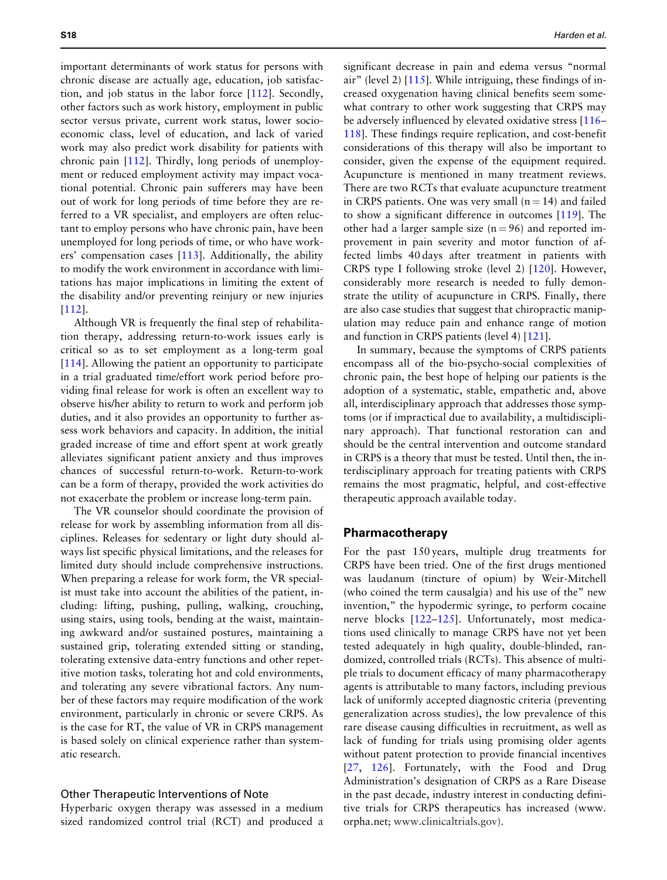important determinants of work status for persons with chronic disease are actually age, education, job satisfaction, and job status in the labor force [112]. Secondly, other factors such as work history, employment in public sector versus private, current work status, lower socioeconomic class, level of education, and lack of varied work may also predict work disability for patients with chronic pain [112]. Thirdly, long periods of unemployment or reduced employment activity may impact vocational potential. Chronic pain sufferers may have been out of work for long periods of time before they are referred to a VR specialist, and employers are often reluctant to employ persons who have chronic pain, have been unemployed for long periods of time, or who have workers' compensation cases [113]. Additionally, the ability to modify the work environment in accordance with limitations has major implications in limiting the extent of the disability and/or preventing reinjury or new injuries [112].

Although VR is frequently the final step of rehabilitation therapy, addressing return-to-work issues early is critical so as to set employment as a long-term goal [114]. Allowing the patient an opportunity to participate in a trial graduated time/effort work period before providing final release for work is often an excellent way to observe his/her ability to return to work and perform job duties, and it also provides an opportunity to further assess work behaviors and capacity. In addition, the initial graded increase of time and effort spent at work greatly alleviates significant patient anxiety and thus improves chances of successful return-to-work. Return-to-work can be a form of therapy, provided the work activities do not exacerbate the problem or increase long-term pain.

The VR counselor should coordinate the provision of release for work by assembling information from all disciplines. Releases for sedentary or light duty should always list specific physical limitations, and the releases for limited duty should include comprehensive instructions. When preparing a release for work form, the VR specialist must take into account the abilities of the patient, including: lifting, pushing, pulling, walking, crouching, using stairs, using tools, bending at the waist, maintaining awkward and/or sustained postures, maintaining a sustained grip, tolerating extended sitting or standing, tolerating extensive data-entry functions and other repetitive motion tasks, tolerating hot and cold environments, and tolerating any severe vibrational factors. Any number of these factors may require modification of the work environment, particularly in chronic or severe CRPS. As is the case for RT, the value of VR in CRPS management is based solely on clinical experience rather than systematic research.

### Other Therapeutic Interventions of Note

Hyperbaric oxygen therapy was assessed in a medium sized randomized control trial (RCT) and produced a significant decrease in pain and edema versus "normal air" (level 2) [115]. While intriguing, these findings of increased oxygenation having clinical benefits seem somewhat contrary to other work suggesting that CRPS may be adversely influenced by elevated oxidative stress [116–118]. These findings require replication, and cost-benefit considerations of this therapy will also be important to consider, given the expense of the equipment required. Acupuncture is mentioned in many treatment reviews. There are two RCTs that evaluate acupuncture treatment in CRPS patients. One was very small ($n = 14$) and failed to show a significant difference in outcomes [119]. The other had a larger sample size ($n = 96$) and reported improvement in pain severity and motor function of affected limbs 40 days after treatment in patients with CRPS type I following stroke (level 2) [120]. However, considerably more research is needed to fully demonstrate the utility of acupuncture in CRPS. Finally, there are also case studies that suggest that chiropractic manipulation may reduce pain and enhance range of motion and function in CRPS patients (level 4) [121].

In summary, because the symptoms of CRPS patients encompass all of the bio-psycho-social complexities of chronic pain, the best hope of helping our patients is the adoption of a systematic, stable, empathetic and, above all, interdisciplinary approach that addresses those symptoms (or if impractical due to availability, a multidisciplinary approach). That functional restoration can and should be the central intervention and outcome standard in CRPS is a theory that must be tested. Until then, the interdisciplinary approach for treating patients with CRPS remains the most pragmatic, helpful, and cost-effective therapeutic approach available today.

## Pharmacotherapy

For the past 150 years, multiple drug treatments for CRPS have been tried. One of the first drugs mentioned was laudanum (tincture of opium) by Weir-Mitchell (who coined the term causalgia) and his use of the" new invention," the hypodermic syringe, to perform cocaine nerve blocks [122–125]. Unfortunately, most medications used clinically to manage CRPS have not yet been tested adequately in high quality, double-blinded, randomized, controlled trials (RCTs). This absence of multiple trials to document efficacy of many pharmacotherapy agents is attributable to many factors, including previous lack of uniformly accepted diagnostic criteria (preventing generalization across studies), the low prevalence of this rare disease causing difficulties in recruitment, as well as lack of funding for trials using promising older agents without patent protection to provide financial incentives [27, 126]. Fortunately, with the Food and Drug Administration's designation of CRPS as a Rare Disease in the past decade, industry interest in conducting definitive trials for CRPS therapeutics has increased (www.orpha.net; www.clinicaltrials.gov).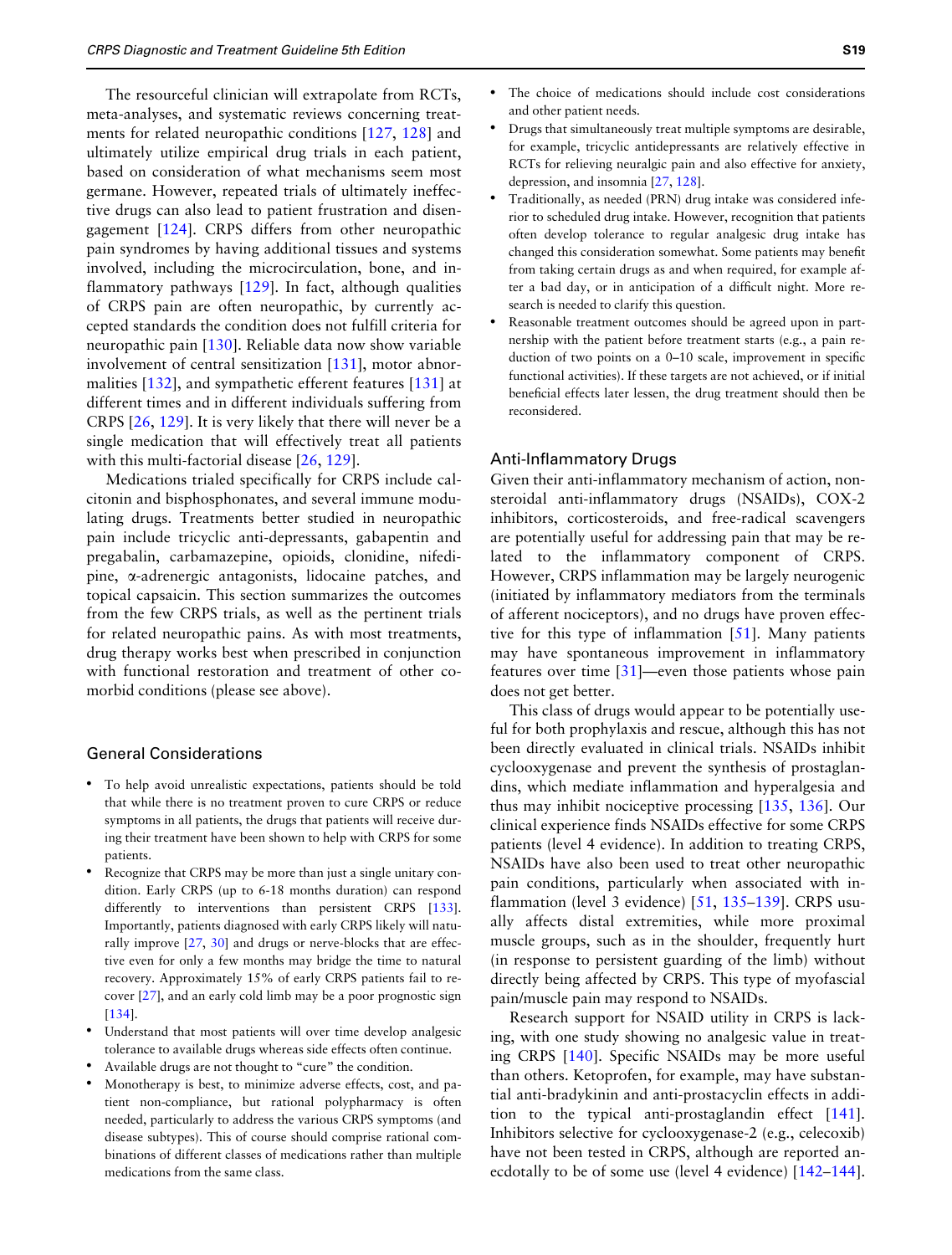The resourceful clinician will extrapolate from RCTs, meta-analyses, and systematic reviews concerning treatments for related neuropathic conditions [127, 128] and ultimately utilize empirical drug trials in each patient, based on consideration of what mechanisms seem most germane. However, repeated trials of ultimately ineffective drugs can also lead to patient frustration and disengagement [124]. CRPS differs from other neuropathic pain syndromes by having additional tissues and systems involved, including the microcirculation, bone, and inflammatory pathways [129]. In fact, although qualities of CRPS pain are often neuropathic, by currently accepted standards the condition does not fulfill criteria for neuropathic pain [130]. Reliable data now show variable involvement of central sensitization [131], motor abnormalities [132], and sympathetic efferent features [131] at different times and in different individuals suffering from CRPS [26, 129]. It is very likely that there will never be a single medication that will effectively treat all patients with this multi-factorial disease [26, 129].

Medications trialed specifically for CRPS include calcitonin and bisphosphonates, and several immune modulating drugs. Treatments better studied in neuropathic pain include tricyclic anti-depressants, gabapentin and pregabalin, carbamazepine, opioids, clonidine, nifedipine, α-adrenergic antagonists, lidocaine patches, and topical capsaicin. This section summarizes the outcomes from the few CRPS trials, as well as the pertinent trials for related neuropathic pains. As with most treatments, drug therapy works best when prescribed in conjunction with functional restoration and treatment of other comorbid conditions (please see above).

## General Considerations

- To help avoid unrealistic expectations, patients should be told that while there is no treatment proven to cure CRPS or reduce symptoms in all patients, the drugs that patients will receive during their treatment have been shown to help with CRPS for some patients.
- Recognize that CRPS may be more than just a single unitary condition. Early CRPS (up to 6-18 months duration) can respond differently to interventions than persistent CRPS [133]. Importantly, patients diagnosed with early CRPS likely will naturally improve [27, 30] and drugs or nerve-blocks that are effective even for only a few months may bridge the time to natural recovery. Approximately 15% of early CRPS patients fail to recover [27], and an early cold limb may be a poor prognostic sign [134].
- Understand that most patients will over time develop analgesic tolerance to available drugs whereas side effects often continue.
- Available drugs are not thought to "cure" the condition.
- Monotherapy is best, to minimize adverse effects, cost, and patient non-compliance, but rational polypharmacy is often needed, particularly to address the various CRPS symptoms (and disease subtypes). This of course should comprise rational combinations of different classes of medications rather than multiple medications from the same class.
- The choice of medications should include cost considerations and other patient needs.
- Drugs that simultaneously treat multiple symptoms are desirable, for example, tricyclic antidepressants are relatively effective in RCTs for relieving neuralgic pain and also effective for anxiety, depression, and insomnia [27, 128].
- Traditionally, as needed (PRN) drug intake was considered inferior to scheduled drug intake. However, recognition that patients often develop tolerance to regular analgesic drug intake has changed this consideration somewhat. Some patients may benefit from taking certain drugs as and when required, for example after a bad day, or in anticipation of a difficult night. More research is needed to clarify this question.
- Reasonable treatment outcomes should be agreed upon in partnership with the patient before treatment starts (e.g., a pain reduction of two points on a 0–10 scale, improvement in specific functional activities). If these targets are not achieved, or if initial beneficial effects later lessen, the drug treatment should then be reconsidered.

## Anti-Inflammatory Drugs

Given their anti-inflammatory mechanism of action, nonsteroidal anti-inflammatory drugs (NSAIDs), COX-2 inhibitors, corticosteroids, and free-radical scavengers are potentially useful for addressing pain that may be related to the inflammatory component of CRPS. However, CRPS inflammation may be largely neurogenic (initiated by inflammatory mediators from the terminals of afferent nociceptors), and no drugs have proven effective for this type of inflammation [51]. Many patients may have spontaneous improvement in inflammatory features over time [31]—even those patients whose pain does not get better.

This class of drugs would appear to be potentially useful for both prophylaxis and rescue, although this has not been directly evaluated in clinical trials. NSAIDs inhibit cyclooxygenase and prevent the synthesis of prostaglandins, which mediate inflammation and hyperalgesia and thus may inhibit nociceptive processing [135, 136]. Our clinical experience finds NSAIDs effective for some CRPS patients (level 4 evidence). In addition to treating CRPS, NSAIDs have also been used to treat other neuropathic pain conditions, particularly when associated with inflammation (level 3 evidence) [51, 135–139]. CRPS usually affects distal extremities, while more proximal muscle groups, such as in the shoulder, frequently hurt (in response to persistent guarding of the limb) without directly being affected by CRPS. This type of myofascial pain/muscle pain may respond to NSAIDs.

Research support for NSAID utility in CRPS is lacking, with one study showing no analgesic value in treating CRPS [140]. Specific NSAIDs may be more useful than others. Ketoprofen, for example, may have substantial anti-bradykinin and anti-prostacyclin effects in addition to the typical anti-prostaglandin effect [141]. Inhibitors selective for cyclooxygenase-2 (e.g., celecoxib) have not been tested in CRPS, although are reported anecdotally to be of some use (level 4 evidence) [142–144].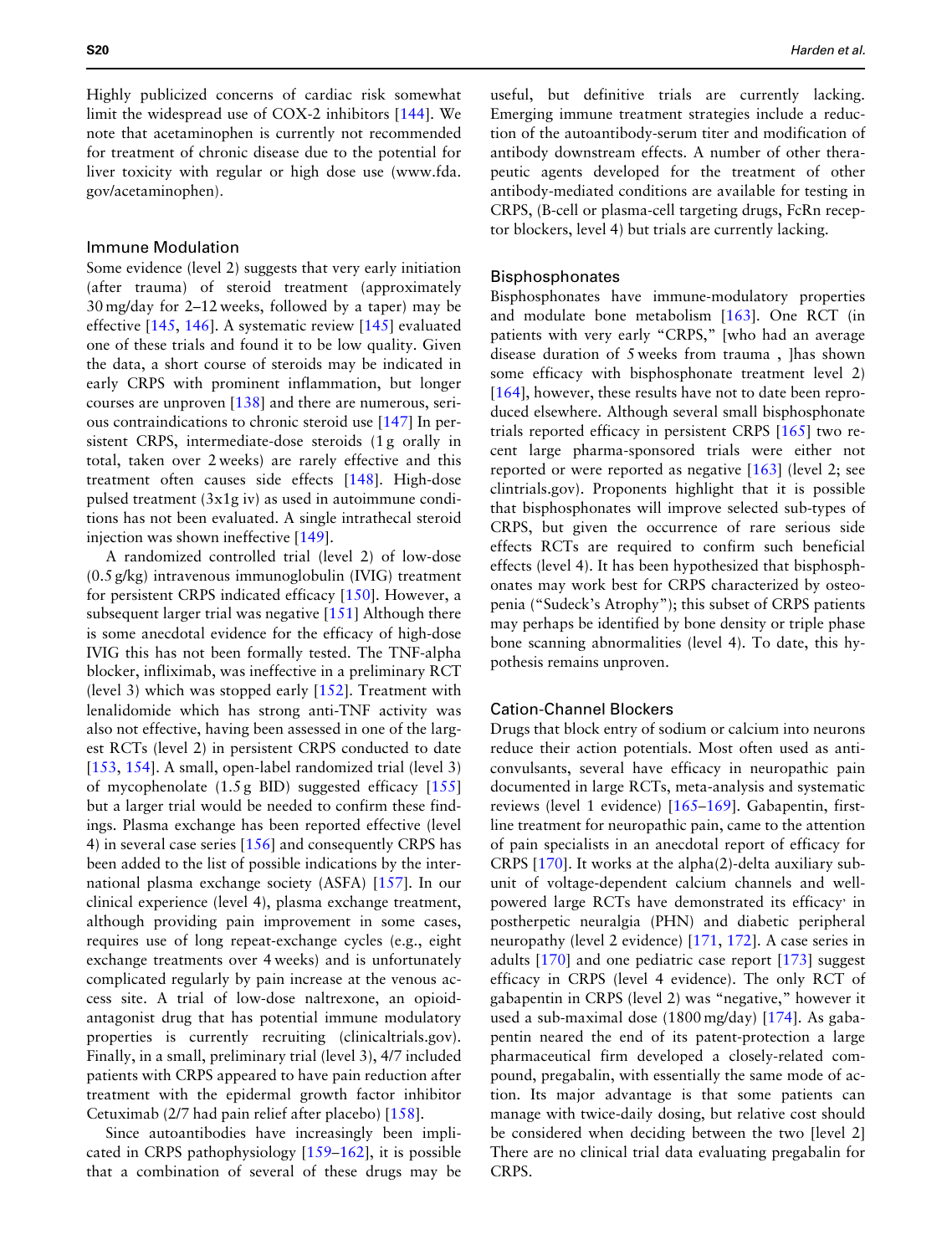Highly publicized concerns of cardiac risk somewhat limit the widespread use of COX-2 inhibitors [144]. We note that acetaminophen is currently not recommended for treatment of chronic disease due to the potential for liver toxicity with regular or high dose use (www.fda.gov/acetaminophen).

### Immune Modulation

Some evidence (level 2) suggests that very early initiation (after trauma) of steroid treatment (approximately 30 mg/day for 2–12 weeks, followed by a taper) may be effective [145, 146]. A systematic review [145] evaluated one of these trials and found it to be low quality. Given the data, a short course of steroids may be indicated in early CRPS with prominent inflammation, but longer courses are unproven [138] and there are numerous, serious contraindications to chronic steroid use [147] In persistent CRPS, intermediate-dose steroids (1 g orally in total, taken over 2 weeks) are rarely effective and this treatment often causes side effects [148]. High-dose pulsed treatment (3x1g iv) as used in autoimmune conditions has not been evaluated. A single intrathecal steroid injection was shown ineffective [149].

A randomized controlled trial (level 2) of low-dose (0.5 g/kg) intravenous immunoglobulin (IVIG) treatment for persistent CRPS indicated efficacy [150]. However, a subsequent larger trial was negative [151] Although there is some anecdotal evidence for the efficacy of high-dose IVIG this has not been formally tested. The TNF-alpha blocker, infliximab, was ineffective in a preliminary RCT (level 3) which was stopped early [152]. Treatment with lenalidomide which has strong anti-TNF activity was also not effective, having been assessed in one of the largest RCTs (level 2) in persistent CRPS conducted to date [153, 154]. A small, open-label randomized trial (level 3) of mycophenolate (1.5 g BID) suggested efficacy [155] but a larger trial would be needed to confirm these findings. Plasma exchange has been reported effective (level 4) in several case series [156] and consequently CRPS has been added to the list of possible indications by the international plasma exchange society (ASFA) [157]. In our clinical experience (level 4), plasma exchange treatment, although providing pain improvement in some cases, requires use of long repeat-exchange cycles (e.g., eight exchange treatments over 4 weeks) and is unfortunately complicated regularly by pain increase at the venous access site. A trial of low-dose naltrexone, an opioid-antagonist drug that has potential immune modulatory properties is currently recruiting (clinicaltrials.gov). Finally, in a small, preliminary trial (level 3), 4/7 included patients with CRPS appeared to have pain reduction after treatment with the epidermal growth factor inhibitor Cetuximab (2/7 had pain relief after placebo) [158].

Since autoantibodies have increasingly been implicated in CRPS pathophysiology [159–162], it is possible that a combination of several of these drugs may be useful, but definitive trials are currently lacking. Emerging immune treatment strategies include a reduction of the autoantibody-serum titer and modification of antibody downstream effects. A number of other therapeutic agents developed for the treatment of other antibody-mediated conditions are available for testing in CRPS, (B-cell or plasma-cell targeting drugs, FcRn receptor blockers, level 4) but trials are currently lacking.

### Bisphosphonates

Bisphosphonates have immune-modulatory properties and modulate bone metabolism [163]. One RCT (in patients with very early "CRPS," [who had an average disease duration of 5 weeks from trauma , ]has shown some efficacy with bisphosphonate treatment level 2) [164], however, these results have not to date been reproduced elsewhere. Although several small bisphosphonate trials reported efficacy in persistent CRPS [165] two recent large pharma-sponsored trials were either not reported or were reported as negative [163] (level 2; see clintrials.gov). Proponents highlight that it is possible that bisphosphonates will improve selected sub-types of CRPS, but given the occurrence of rare serious side effects RCTs are required to confirm such beneficial effects (level 4). It has been hypothesized that bisphosphonates may work best for CRPS characterized by osteopenia ("Sudeck's Atrophy"); this subset of CRPS patients may perhaps be identified by bone density or triple phase bone scanning abnormalities (level 4). To date, this hypothesis remains unproven.

### Cation-Channel Blockers

Drugs that block entry of sodium or calcium into neurons reduce their action potentials. Most often used as anticonvulsants, several have efficacy in neuropathic pain documented in large RCTs, meta-analysis and systematic reviews (level 1 evidence) [165–169]. Gabapentin, first-line treatment for neuropathic pain, came to the attention of pain specialists in an anecdotal report of efficacy for CRPS [170]. It works at the alpha(2)-delta auxiliary subunit of voltage-dependent calcium channels and well-powered large RCTs have demonstrated its efficacy' in postherpetic neuralgia (PHN) and diabetic peripheral neuropathy (level 2 evidence) [171, 172]. A case series in adults [170] and one pediatric case report [173] suggest efficacy in CRPS (level 4 evidence). The only RCT of gabapentin in CRPS (level 2) was "negative," however it used a sub-maximal dose (1800 mg/day) [174]. As gabapentin neared the end of its patent-protection a large pharmaceutical firm developed a closely-related compound, pregabalin, with essentially the same mode of action. Its major advantage is that some patients can manage with twice-daily dosing, but relative cost should be considered when deciding between the two [level 2] There are no clinical trial data evaluating pregabalin for CRPS.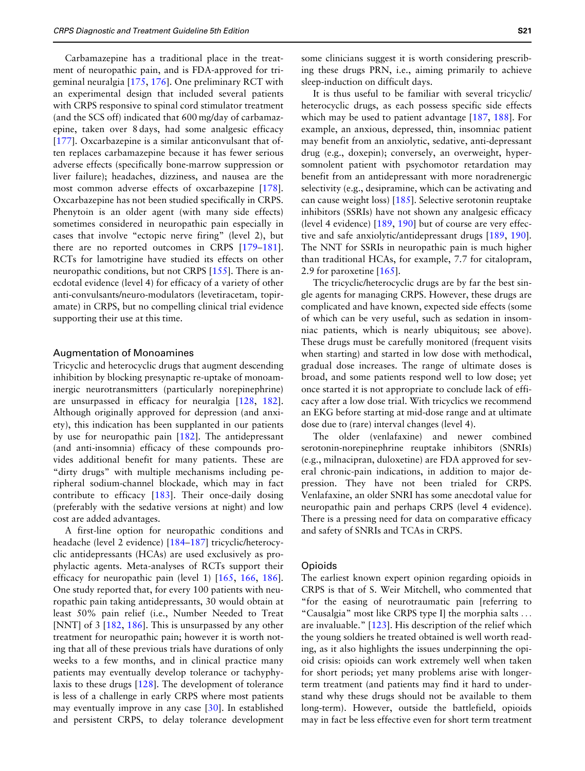Carbamazepine has a traditional place in the treatment of neuropathic pain, and is FDA-approved for trigeminal neuralgia [175, 176]. One preliminary RCT with an experimental design that included several patients with CRPS responsive to spinal cord stimulator treatment (and the SCS off) indicated that 600 mg/day of carbamazepine, taken over 8 days, had some analgesic efficacy [177]. Oxcarbazepine is a similar anticonvulsant that often replaces carbamazepine because it has fewer serious adverse effects (specifically bone-marrow suppression or liver failure); headaches, dizziness, and nausea are the most common adverse effects of oxcarbazepine [178]. Oxcarbazepine has not been studied specifically in CRPS. Phenytoin is an older agent (with many side effects) sometimes considered in neuropathic pain especially in cases that involve "ectopic nerve firing" (level 2), but there are no reported outcomes in CRPS [179–181]. RCTs for lamotrigine have studied its effects on other neuropathic conditions, but not CRPS [155]. There is anecdotal evidence (level 4) for efficacy of a variety of other anti-convulsants/neuro-modulators (levetiracetam, topiramate) in CRPS, but no compelling clinical trial evidence supporting their use at this time.

### Augmentation of Monoamines

Tricyclic and heterocyclic drugs that augment descending inhibition by blocking presynaptic re-uptake of monoaminergic neurotransmitters (particularly norepinephrine) are unsurpassed in efficacy for neuralgia [128, 182]. Although originally approved for depression (and anxiety), this indication has been supplanted in our patients by use for neuropathic pain [182]. The antidepressant (and anti-insomnia) efficacy of these compounds provides additional benefit for many patients. These are "dirty drugs" with multiple mechanisms including peripheral sodium-channel blockade, which may in fact contribute to efficacy [183]. Their once-daily dosing (preferably with the sedative versions at night) and low cost are added advantages.

A first-line option for neuropathic conditions and headache (level 2 evidence) [184–187] tricyclic/heterocyclic antidepressants (HCAs) are used exclusively as prophylactic agents. Meta-analyses of RCTs support their efficacy for neuropathic pain (level 1) [165, 166, 186]. One study reported that, for every 100 patients with neuropathic pain taking antidepressants, 30 would obtain at least 50% pain relief (i.e., Number Needed to Treat [NNT] of 3 [182, 186]. This is unsurpassed by any other treatment for neuropathic pain; however it is worth noting that all of these previous trials have durations of only weeks to a few months, and in clinical practice many patients may eventually develop tolerance or tachyphylaxis to these drugs [128]. The development of tolerance is less of a challenge in early CRPS where most patients may eventually improve in any case [30]. In established and persistent CRPS, to delay tolerance development some clinicians suggest it is worth considering prescribing these drugs PRN, i.e., aiming primarily to achieve sleep-induction on difficult days.

It is thus useful to be familiar with several tricyclic/heterocyclic drugs, as each possess specific side effects which may be used to patient advantage [187, 188]. For example, an anxious, depressed, thin, insomniac patient may benefit from an anxiolytic, sedative, anti-depressant drug (e.g., doxepin); conversely, an overweight, hypersomnolent patient with psychomotor retardation may benefit from an antidepressant with more noradrenergic selectivity (e.g., desipramine, which can be activating and can cause weight loss) [185]. Selective serotonin reuptake inhibitors (SSRIs) have not shown any analgesic efficacy (level 4 evidence) [189, 190] but of course are very effective and safe anxiolytic/antidepressant drugs [189, 190]. The NNT for SSRIs in neuropathic pain is much higher than traditional HCAs, for example, 7.7 for citalopram, 2.9 for paroxetine [165].

The tricyclic/heterocyclic drugs are by far the best single agents for managing CRPS. However, these drugs are complicated and have known, expected side effects (some of which can be very useful, such as sedation in insomniac patients, which is nearly ubiquitous; see above). These drugs must be carefully monitored (frequent visits when starting) and started in low dose with methodical, gradual dose increases. The range of ultimate doses is broad, and some patients respond well to low dose; yet once started it is not appropriate to conclude lack of efficacy after a low dose trial. With tricyclics we recommend an EKG before starting at mid-dose range and at ultimate dose due to (rare) interval changes (level 4).

The older (venlafaxine) and newer combined serotonin-norepinephrine reuptake inhibitors (SNRIs) (e.g., milnacipran, duloxetine) are FDA approved for several chronic-pain indications, in addition to major depression. They have not been trialed for CRPS. Venlafaxine, an older SNRI has some anecdotal value for neuropathic pain and perhaps CRPS (level 4 evidence). There is a pressing need for data on comparative efficacy and safety of SNRIs and TCAs in CRPS.

### Opioids

The earliest known expert opinion regarding opioids in CRPS is that of S. Weir Mitchell, who commented that "for the easing of neurotraumatic pain [referring to "Causalgia" most like CRPS type I] the morphia salts ... are invaluable." [123]. His description of the relief which the young soldiers he treated obtained is well worth reading, as it also highlights the issues underpinning the opioid crisis: opioids can work extremely well when taken for short periods; yet many problems arise with longer-term treatment (and patients may find it hard to understand why these drugs should not be available to them long-term). However, outside the battlefield, opioids may in fact be less effective even for short term treatment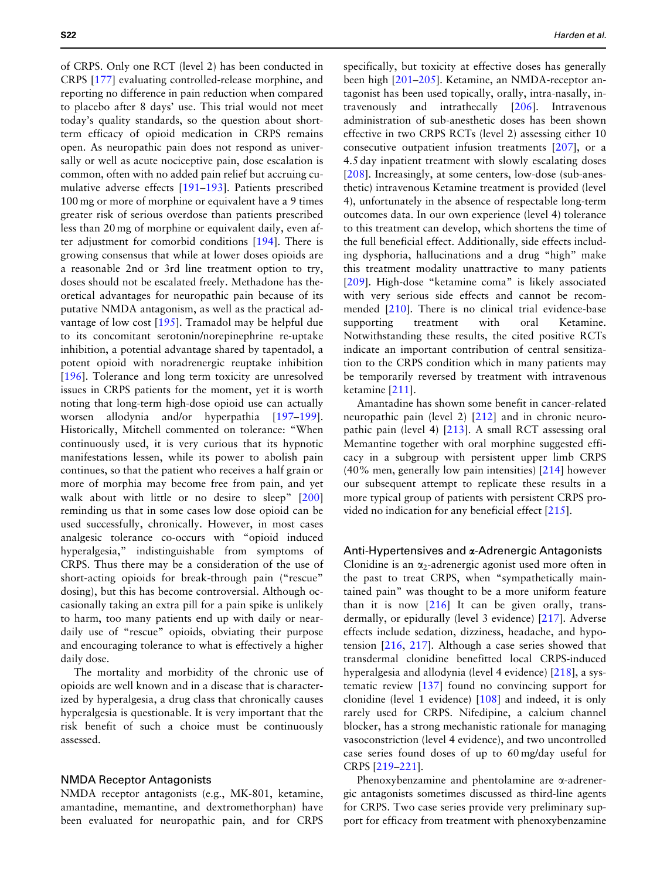of CRPS. Only one RCT (level 2) has been conducted in CRPS [177] evaluating controlled-release morphine, and reporting no difference in pain reduction when compared to placebo after 8 days' use. This trial would not meet today's quality standards, so the question about short-term efficacy of opioid medication in CRPS remains open. As neuropathic pain does not respond as universally or well as acute nociceptive pain, dose escalation is common, often with no added pain relief but accruing cumulative adverse effects [191–193]. Patients prescribed 100 mg or more of morphine or equivalent have a 9 times greater risk of serious overdose than patients prescribed less than 20 mg of morphine or equivalent daily, even after adjustment for comorbid conditions [194]. There is growing consensus that while at lower doses opioids are a reasonable 2nd or 3rd line treatment option to try, doses should not be escalated freely. Methadone has theoretical advantages for neuropathic pain because of its putative NMDA antagonism, as well as the practical advantage of low cost [195]. Tramadol may be helpful due to its concomitant serotonin/norepinephrine re-uptake inhibition, a potential advantage shared by tapentadol, a potent opioid with noradrenergic reuptake inhibition [196]. Tolerance and long term toxicity are unresolved issues in CRPS patients for the moment, yet it is worth noting that long-term high-dose opioid use can actually worsen allodynia and/or hyperpathia [197–199]. Historically, Mitchell commented on tolerance: "When continuously used, it is very curious that its hypnotic manifestations lessen, while its power to abolish pain continues, so that the patient who receives a half grain or more of morphia may become free from pain, and yet walk about with little or no desire to sleep" [200] reminding us that in some cases low dose opioid can be used successfully, chronically. However, in most cases analgesic tolerance co-occurs with "opioid induced hyperalgesia," indistinguishable from symptoms of CRPS. Thus there may be a consideration of the use of short-acting opioids for break-through pain ("rescue" dosing), but this has become controversial. Although occasionally taking an extra pill for a pain spike is unlikely to harm, too many patients end up with daily or near-daily use of "rescue" opioids, obviating their purpose and encouraging tolerance to what is effectively a higher daily dose.

The mortality and morbidity of the chronic use of opioids are well known and in a disease that is characterized by hyperalgesia, a drug class that chronically causes hyperalgesia is questionable. It is very important that the risk benefit of such a choice must be continuously assessed.

### NMDA Receptor Antagonists

NMDA receptor antagonists (e.g., MK-801, ketamine, amantadine, memantine, and dextromethorphan) have been evaluated for neuropathic pain, and for CRPS specifically, but toxicity at effective doses has generally been high [201–205]. Ketamine, an NMDA-receptor antagonist has been used topically, orally, intra-nasally, intravenously and intrathecally [206]. Intravenous administration of sub-anesthetic doses has been shown effective in two CRPS RCTs (level 2) assessing either 10 consecutive outpatient infusion treatments [207], or a 4.5 day inpatient treatment with slowly escalating doses [208]. Increasingly, at some centers, low-dose (sub-anesthetic) intravenous Ketamine treatment is provided (level 4), unfortunately in the absence of respectable long-term outcomes data. In our own experience (level 4) tolerance to this treatment can develop, which shortens the time of the full beneficial effect. Additionally, side effects including dysphoria, hallucinations and a drug "high" make this treatment modality unattractive to many patients [209]. High-dose "ketamine coma" is likely associated with very serious side effects and cannot be recommended [210]. There is no clinical trial evidence-base supporting treatment with oral Ketamine. Notwithstanding these results, the cited positive RCTs indicate an important contribution of central sensitization to the CRPS condition which in many patients may be temporarily reversed by treatment with intravenous ketamine [211].

Amantadine has shown some benefit in cancer-related neuropathic pain (level 2) [212] and in chronic neuropathic pain (level 4) [213]. A small RCT assessing oral Memantine together with oral morphine suggested efficacy in a subgroup with persistent upper limb CRPS (40% men, generally low pain intensities) [214] however our subsequent attempt to replicate these results in a more typical group of patients with persistent CRPS provided no indication for any beneficial effect [215].

### Anti-Hypertensives and α-Adrenergic Antagonists

Clonidine is an $\alpha_2$-adrenergic agonist used more often in the past to treat CRPS, when "sympathetically maintained pain" was thought to be a more uniform feature than it is now [216] It can be given orally, transdermally, or epidurally (level 3 evidence) [217]. Adverse effects include sedation, dizziness, headache, and hypotension [216, 217]. Although a case series showed that transdermal clonidine benefitted local CRPS-induced hyperalgesia and allodynia (level 4 evidence) [218], a systematic review [137] found no convincing support for clonidine (level 1 evidence) [108] and indeed, it is only rarely used for CRPS. Nifedipine, a calcium channel blocker, has a strong mechanistic rationale for managing vasoconstriction (level 4 evidence), and two uncontrolled case series found doses of up to 60 mg/day useful for CRPS [219–221].

Phenoxybenzamine and phentolamine are α-adrenergic antagonists sometimes discussed as third-line agents for CRPS. Two case series provide very preliminary support for efficacy from treatment with phenoxybenzamine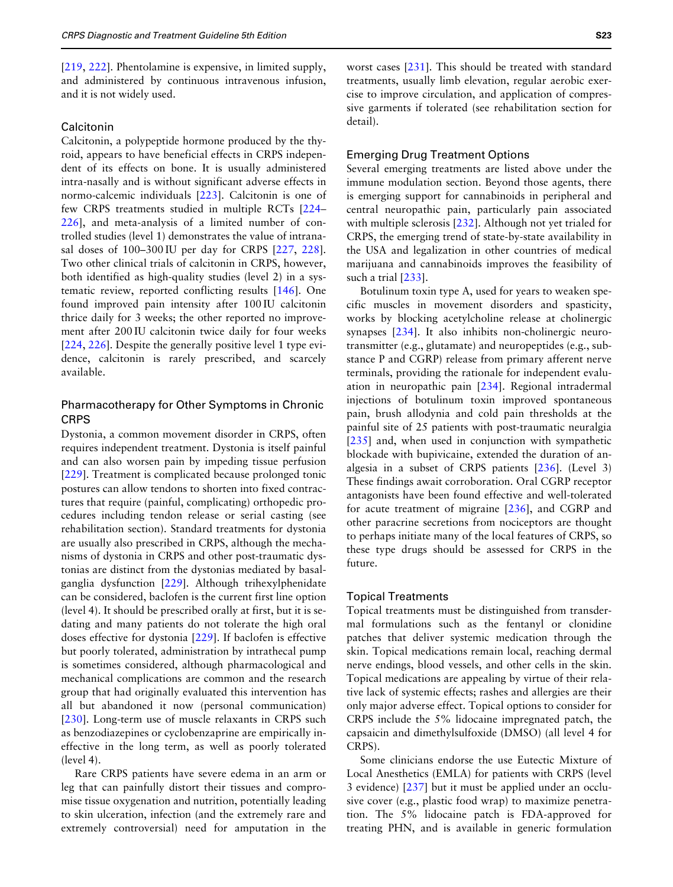[219, 222]. Phentolamine is expensive, in limited supply, and administered by continuous intravenous infusion, and it is not widely used.

### Calcitonin

Calcitonin, a polypeptide hormone produced by the thyroid, appears to have beneficial effects in CRPS independent of its effects on bone. It is usually administered intra-nasally and is without significant adverse effects in normo-calcemic individuals [223]. Calcitonin is one of few CRPS treatments studied in multiple RCTs [224–226], and meta-analysis of a limited number of controlled studies (level 1) demonstrates the value of intranasal doses of 100–300 IU per day for CRPS [227, 228]. Two other clinical trials of calcitonin in CRPS, however, both identified as high-quality studies (level 2) in a systematic review, reported conflicting results [146]. One found improved pain intensity after 100 IU calcitonin thrice daily for 3 weeks; the other reported no improvement after 200 IU calcitonin twice daily for four weeks [224, 226]. Despite the generally positive level 1 type evidence, calcitonin is rarely prescribed, and scarcely available.

### Pharmacotherapy for Other Symptoms in Chronic CRPS

Dystonia, a common movement disorder in CRPS, often requires independent treatment. Dystonia is itself painful and can also worsen pain by impeding tissue perfusion [229]. Treatment is complicated because prolonged tonic postures can allow tendons to shorten into fixed contractures that require (painful, complicating) orthopedic procedures including tendon release or serial casting (see rehabilitation section). Standard treatments for dystonia are usually also prescribed in CRPS, although the mechanisms of dystonia in CRPS and other post-traumatic dystonias are distinct from the dystonias mediated by basal-ganglia dysfunction [229]. Although trihexylphenidate can be considered, baclofen is the current first line option (level 4). It should be prescribed orally at first, but it is sedating and many patients do not tolerate the high oral doses effective for dystonia [229]. If baclofen is effective but poorly tolerated, administration by intrathecal pump is sometimes considered, although pharmacological and mechanical complications are common and the research group that had originally evaluated this intervention has all but abandoned it now (personal communication) [230]. Long-term use of muscle relaxants in CRPS such as benzodiazepines or cyclobenzaprine are empirically ineffective in the long term, as well as poorly tolerated (level 4).

Rare CRPS patients have severe edema in an arm or leg that can painfully distort their tissues and compromise tissue oxygenation and nutrition, potentially leading to skin ulceration, infection (and the extremely rare and extremely controversial) need for amputation in the worst cases [231]. This should be treated with standard treatments, usually limb elevation, regular aerobic exercise to improve circulation, and application of compressive garments if tolerated (see rehabilitation section for detail).

### Emerging Drug Treatment Options

Several emerging treatments are listed above under the immune modulation section. Beyond those agents, there is emerging support for cannabinoids in peripheral and central neuropathic pain, particularly pain associated with multiple sclerosis [232]. Although not yet trialed for CRPS, the emerging trend of state-by-state availability in the USA and legalization in other countries of medical marijuana and cannabinoids improves the feasibility of such a trial [233].

Botulinum toxin type A, used for years to weaken specific muscles in movement disorders and spasticity, works by blocking acetylcholine release at cholinergic synapses [234]. It also inhibits non-cholinergic neurotransmitter (e.g., glutamate) and neuropeptides (e.g., substance P and CGRP) release from primary afferent nerve terminals, providing the rationale for independent evaluation in neuropathic pain [234]. Regional intradermal injections of botulinum toxin improved spontaneous pain, brush allodynia and cold pain thresholds at the painful site of 25 patients with post-traumatic neuralgia [235] and, when used in conjunction with sympathetic blockade with bupivicaine, extended the duration of analgesia in a subset of CRPS patients [236]. (Level 3) These findings await corroboration. Oral CGRP receptor antagonists have been found effective and well-tolerated for acute treatment of migraine [236], and CGRP and other paracrine secretions from nociceptors are thought to perhaps initiate many of the local features of CRPS, so these type drugs should be assessed for CRPS in the future.

### Topical Treatments

Topical treatments must be distinguished from transdermal formulations such as the fentanyl or clonidine patches that deliver systemic medication through the skin. Topical medications remain local, reaching dermal nerve endings, blood vessels, and other cells in the skin. Topical medications are appealing by virtue of their relative lack of systemic effects; rashes and allergies are their only major adverse effect. Topical options to consider for CRPS include the 5% lidocaine impregnated patch, the capsaicin and dimethylsulfoxide (DMSO) (all level 4 for CRPS).

Some clinicians endorse the use Eutectic Mixture of Local Anesthetics (EMLA) for patients with CRPS (level 3 evidence) [237] but it must be applied under an occlusive cover (e.g., plastic food wrap) to maximize penetration. The 5% lidocaine patch is FDA-approved for treating PHN, and is available in generic formulation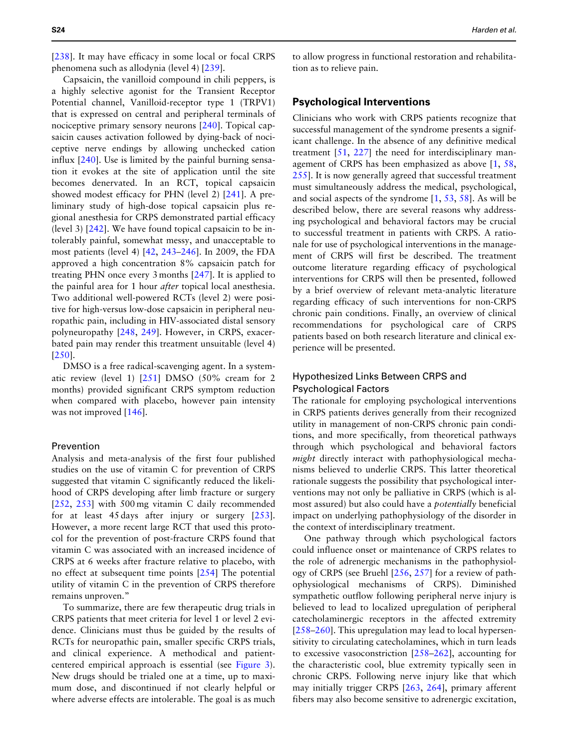[238]. It may have efficacy in some local or focal CRPS phenomena such as allodynia (level 4) [239].

Capsaicin, the vanilloid compound in chili peppers, is a highly selective agonist for the Transient Receptor Potential channel, Vanilloid-receptor type 1 (TRPV1) that is expressed on central and peripheral terminals of nociceptive primary sensory neurons [240]. Topical capsaicin causes activation followed by dying-back of nociceptive nerve endings by allowing unchecked cation influx [240]. Use is limited by the painful burning sensation it evokes at the site of application until the site becomes denervated. In an RCT, topical capsaicin showed modest efficacy for PHN (level 2) [241]. A preliminary study of high-dose topical capsaicin plus regional anesthesia for CRPS demonstrated partial efficacy (level 3) [242]. We have found topical capsaicin to be intolerably painful, somewhat messy, and unacceptable to most patients (level 4) [42, 243–246]. In 2009, the FDA approved a high concentration 8% capsaicin patch for treating PHN once every 3 months [247]. It is applied to the painful area for 1 hour *after* topical local anesthesia. Two additional well-powered RCTs (level 2) were positive for high-versus low-dose capsaicin in peripheral neuropathic pain, including in HIV-associated distal sensory polyneuropathy [248, 249]. However, in CRPS, exacerbated pain may render this treatment unsuitable (level 4) [250].

DMSO is a free radical-scavenging agent. In a systematic review (level 1) [251] DMSO (50% cream for 2 months) provided significant CRPS symptom reduction when compared with placebo, however pain intensity was not improved [146].

### Prevention

Analysis and meta-analysis of the first four published studies on the use of vitamin C for prevention of CRPS suggested that vitamin C significantly reduced the likelihood of CRPS developing after limb fracture or surgery [252, 253] with 500 mg vitamin C daily recommended for at least 45 days after injury or surgery [253]. However, a more recent large RCT that used this protocol for the prevention of post-fracture CRPS found that vitamin C was associated with an increased incidence of CRPS at 6 weeks after fracture relative to placebo, with no effect at subsequent time points [254] The potential utility of vitamin C in the prevention of CRPS therefore remains unproven."

To summarize, there are few therapeutic drug trials in CRPS patients that meet criteria for level 1 or level 2 evidence. Clinicians must thus be guided by the results of RCTs for neuropathic pain, smaller specific CRPS trials, and clinical experience. A methodical and patient-centered empirical approach is essential (see Figure 3). New drugs should be trialed one at a time, up to maximum dose, and discontinued if not clearly helpful or where adverse effects are intolerable. The goal is as much to allow progress in functional restoration and rehabilitation as to relieve pain.

## Psychological Interventions

Clinicians who work with CRPS patients recognize that successful management of the syndrome presents a significant challenge. In the absence of any definitive medical treatment [51, 227] the need for interdisciplinary management of CRPS has been emphasized as above [1, 58, 255]. It is now generally agreed that successful treatment must simultaneously address the medical, psychological, and social aspects of the syndrome [1, 53, 58]. As will be described below, there are several reasons why addressing psychological and behavioral factors may be crucial to successful treatment in patients with CRPS. A rationale for use of psychological interventions in the management of CRPS will first be described. The treatment outcome literature regarding efficacy of psychological interventions for CRPS will then be presented, followed by a brief overview of relevant meta-analytic literature regarding efficacy of such interventions for non-CRPS chronic pain conditions. Finally, an overview of clinical recommendations for psychological care of CRPS patients based on both research literature and clinical experience will be presented.

### Hypothesized Links Between CRPS and Psychological Factors

The rationale for employing psychological interventions in CRPS patients derives generally from their recognized utility in management of non-CRPS chronic pain conditions, and more specifically, from theoretical pathways through which psychological and behavioral factors *might* directly interact with pathophysiological mechanisms believed to underlie CRPS. This latter theoretical rationale suggests the possibility that psychological interventions may not only be palliative in CRPS (which is almost assured) but also could have a *potentially* beneficial impact on underlying pathophysiology of the disorder in the context of interdisciplinary treatment.

One pathway through which psychological factors could influence onset or maintenance of CRPS relates to the role of adrenergic mechanisms in the pathophysiology of CRPS (see Bruehl [256, 257] for a review of pathophysiological mechanisms of CRPS). Diminished sympathetic outflow following peripheral nerve injury is believed to lead to localized upregulation of peripheral catecholaminergic receptors in the affected extremity [258–260]. This upregulation may lead to local hypersensitivity to circulating catecholamines, which in turn leads to excessive vasoconstriction [258–262], accounting for the characteristic cool, blue extremity typically seen in chronic CRPS. Following nerve injury like that which may initially trigger CRPS [263, 264], primary afferent fibers may also become sensitive to adrenergic excitation,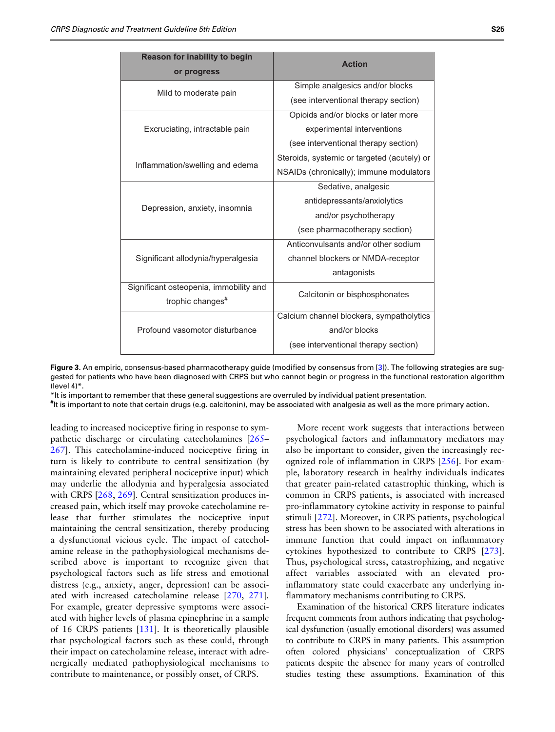| Reason for inability to begin or progress | Action |
| --- | --- |
| Mild to moderate pain | Simple analgesics and/or blocks (see interventional therapy section) |
| Excruciating, intractable pain | Opioids and/or blocks or later more experimental interventions (see interventional therapy section) |
| Inflammation/swelling and edema | Steroids, systemic or targeted (acutely) or NSAIDs (chronically); immune modulators |
| Depression, anxiety, insomnia | Sedative, analgesic antidepressants/anxiolytics and/or psychotherapy (see pharmacotherapy section) |
| Significant allodynia/hyperalgesia | Anticonvulsants and/or other sodium channel blockers or NMDA-receptor antagonists |
| Significant osteopenia, immobility and trophic changes# | Calcitonin or bisphosphonates |
| Profound vasomotor disturbance | Calcium channel blockers, sympatholytics and/or blocks (see interventional therapy section) |

**Figure 3.** An empiric, consensus-based pharmacotherapy guide (modified by consensus from [3]). The following strategies are suggested for patients who have been diagnosed with CRPS but who cannot begin or progress in the functional restoration algorithm (level 4)*.
*It is important to remember that these general suggestions are overruled by individual patient presentation.
#It is important to note that certain drugs (e.g. calcitonin), may be associated with analgesia as well as the more primary action.

leading to increased nociceptive firing in response to sympathetic discharge or circulating catecholamines [265–267]. This catecholamine-induced nociceptive firing in turn is likely to contribute to central sensitization (by maintaining elevated peripheral nociceptive input) which may underlie the allodynia and hyperalgesia associated with CRPS [268, 269]. Central sensitization produces increased pain, which itself may provoke catecholamine release that further stimulates the nociceptive input maintaining the central sensitization, thereby producing a dysfunctional vicious cycle. The impact of catecholamine release in the pathophysiological mechanisms described above is important to recognize given that psychological factors such as life stress and emotional distress (e.g., anxiety, anger, depression) can be associated with increased catecholamine release [270, 271]. For example, greater depressive symptoms were associated with higher levels of plasma epinephrine in a sample of 16 CRPS patients [131]. It is theoretically plausible that psychological factors such as these could, through their impact on catecholamine release, interact with adrenergically mediated pathophysiological mechanisms to contribute to maintenance, or possibly onset, of CRPS.

More recent work suggests that interactions between psychological factors and inflammatory mediators may also be important to consider, given the increasingly recognized role of inflammation in CRPS [256]. For example, laboratory research in healthy individuals indicates that greater pain-related catastrophic thinking, which is common in CRPS patients, is associated with increased pro-inflammatory cytokine activity in response to painful stimuli [272]. Moreover, in CRPS patients, psychological stress has been shown to be associated with alterations in immune function that could impact on inflammatory cytokines hypothesized to contribute to CRPS [273]. Thus, psychological stress, catastrophizing, and negative affect variables associated with an elevated pro-inflammatory state could exacerbate any underlying inflammatory mechanisms contributing to CRPS.

Examination of the historical CRPS literature indicates frequent comments from authors indicating that psychological dysfunction (usually emotional disorders) was assumed to contribute to CRPS in many patients. This assumption often colored physicians' conceptualization of CRPS patients despite the absence for many years of controlled studies testing these assumptions. Examination of this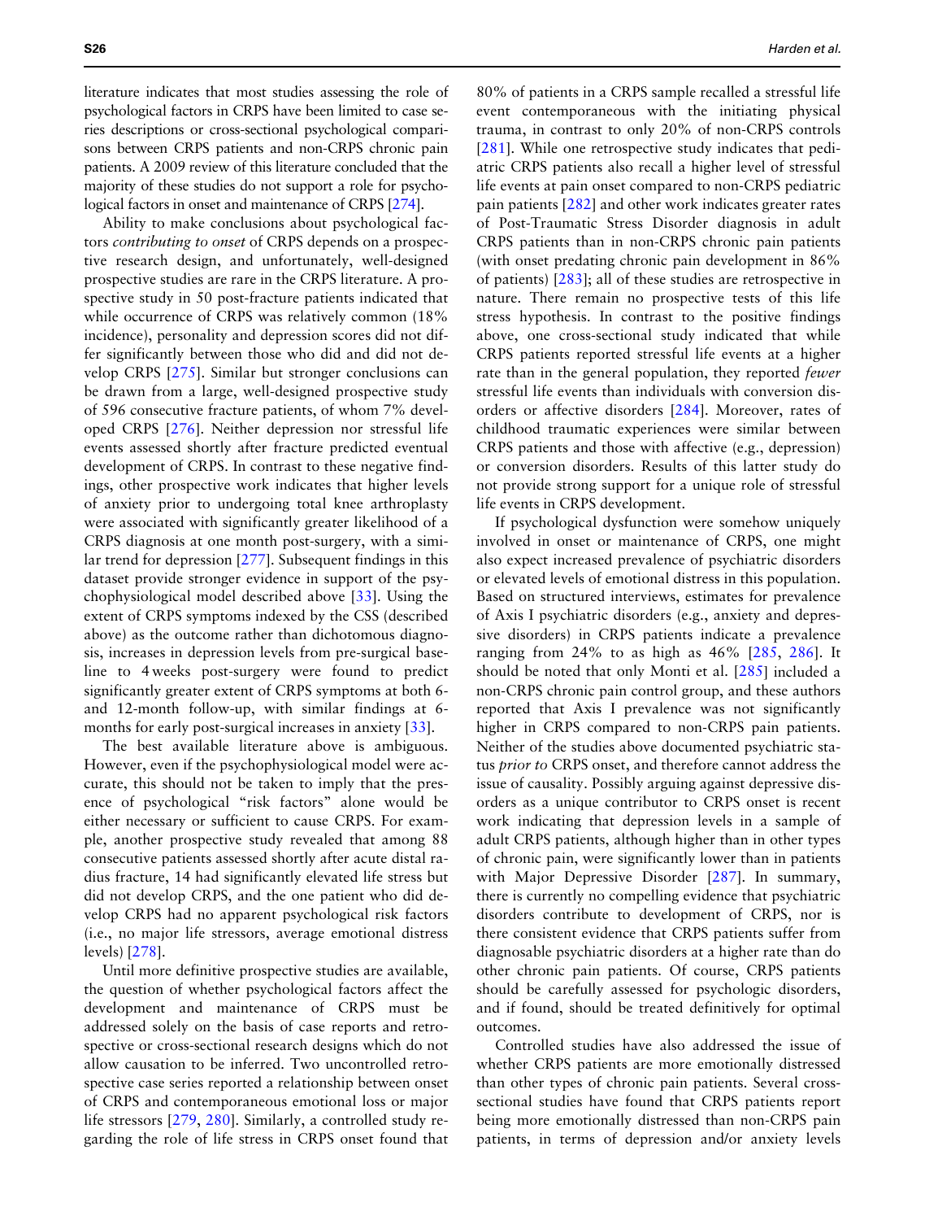literature indicates that most studies assessing the role of psychological factors in CRPS have been limited to case series descriptions or cross-sectional psychological comparisons between CRPS patients and non-CRPS chronic pain patients. A 2009 review of this literature concluded that the majority of these studies do not support a role for psychological factors in onset and maintenance of CRPS [274].

Ability to make conclusions about psychological factors *contributing to onset* of CRPS depends on a prospective research design, and unfortunately, well-designed prospective studies are rare in the CRPS literature. A prospective study in 50 post-fracture patients indicated that while occurrence of CRPS was relatively common (18% incidence), personality and depression scores did not differ significantly between those who did and did not develop CRPS [275]. Similar but stronger conclusions can be drawn from a large, well-designed prospective study of 596 consecutive fracture patients, of whom 7% developed CRPS [276]. Neither depression nor stressful life events assessed shortly after fracture predicted eventual development of CRPS. In contrast to these negative findings, other prospective work indicates that higher levels of anxiety prior to undergoing total knee arthroplasty were associated with significantly greater likelihood of a CRPS diagnosis at one month post-surgery, with a similar trend for depression [277]. Subsequent findings in this dataset provide stronger evidence in support of the psychophysiological model described above [33]. Using the extent of CRPS symptoms indexed by the CSS (described above) as the outcome rather than dichotomous diagnosis, increases in depression levels from pre-surgical baseline to 4 weeks post-surgery were found to predict significantly greater extent of CRPS symptoms at both 6- and 12-month follow-up, with similar findings at 6-months for early post-surgical increases in anxiety [33].

The best available literature above is ambiguous. However, even if the psychophysiological model were accurate, this should not be taken to imply that the presence of psychological "risk factors" alone would be either necessary or sufficient to cause CRPS. For example, another prospective study revealed that among 88 consecutive patients assessed shortly after acute distal radius fracture, 14 had significantly elevated life stress but did not develop CRPS, and the one patient who did develop CRPS had no apparent psychological risk factors (i.e., no major life stressors, average emotional distress levels) [278].

Until more definitive prospective studies are available, the question of whether psychological factors affect the development and maintenance of CRPS must be addressed solely on the basis of case reports and retrospective or cross-sectional research designs which do not allow causation to be inferred. Two uncontrolled retrospective case series reported a relationship between onset of CRPS and contemporaneous emotional loss or major life stressors [279, 280]. Similarly, a controlled study regarding the role of life stress in CRPS onset found that 80% of patients in a CRPS sample recalled a stressful life event contemporaneous with the initiating physical trauma, in contrast to only 20% of non-CRPS controls [281]. While one retrospective study indicates that pediatric CRPS patients also recall a higher level of stressful life events at pain onset compared to non-CRPS pediatric pain patients [282] and other work indicates greater rates of Post-Traumatic Stress Disorder diagnosis in adult CRPS patients than in non-CRPS chronic pain patients (with onset predating chronic pain development in 86% of patients) [283]; all of these studies are retrospective in nature. There remain no prospective tests of this life stress hypothesis. In contrast to the positive findings above, one cross-sectional study indicated that while CRPS patients reported stressful life events at a higher rate than in the general population, they reported *fewer* stressful life events than individuals with conversion disorders or affective disorders [284]. Moreover, rates of childhood traumatic experiences were similar between CRPS patients and those with affective (e.g., depression) or conversion disorders. Results of this latter study do not provide strong support for a unique role of stressful life events in CRPS development.

If psychological dysfunction were somehow uniquely involved in onset or maintenance of CRPS, one might also expect increased prevalence of psychiatric disorders or elevated levels of emotional distress in this population. Based on structured interviews, estimates for prevalence of Axis I psychiatric disorders (e.g., anxiety and depressive disorders) in CRPS patients indicate a prevalence ranging from 24% to as high as 46% [285, 286]. It should be noted that only Monti et al. [285] included a non-CRPS chronic pain control group, and these authors reported that Axis I prevalence was not significantly higher in CRPS compared to non-CRPS pain patients. Neither of the studies above documented psychiatric status *prior to* CRPS onset, and therefore cannot address the issue of causality. Possibly arguing against depressive disorders as a unique contributor to CRPS onset is recent work indicating that depression levels in a sample of adult CRPS patients, although higher than in other types of chronic pain, were significantly lower than in patients with Major Depressive Disorder [287]. In summary, there is currently no compelling evidence that psychiatric disorders contribute to development of CRPS, nor is there consistent evidence that CRPS patients suffer from diagnosable psychiatric disorders at a higher rate than do other chronic pain patients. Of course, CRPS patients should be carefully assessed for psychologic disorders, and if found, should be treated definitively for optimal outcomes.

Controlled studies have also addressed the issue of whether CRPS patients are more emotionally distressed than other types of chronic pain patients. Several cross-sectional studies have found that CRPS patients report being more emotionally distressed than non-CRPS pain patients, in terms of depression and/or anxiety levels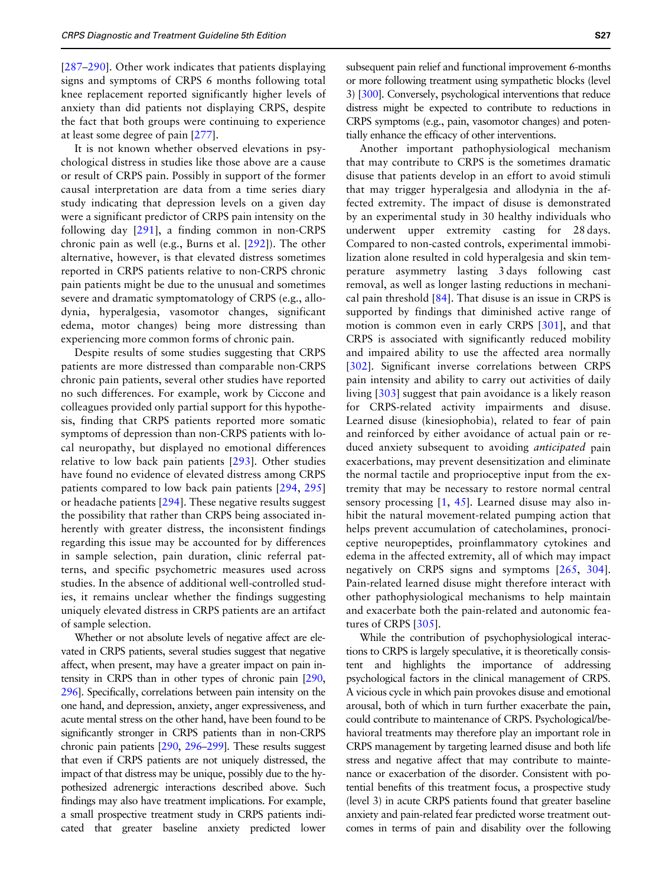[287–290]. Other work indicates that patients displaying signs and symptoms of CRPS 6 months following total knee replacement reported significantly higher levels of anxiety than did patients not displaying CRPS, despite the fact that both groups were continuing to experience at least some degree of pain [277].

It is not known whether observed elevations in psychological distress in studies like those above are a cause or result of CRPS pain. Possibly in support of the former causal interpretation are data from a time series diary study indicating that depression levels on a given day were a significant predictor of CRPS pain intensity on the following day [291], a finding common in non-CRPS chronic pain as well (e.g., Burns et al. [292]). The other alternative, however, is that elevated distress sometimes reported in CRPS patients relative to non-CRPS chronic pain patients might be due to the unusual and sometimes severe and dramatic symptomatology of CRPS (e.g., allodynia, hyperalgesia, vasomotor changes, significant edema, motor changes) being more distressing than experiencing more common forms of chronic pain.

Despite results of some studies suggesting that CRPS patients are more distressed than comparable non-CRPS chronic pain patients, several other studies have reported no such differences. For example, work by Ciccone and colleagues provided only partial support for this hypothesis, finding that CRPS patients reported more somatic symptoms of depression than non-CRPS patients with local neuropathy, but displayed no emotional differences relative to low back pain patients [293]. Other studies have found no evidence of elevated distress among CRPS patients compared to low back pain patients [294, 295] or headache patients [294]. These negative results suggest the possibility that rather than CRPS being associated inherently with greater distress, the inconsistent findings regarding this issue may be accounted for by differences in sample selection, pain duration, clinic referral patterns, and specific psychometric measures used across studies. In the absence of additional well-controlled studies, it remains unclear whether the findings suggesting uniquely elevated distress in CRPS patients are an artifact of sample selection.

Whether or not absolute levels of negative affect are elevated in CRPS patients, several studies suggest that negative affect, when present, may have a greater impact on pain intensity in CRPS than in other types of chronic pain [290, 296]. Specifically, correlations between pain intensity on the one hand, and depression, anxiety, anger expressiveness, and acute mental stress on the other hand, have been found to be significantly stronger in CRPS patients than in non-CRPS chronic pain patients [290, 296–299]. These results suggest that even if CRPS patients are not uniquely distressed, the impact of that distress may be unique, possibly due to the hypothesized adrenergic interactions described above. Such findings may also have treatment implications. For example, a small prospective treatment study in CRPS patients indicated that greater baseline anxiety predicted lower subsequent pain relief and functional improvement 6-months or more following treatment using sympathetic blocks (level 3) [300]. Conversely, psychological interventions that reduce distress might be expected to contribute to reductions in CRPS symptoms (e.g., pain, vasomotor changes) and potentially enhance the efficacy of other interventions.

Another important pathophysiological mechanism that may contribute to CRPS is the sometimes dramatic disuse that patients develop in an effort to avoid stimuli that may trigger hyperalgesia and allodynia in the affected extremity. The impact of disuse is demonstrated by an experimental study in 30 healthy individuals who underwent upper extremity casting for 28 days. Compared to non-casted controls, experimental immobilization alone resulted in cold hyperalgesia and skin temperature asymmetry lasting 3 days following cast removal, as well as longer lasting reductions in mechanical pain threshold [84]. That disuse is an issue in CRPS is supported by findings that diminished active range of motion is common even in early CRPS [301], and that CRPS is associated with significantly reduced mobility and impaired ability to use the affected area normally [302]. Significant inverse correlations between CRPS pain intensity and ability to carry out activities of daily living [303] suggest that pain avoidance is a likely reason for CRPS-related activity impairments and disuse. Learned disuse (kinesiophobia), related to fear of pain and reinforced by either avoidance of actual pain or reduced anxiety subsequent to avoiding *anticipated* pain exacerbations, may prevent desensitization and eliminate the normal tactile and proprioceptive input from the extremity that may be necessary to restore normal central sensory processing [1, 45]. Learned disuse may also inhibit the natural movement-related pumping action that helps prevent accumulation of catecholamines, pronociceptive neuropeptides, proinflammatory cytokines and edema in the affected extremity, all of which may impact negatively on CRPS signs and symptoms [265, 304]. Pain-related learned disuse might therefore interact with other pathophysiological mechanisms to help maintain and exacerbate both the pain-related and autonomic features of CRPS [305].

While the contribution of psychophysiological interactions to CRPS is largely speculative, it is theoretically consistent and highlights the importance of addressing psychological factors in the clinical management of CRPS. A vicious cycle in which pain provokes disuse and emotional arousal, both of which in turn further exacerbate the pain, could contribute to maintenance of CRPS. Psychological/behavioral treatments may therefore play an important role in CRPS management by targeting learned disuse and both life stress and negative affect that may contribute to maintenance or exacerbation of the disorder. Consistent with potential benefits of this treatment focus, a prospective study (level 3) in acute CRPS patients found that greater baseline anxiety and pain-related fear predicted worse treatment outcomes in terms of pain and disability over the following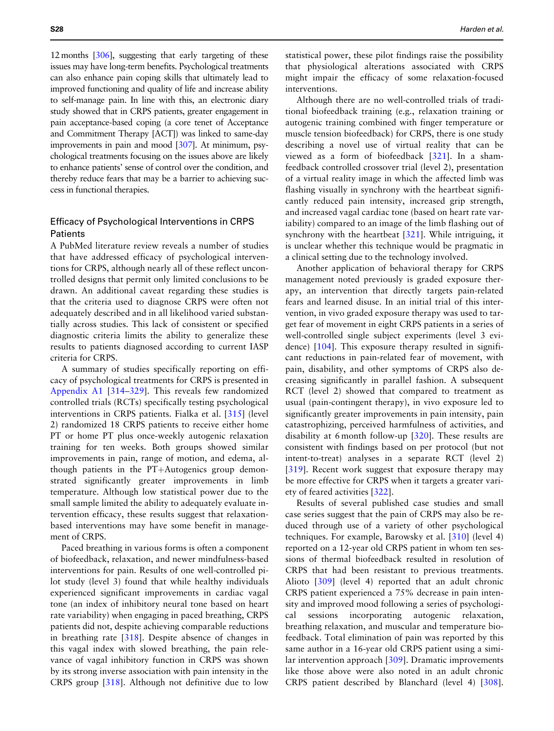12 months [306], suggesting that early targeting of these issues may have long-term benefits. Psychological treatments can also enhance pain coping skills that ultimately lead to improved functioning and quality of life and increase ability to self-manage pain. In line with this, an electronic diary study showed that in CRPS patients, greater engagement in pain acceptance-based coping (a core tenet of Acceptance and Commitment Therapy [ACT]) was linked to same-day improvements in pain and mood [307]. At minimum, psychological treatments focusing on the issues above are likely to enhance patients' sense of control over the condition, and thereby reduce fears that may be a barrier to achieving success in functional therapies.

### Efficacy of Psychological Interventions in CRPS Patients

A PubMed literature review reveals a number of studies that have addressed efficacy of psychological interventions for CRPS, although nearly all of these reflect uncontrolled designs that permit only limited conclusions to be drawn. An additional caveat regarding these studies is that the criteria used to diagnose CRPS were often not adequately described and in all likelihood varied substantially across studies. This lack of consistent or specified diagnostic criteria limits the ability to generalize these results to patients diagnosed according to current IASP criteria for CRPS.

A summary of studies specifically reporting on efficacy of psychological treatments for CRPS is presented in Appendix A1 [314–329]. This reveals few randomized controlled trials (RCTs) specifically testing psychological interventions in CRPS patients. Fialka et al. [315] (level 2) randomized 18 CRPS patients to receive either home PT or home PT plus once-weekly autogenic relaxation training for ten weeks. Both groups showed similar improvements in pain, range of motion, and edema, although patients in the PT+Autogenics group demonstrated significantly greater improvements in limb temperature. Although low statistical power due to the small sample limited the ability to adequately evaluate intervention efficacy, these results suggest that relaxation-based interventions may have some benefit in management of CRPS.

Paced breathing in various forms is often a component of biofeedback, relaxation, and newer mindfulness-based interventions for pain. Results of one well-controlled pilot study (level 3) found that while healthy individuals experienced significant improvements in cardiac vagal tone (an index of inhibitory neural tone based on heart rate variability) when engaging in paced breathing, CRPS patients did not, despite achieving comparable reductions in breathing rate [318]. Despite absence of changes in this vagal index with slowed breathing, the pain relevance of vagal inhibitory function in CRPS was shown by its strong inverse association with pain intensity in the CRPS group [318]. Although not definitive due to low statistical power, these pilot findings raise the possibility that physiological alterations associated with CRPS might impair the efficacy of some relaxation-focused interventions.

Although there are no well-controlled trials of traditional biofeedback training (e.g., relaxation training or autogenic training combined with finger temperature or muscle tension biofeedback) for CRPS, there is one study describing a novel use of virtual reality that can be viewed as a form of biofeedback [321]. In a sham-feedback controlled crossover trial (level 2), presentation of a virtual reality image in which the affected limb was flashing visually in synchrony with the heartbeat significantly reduced pain intensity, increased grip strength, and increased vagal cardiac tone (based on heart rate variability) compared to an image of the limb flashing out of synchrony with the heartbeat [321]. While intriguing, it is unclear whether this technique would be pragmatic in a clinical setting due to the technology involved.

Another application of behavioral therapy for CRPS management noted previously is graded exposure therapy, an intervention that directly targets pain-related fears and learned disuse. In an initial trial of this intervention, in vivo graded exposure therapy was used to target fear of movement in eight CRPS patients in a series of well-controlled single subject experiments (level 3 evidence) [104]. This exposure therapy resulted in significant reductions in pain-related fear of movement, with pain, disability, and other symptoms of CRPS also decreasing significantly in parallel fashion. A subsequent RCT (level 2) showed that compared to treatment as usual (pain-contingent therapy), in vivo exposure led to significantly greater improvements in pain intensity, pain catastrophizing, perceived harmfulness of activities, and disability at 6 month follow-up [320]. These results are consistent with findings based on per protocol (but not intent-to-treat) analyses in a separate RCT (level 2) [319]. Recent work suggest that exposure therapy may be more effective for CRPS when it targets a greater variety of feared activities [322].

Results of several published case studies and small case series suggest that the pain of CRPS may also be reduced through use of a variety of other psychological techniques. For example, Barowsky et al. [310] (level 4) reported on a 12-year old CRPS patient in whom ten sessions of thermal biofeedback resulted in resolution of CRPS that had been resistant to previous treatments. Alioto [309] (level 4) reported that an adult chronic CRPS patient experienced a 75% decrease in pain intensity and improved mood following a series of psychological sessions incorporating autogenic relaxation, breathing relaxation, and muscular and temperature biofeedback. Total elimination of pain was reported by this same author in a 16-year old CRPS patient using a similar intervention approach [309]. Dramatic improvements like those above were also noted in an adult chronic CRPS patient described by Blanchard (level 4) [308].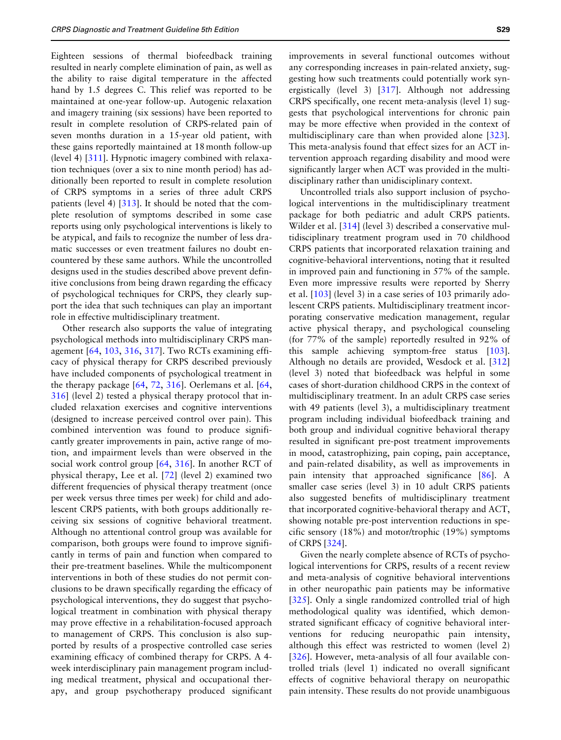Eighteen sessions of thermal biofeedback training resulted in nearly complete elimination of pain, as well as the ability to raise digital temperature in the affected hand by 1.5 degrees C. This relief was reported to be maintained at one-year follow-up. Autogenic relaxation and imagery training (six sessions) have been reported to result in complete resolution of CRPS-related pain of seven months duration in a 15-year old patient, with these gains reportedly maintained at 18 month follow-up (level 4) [311]. Hypnotic imagery combined with relaxation techniques (over a six to nine month period) has additionally been reported to result in complete resolution of CRPS symptoms in a series of three adult CRPS patients (level 4) [313]. It should be noted that the complete resolution of symptoms described in some case reports using only psychological interventions is likely to be atypical, and fails to recognize the number of less dramatic successes or even treatment failures no doubt encountered by these same authors. While the uncontrolled designs used in the studies described above prevent definitive conclusions from being drawn regarding the efficacy of psychological techniques for CRPS, they clearly support the idea that such techniques can play an important role in effective multidisciplinary treatment.

Other research also supports the value of integrating psychological methods into multidisciplinary CRPS management [64, 103, 316, 317]. Two RCTs examining efficacy of physical therapy for CRPS described previously have included components of psychological treatment in the therapy package [64, 72, 316]. Oerlemans et al. [64, 316] (level 2) tested a physical therapy protocol that included relaxation exercises and cognitive interventions (designed to increase perceived control over pain). This combined intervention was found to produce significantly greater improvements in pain, active range of motion, and impairment levels than were observed in the social work control group [64, 316]. In another RCT of physical therapy, Lee et al. [72] (level 2) examined two different frequencies of physical therapy treatment (once per week versus three times per week) for child and adolescent CRPS patients, with both groups additionally receiving six sessions of cognitive behavioral treatment. Although no attentional control group was available for comparison, both groups were found to improve significantly in terms of pain and function when compared to their pre-treatment baselines. While the multicomponent interventions in both of these studies do not permit conclusions to be drawn specifically regarding the efficacy of psychological interventions, they do suggest that psychological treatment in combination with physical therapy may prove effective in a rehabilitation-focused approach to management of CRPS. This conclusion is also supported by results of a prospective controlled case series examining efficacy of combined therapy for CRPS. A 4-week interdisciplinary pain management program including medical treatment, physical and occupational therapy, and group psychotherapy produced significant improvements in several functional outcomes without any corresponding increases in pain-related anxiety, suggesting how such treatments could potentially work synergistically (level 3) [317]. Although not addressing CRPS specifically, one recent meta-analysis (level 1) suggests that psychological interventions for chronic pain may be more effective when provided in the context of multidisciplinary care than when provided alone [323]. This meta-analysis found that effect sizes for an ACT intervention approach regarding disability and mood were significantly larger when ACT was provided in the multidisciplinary rather than unidisciplinary context.

Uncontrolled trials also support inclusion of psychological interventions in the multidisciplinary treatment package for both pediatric and adult CRPS patients. Wilder et al. [314] (level 3) described a conservative multidisciplinary treatment program used in 70 childhood CRPS patients that incorporated relaxation training and cognitive-behavioral interventions, noting that it resulted in improved pain and functioning in 57% of the sample. Even more impressive results were reported by Sherry et al. [103] (level 3) in a case series of 103 primarily adolescent CRPS patients. Multidisciplinary treatment incorporating conservative medication management, regular active physical therapy, and psychological counseling (for 77% of the sample) reportedly resulted in 92% of this sample achieving symptom-free status [103]. Although no details are provided, Wesdock et al. [312] (level 3) noted that biofeedback was helpful in some cases of short-duration childhood CRPS in the context of multidisciplinary treatment. In an adult CRPS case series with 49 patients (level 3), a multidisciplinary treatment program including individual biofeedback training and both group and individual cognitive behavioral therapy resulted in significant pre-post treatment improvements in mood, catastrophizing, pain coping, pain acceptance, and pain-related disability, as well as improvements in pain intensity that approached significance [86]. A smaller case series (level 3) in 10 adult CRPS patients also suggested benefits of multidisciplinary treatment that incorporated cognitive-behavioral therapy and ACT, showing notable pre-post intervention reductions in specific sensory (18%) and motor/trophic (19%) symptoms of CRPS [324].

Given the nearly complete absence of RCTs of psychological interventions for CRPS, results of a recent review and meta-analysis of cognitive behavioral interventions in other neuropathic pain patients may be informative [325]. Only a single randomized controlled trial of high methodological quality was identified, which demonstrated significant efficacy of cognitive behavioral interventions for reducing neuropathic pain intensity, although this effect was restricted to women (level 2) [326]. However, meta-analysis of all four available controlled trials (level 1) indicated no overall significant effects of cognitive behavioral therapy on neuropathic pain intensity. These results do not provide unambiguous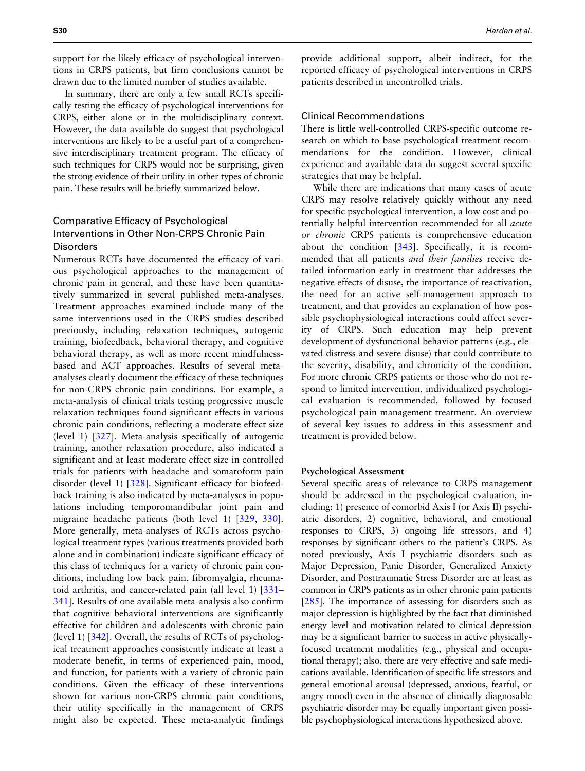support for the likely efficacy of psychological interventions in CRPS patients, but firm conclusions cannot be drawn due to the limited number of studies available.

In summary, there are only a few small RCTs specifically testing the efficacy of psychological interventions for CRPS, either alone or in the multidisciplinary context. However, the data available do suggest that psychological interventions are likely to be a useful part of a comprehensive interdisciplinary treatment program. The efficacy of such techniques for CRPS would not be surprising, given the strong evidence of their utility in other types of chronic pain. These results will be briefly summarized below.

### Comparative Efficacy of Psychological Interventions in Other Non-CRPS Chronic Pain Disorders

Numerous RCTs have documented the efficacy of various psychological approaches to the management of chronic pain in general, and these have been quantitatively summarized in several published meta-analyses. Treatment approaches examined include many of the same interventions used in the CRPS studies described previously, including relaxation techniques, autogenic training, biofeedback, behavioral therapy, and cognitive behavioral therapy, as well as more recent mindfulness-based and ACT approaches. Results of several meta-analyses clearly document the efficacy of these techniques for non-CRPS chronic pain conditions. For example, a meta-analysis of clinical trials testing progressive muscle relaxation techniques found significant effects in various chronic pain conditions, reflecting a moderate effect size (level 1) [327]. Meta-analysis specifically of autogenic training, another relaxation procedure, also indicated a significant and at least moderate effect size in controlled trials for patients with headache and somatoform pain disorder (level 1) [328]. Significant efficacy for biofeedback training is also indicated by meta-analyses in populations including temporomandibular joint pain and migraine headache patients (both level 1) [329, 330]. More generally, meta-analyses of RCTs across psychological treatment types (various treatments provided both alone and in combination) indicate significant efficacy of this class of techniques for a variety of chronic pain conditions, including low back pain, fibromyalgia, rheumatoid arthritis, and cancer-related pain (all level 1) [331–341]. Results of one available meta-analysis also confirm that cognitive behavioral interventions are significantly effective for children and adolescents with chronic pain (level 1) [342]. Overall, the results of RCTs of psychological treatment approaches consistently indicate at least a moderate benefit, in terms of experienced pain, mood, and function, for patients with a variety of chronic pain conditions. Given the efficacy of these interventions shown for various non-CRPS chronic pain conditions, their utility specifically in the management of CRPS might also be expected. These meta-analytic findings provide additional support, albeit indirect, for the reported efficacy of psychological interventions in CRPS patients described in uncontrolled trials.

### Clinical Recommendations

There is little well-controlled CRPS-specific outcome research on which to base psychological treatment recommendations for the condition. However, clinical experience and available data do suggest several specific strategies that may be helpful.

While there are indications that many cases of acute CRPS may resolve relatively quickly without any need for specific psychological intervention, a low cost and potentially helpful intervention recommended for all *acute or chronic* CRPS patients is comprehensive education about the condition [343]. Specifically, it is recommended that all patients *and their families* receive detailed information early in treatment that addresses the negative effects of disuse, the importance of reactivation, the need for an active self-management approach to treatment, and that provides an explanation of how possible psychophysiological interactions could affect severity of CRPS. Such education may help prevent development of dysfunctional behavior patterns (e.g., elevated distress and severe disuse) that could contribute to the severity, disability, and chronicity of the condition. For more chronic CRPS patients or those who do not respond to limited intervention, individualized psychological evaluation is recommended, followed by focused psychological pain management treatment. An overview of several key issues to address in this assessment and treatment is provided below.

#### Psychological Assessment

Several specific areas of relevance to CRPS management should be addressed in the psychological evaluation, including: 1) presence of comorbid Axis I (or Axis II) psychiatric disorders, 2) cognitive, behavioral, and emotional responses to CRPS, 3) ongoing life stressors, and 4) responses by significant others to the patient's CRPS. As noted previously, Axis I psychiatric disorders such as Major Depression, Panic Disorder, Generalized Anxiety Disorder, and Posttraumatic Stress Disorder are at least as common in CRPS patients as in other chronic pain patients [285]. The importance of assessing for disorders such as major depression is highlighted by the fact that diminished energy level and motivation related to clinical depression may be a significant barrier to success in active physically-focused treatment modalities (e.g., physical and occupational therapy); also, there are very effective and safe medications available. Identification of specific life stressors and general emotional arousal (depressed, anxious, fearful, or angry mood) even in the absence of clinically diagnosable psychiatric disorder may be equally important given possible psychophysiological interactions hypothesized above.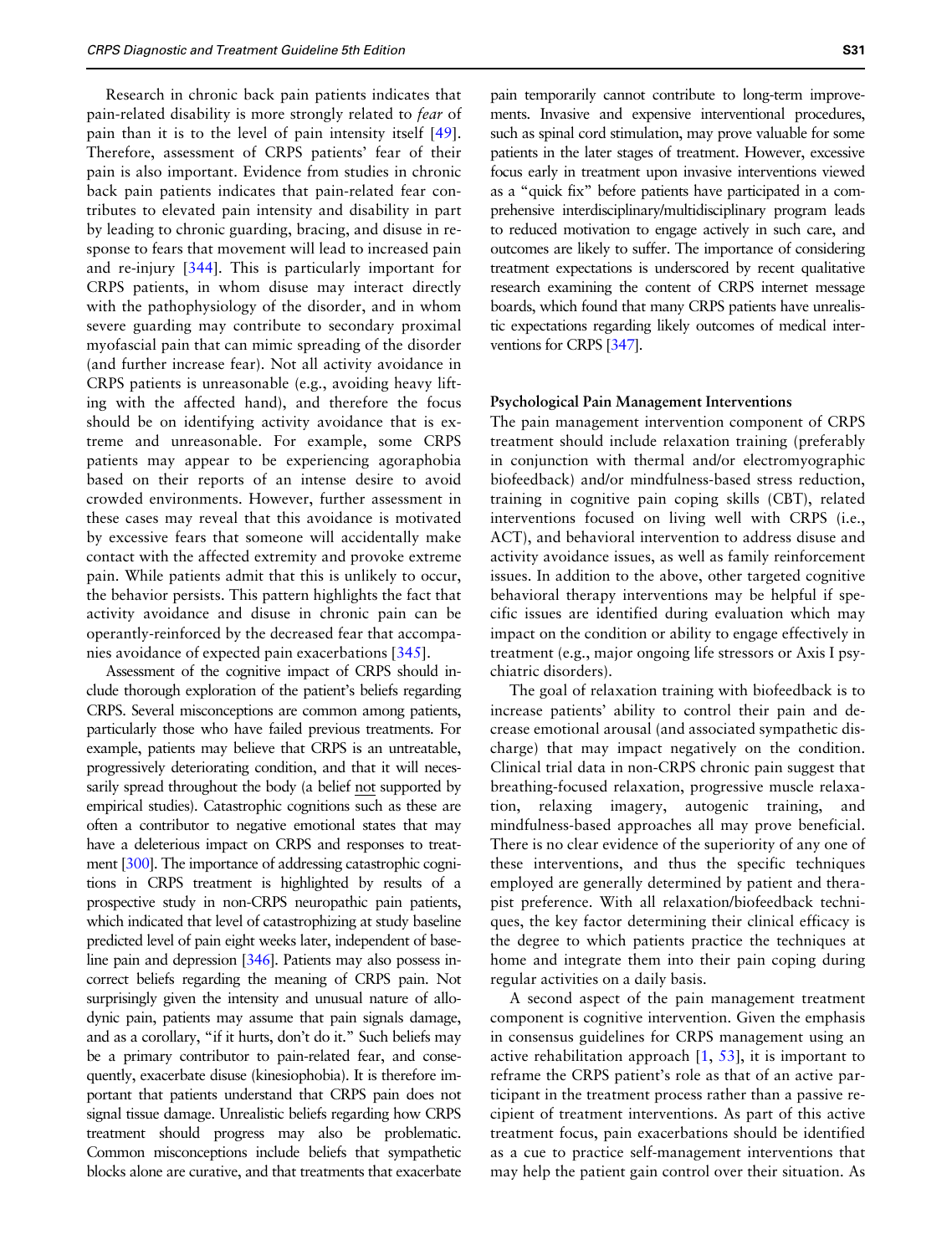Research in chronic back pain patients indicates that pain-related disability is more strongly related to *fear* of pain than it is to the level of pain intensity itself [49]. Therefore, assessment of CRPS patients' fear of their pain is also important. Evidence from studies in chronic back pain patients indicates that pain-related fear contributes to elevated pain intensity and disability in part by leading to chronic guarding, bracing, and disuse in response to fears that movement will lead to increased pain and re-injury [344]. This is particularly important for CRPS patients, in whom disuse may interact directly with the pathophysiology of the disorder, and in whom severe guarding may contribute to secondary proximal myofascial pain that can mimic spreading of the disorder (and further increase fear). Not all activity avoidance in CRPS patients is unreasonable (e.g., avoiding heavy lifting with the affected hand), and therefore the focus should be on identifying activity avoidance that is extreme and unreasonable. For example, some CRPS patients may appear to be experiencing agoraphobia based on their reports of an intense desire to avoid crowded environments. However, further assessment in these cases may reveal that this avoidance is motivated by excessive fears that someone will accidentally make contact with the affected extremity and provoke extreme pain. While patients admit that this is unlikely to occur, the behavior persists. This pattern highlights the fact that activity avoidance and disuse in chronic pain can be operantly-reinforced by the decreased fear that accompanies avoidance of expected pain exacerbations [345].

Assessment of the cognitive impact of CRPS should include thorough exploration of the patient's beliefs regarding CRPS. Several misconceptions are common among patients, particularly those who have failed previous treatments. For example, patients may believe that CRPS is an untreatable, progressively deteriorating condition, and that it will necessarily spread throughout the body (a belief <u>not</u> supported by empirical studies). Catastrophic cognitions such as these are often a contributor to negative emotional states that may have a deleterious impact on CRPS and responses to treatment [300]. The importance of addressing catastrophic cognitions in CRPS treatment is highlighted by results of a prospective study in non-CRPS neuropathic pain patients, which indicated that level of catastrophizing at study baseline predicted level of pain eight weeks later, independent of baseline pain and depression [346]. Patients may also possess incorrect beliefs regarding the meaning of CRPS pain. Not surprisingly given the intensity and unusual nature of allodynic pain, patients may assume that pain signals damage, and as a corollary, "if it hurts, don't do it." Such beliefs may be a primary contributor to pain-related fear, and consequently, exacerbate disuse (kinesiophobia). It is therefore important that patients understand that CRPS pain does not signal tissue damage. Unrealistic beliefs regarding how CRPS treatment should progress may also be problematic. Common misconceptions include beliefs that sympathetic blocks alone are curative, and that treatments that exacerbate pain temporarily cannot contribute to long-term improvements. Invasive and expensive interventional procedures, such as spinal cord stimulation, may prove valuable for some patients in the later stages of treatment. However, excessive focus early in treatment upon invasive interventions viewed as a "quick fix" before patients have participated in a comprehensive interdisciplinary/multidisciplinary program leads to reduced motivation to engage actively in such care, and outcomes are likely to suffer. The importance of considering treatment expectations is underscored by recent qualitative research examining the content of CRPS internet message boards, which found that many CRPS patients have unrealistic expectations regarding likely outcomes of medical interventions for CRPS [347].

### Psychological Pain Management Interventions

The pain management intervention component of CRPS treatment should include relaxation training (preferably in conjunction with thermal and/or electromyographic biofeedback) and/or mindfulness-based stress reduction, training in cognitive pain coping skills (CBT), related interventions focused on living well with CRPS (i.e., ACT), and behavioral intervention to address disuse and activity avoidance issues, as well as family reinforcement issues. In addition to the above, other targeted cognitive behavioral therapy interventions may be helpful if specific issues are identified during evaluation which may impact on the condition or ability to engage effectively in treatment (e.g., major ongoing life stressors or Axis I psychiatric disorders).

The goal of relaxation training with biofeedback is to increase patients' ability to control their pain and decrease emotional arousal (and associated sympathetic discharge) that may impact negatively on the condition. Clinical trial data in non-CRPS chronic pain suggest that breathing-focused relaxation, progressive muscle relaxation, relaxing imagery, autogenic training, and mindfulness-based approaches all may prove beneficial. There is no clear evidence of the superiority of any one of these interventions, and thus the specific techniques employed are generally determined by patient and therapist preference. With all relaxation/biofeedback techniques, the key factor determining their clinical efficacy is the degree to which patients practice the techniques at home and integrate them into their pain coping during regular activities on a daily basis.

A second aspect of the pain management treatment component is cognitive intervention. Given the emphasis in consensus guidelines for CRPS management using an active rehabilitation approach [1, 53], it is important to reframe the CRPS patient's role as that of an active participant in the treatment process rather than a passive recipient of treatment interventions. As part of this active treatment focus, pain exacerbations should be identified as a cue to practice self-management interventions that may help the patient gain control over their situation. As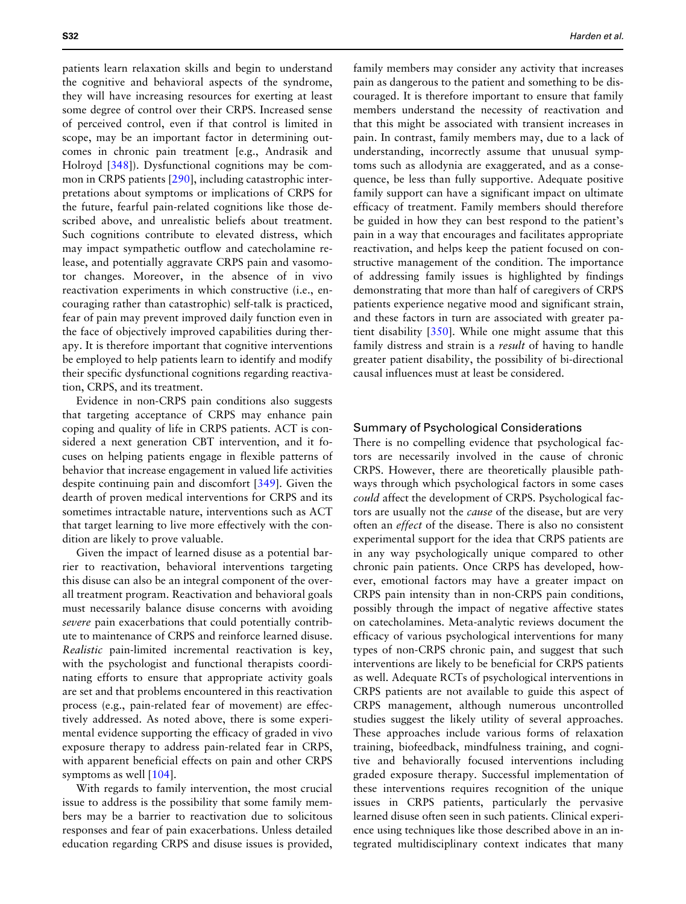patients learn relaxation skills and begin to understand the cognitive and behavioral aspects of the syndrome, they will have increasing resources for exerting at least some degree of control over their CRPS. Increased sense of perceived control, even if that control is limited in scope, may be an important factor in determining outcomes in chronic pain treatment [e.g., Andrasik and Holroyd [348]). Dysfunctional cognitions may be common in CRPS patients [290], including catastrophic interpretations about symptoms or implications of CRPS for the future, fearful pain-related cognitions like those described above, and unrealistic beliefs about treatment. Such cognitions contribute to elevated distress, which may impact sympathetic outflow and catecholamine release, and potentially aggravate CRPS pain and vasomotor changes. Moreover, in the absence of in vivo reactivation experiments in which constructive (i.e., encouraging rather than catastrophic) self-talk is practiced, fear of pain may prevent improved daily function even in the face of objectively improved capabilities during therapy. It is therefore important that cognitive interventions be employed to help patients learn to identify and modify their specific dysfunctional cognitions regarding reactivation, CRPS, and its treatment.

Evidence in non-CRPS pain conditions also suggests that targeting acceptance of CRPS may enhance pain coping and quality of life in CRPS patients. ACT is considered a next generation CBT intervention, and it focuses on helping patients engage in flexible patterns of behavior that increase engagement in valued life activities despite continuing pain and discomfort [349]. Given the dearth of proven medical interventions for CRPS and its sometimes intractable nature, interventions such as ACT that target learning to live more effectively with the condition are likely to prove valuable.

Given the impact of learned disuse as a potential barrier to reactivation, behavioral interventions targeting this disuse can also be an integral component of the overall treatment program. Reactivation and behavioral goals must necessarily balance disuse concerns with avoiding *severe* pain exacerbations that could potentially contribute to maintenance of CRPS and reinforce learned disuse. *Realistic* pain-limited incremental reactivation is key, with the psychologist and functional therapists coordinating efforts to ensure that appropriate activity goals are set and that problems encountered in this reactivation process (e.g., pain-related fear of movement) are effectively addressed. As noted above, there is some experimental evidence supporting the efficacy of graded in vivo exposure therapy to address pain-related fear in CRPS, with apparent beneficial effects on pain and other CRPS symptoms as well [104].

With regards to family intervention, the most crucial issue to address is the possibility that some family members may be a barrier to reactivation due to solicitous responses and fear of pain exacerbations. Unless detailed education regarding CRPS and disuse issues is provided, family members may consider any activity that increases pain as dangerous to the patient and something to be discouraged. It is therefore important to ensure that family members understand the necessity of reactivation and that this might be associated with transient increases in pain. In contrast, family members may, due to a lack of understanding, incorrectly assume that unusual symptoms such as allodynia are exaggerated, and as a consequence, be less than fully supportive. Adequate positive family support can have a significant impact on ultimate efficacy of treatment. Family members should therefore be guided in how they can best respond to the patient's pain in a way that encourages and facilitates appropriate reactivation, and helps keep the patient focused on constructive management of the condition. The importance of addressing family issues is highlighted by findings demonstrating that more than half of caregivers of CRPS patients experience negative mood and significant strain, and these factors in turn are associated with greater patient disability [350]. While one might assume that this family distress and strain is a *result* of having to handle greater patient disability, the possibility of bi-directional causal influences must at least be considered.

## Summary of Psychological Considerations

There is no compelling evidence that psychological factors are necessarily involved in the cause of chronic CRPS. However, there are theoretically plausible pathways through which psychological factors in some cases *could* affect the development of CRPS. Psychological factors are usually not the *cause* of the disease, but are very often an *effect* of the disease. There is also no consistent experimental support for the idea that CRPS patients are in any way psychologically unique compared to other chronic pain patients. Once CRPS has developed, however, emotional factors may have a greater impact on CRPS pain intensity than in non-CRPS pain conditions, possibly through the impact of negative affective states on catecholamines. Meta-analytic reviews document the efficacy of various psychological interventions for many types of non-CRPS chronic pain, and suggest that such interventions are likely to be beneficial for CRPS patients as well. Adequate RCTs of psychological interventions in CRPS patients are not available to guide this aspect of CRPS management, although numerous uncontrolled studies suggest the likely utility of several approaches. These approaches include various forms of relaxation training, biofeedback, mindfulness training, and cognitive and behaviorally focused interventions including graded exposure therapy. Successful implementation of these interventions requires recognition of the unique issues in CRPS patients, particularly the pervasive learned disuse often seen in such patients. Clinical experience using techniques like those described above in an integrated multidisciplinary context indicates that many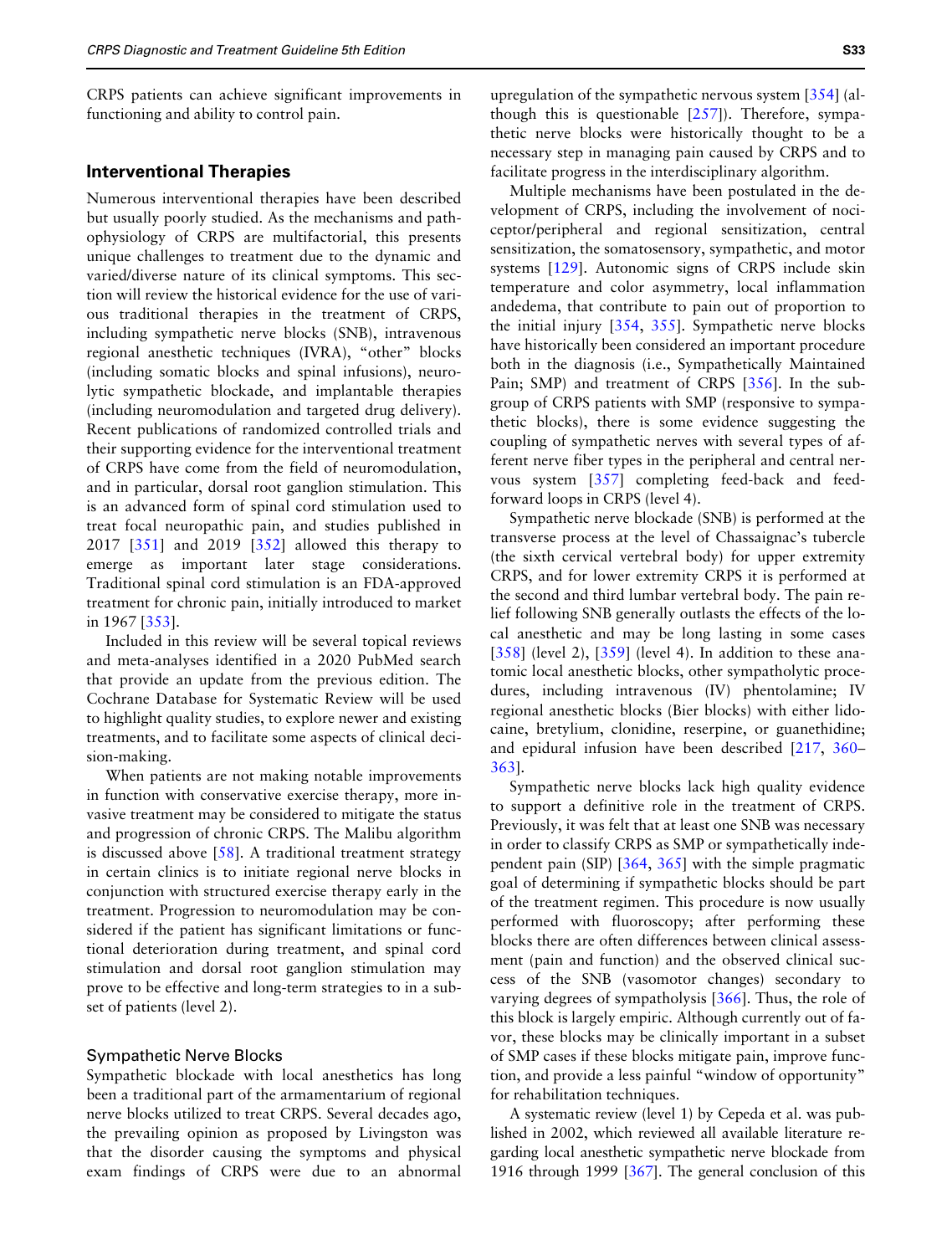CRPS patients can achieve significant improvements in functioning and ability to control pain.

## Interventional Therapies

Numerous interventional therapies have been described but usually poorly studied. As the mechanisms and pathophysiology of CRPS are multifactorial, this presents unique challenges to treatment due to the dynamic and varied/diverse nature of its clinical symptoms. This section will review the historical evidence for the use of various traditional therapies in the treatment of CRPS, including sympathetic nerve blocks (SNB), intravenous regional anesthetic techniques (IVRA), "other" blocks (including somatic blocks and spinal infusions), neurolytic sympathetic blockade, and implantable therapies (including neuromodulation and targeted drug delivery). Recent publications of randomized controlled trials and their supporting evidence for the interventional treatment of CRPS have come from the field of neuromodulation, and in particular, dorsal root ganglion stimulation. This is an advanced form of spinal cord stimulation used to treat focal neuropathic pain, and studies published in 2017 [351] and 2019 [352] allowed this therapy to emerge as important later stage considerations. Traditional spinal cord stimulation is an FDA-approved treatment for chronic pain, initially introduced to market in 1967 [353].

Included in this review will be several topical reviews and meta-analyses identified in a 2020 PubMed search that provide an update from the previous edition. The Cochrane Database for Systematic Review will be used to highlight quality studies, to explore newer and existing treatments, and to facilitate some aspects of clinical decision-making.

When patients are not making notable improvements in function with conservative exercise therapy, more invasive treatment may be considered to mitigate the status and progression of chronic CRPS. The Malibu algorithm is discussed above [58]. A traditional treatment strategy in certain clinics is to initiate regional nerve blocks in conjunction with structured exercise therapy early in the treatment. Progression to neuromodulation may be considered if the patient has significant limitations or functional deterioration during treatment, and spinal cord stimulation and dorsal root ganglion stimulation may prove to be effective and long-term strategies to in a subset of patients (level 2).

### Sympathetic Nerve Blocks

Sympathetic blockade with local anesthetics has long been a traditional part of the armamentarium of regional nerve blocks utilized to treat CRPS. Several decades ago, the prevailing opinion as proposed by Livingston was that the disorder causing the symptoms and physical exam findings of CRPS were due to an abnormal upregulation of the sympathetic nervous system [354] (although this is questionable [257]). Therefore, sympathetic nerve blocks were historically thought to be a necessary step in managing pain caused by CRPS and to facilitate progress in the interdisciplinary algorithm.

Multiple mechanisms have been postulated in the development of CRPS, including the involvement of nociceptor/peripheral and regional sensitization, central sensitization, the somatosensory, sympathetic, and motor systems [129]. Autonomic signs of CRPS include skin temperature and color asymmetry, local inflammation andedema, that contribute to pain out of proportion to the initial injury [354, 355]. Sympathetic nerve blocks have historically been considered an important procedure both in the diagnosis (i.e., Sympathetically Maintained Pain; SMP) and treatment of CRPS [356]. In the subgroup of CRPS patients with SMP (responsive to sympathetic blocks), there is some evidence suggesting the coupling of sympathetic nerves with several types of afferent nerve fiber types in the peripheral and central nervous system [357] completing feed-back and feed-forward loops in CRPS (level 4).

Sympathetic nerve blockade (SNB) is performed at the transverse process at the level of Chassaignac's tubercle (the sixth cervical vertebral body) for upper extremity CRPS, and for lower extremity CRPS it is performed at the second and third lumbar vertebral body. The pain relief following SNB generally outlasts the effects of the local anesthetic and may be long lasting in some cases [358] (level 2), [359] (level 4). In addition to these anatomic local anesthetic blocks, other sympatholytic procedures, including intravenous (IV) phentolamine; IV regional anesthetic blocks (Bier blocks) with either lidocaine, bretylium, clonidine, reserpine, or guanethidine; and epidural infusion have been described [217, 360–363].

Sympathetic nerve blocks lack high quality evidence to support a definitive role in the treatment of CRPS. Previously, it was felt that at least one SNB was necessary in order to classify CRPS as SMP or sympathetically independent pain (SIP) [364, 365] with the simple pragmatic goal of determining if sympathetic blocks should be part of the treatment regimen. This procedure is now usually performed with fluoroscopy; after performing these blocks there are often differences between clinical assessment (pain and function) and the observed clinical success of the SNB (vasomotor changes) secondary to varying degrees of sympatholysis [366]. Thus, the role of this block is largely empiric. Although currently out of favor, these blocks may be clinically important in a subset of SMP cases if these blocks mitigate pain, improve function, and provide a less painful "window of opportunity" for rehabilitation techniques.

A systematic review (level 1) by Cepeda et al. was published in 2002, which reviewed all available literature regarding local anesthetic sympathetic nerve blockade from 1916 through 1999 [367]. The general conclusion of this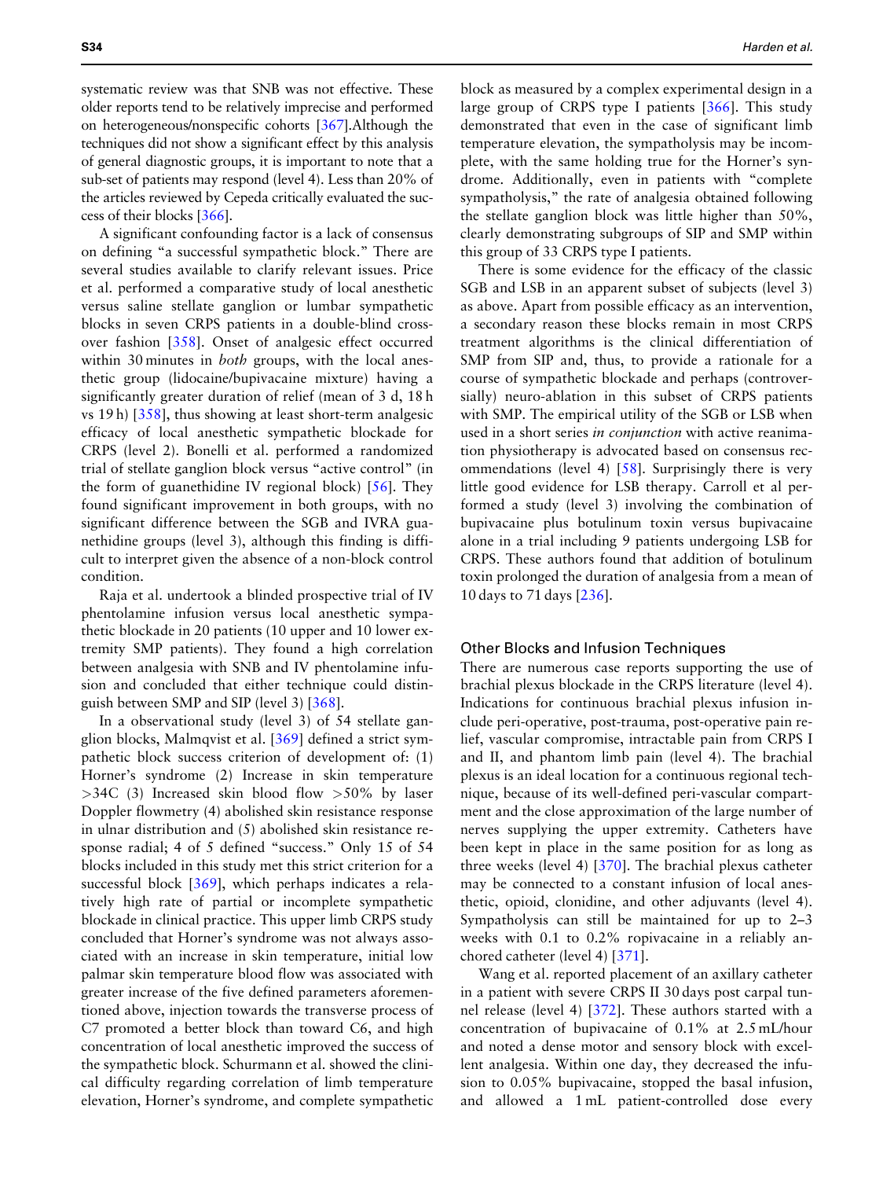systematic review was that SNB was not effective. These older reports tend to be relatively imprecise and performed on heterogeneous/nonspecific cohorts [367].Although the techniques did not show a significant effect by this analysis of general diagnostic groups, it is important to note that a sub-set of patients may respond (level 4). Less than 20% of the articles reviewed by Cepeda critically evaluated the success of their blocks [366].

A significant confounding factor is a lack of consensus on defining "a successful sympathetic block." There are several studies available to clarify relevant issues. Price et al. performed a comparative study of local anesthetic versus saline stellate ganglion or lumbar sympathetic blocks in seven CRPS patients in a double-blind crossover fashion [358]. Onset of analgesic effect occurred within 30 minutes in *both* groups, with the local anesthetic group (lidocaine/bupivacaine mixture) having a significantly greater duration of relief (mean of 3 d, 18 h vs 19 h) [358], thus showing at least short-term analgesic efficacy of local anesthetic sympathetic blockade for CRPS (level 2). Bonelli et al. performed a randomized trial of stellate ganglion block versus "active control" (in the form of guanethidine IV regional block) [56]. They found significant improvement in both groups, with no significant difference between the SGB and IVRA guanethidine groups (level 3), although this finding is difficult to interpret given the absence of a non-block control condition.

Raja et al. undertook a blinded prospective trial of IV phentolamine infusion versus local anesthetic sympathetic blockade in 20 patients (10 upper and 10 lower extremity SMP patients). They found a high correlation between analgesia with SNB and IV phentolamine infusion and concluded that either technique could distinguish between SMP and SIP (level 3) [368].

In a observational study (level 3) of 54 stellate ganglion blocks, Malmqvist et al. [369] defined a strict sympathetic block success criterion of development of: (1) Horner's syndrome (2) Increase in skin temperature >34C (3) Increased skin blood flow >50% by laser Doppler flowmetry (4) abolished skin resistance response in ulnar distribution and (5) abolished skin resistance response radial; 4 of 5 defined "success." Only 15 of 54 blocks included in this study met this strict criterion for a successful block [369], which perhaps indicates a relatively high rate of partial or incomplete sympathetic blockade in clinical practice. This upper limb CRPS study concluded that Horner's syndrome was not always associated with an increase in skin temperature, initial low palmar skin temperature blood flow was associated with greater increase of the five defined parameters aforementioned above, injection towards the transverse process of C7 promoted a better block than toward C6, and high concentration of local anesthetic improved the success of the sympathetic block. Schurmann et al. showed the clinical difficulty regarding correlation of limb temperature elevation, Horner's syndrome, and complete sympathetic block as measured by a complex experimental design in a large group of CRPS type I patients [366]. This study demonstrated that even in the case of significant limb temperature elevation, the sympatholysis may be incomplete, with the same holding true for the Horner's syndrome. Additionally, even in patients with "complete sympatholysis," the rate of analgesia obtained following the stellate ganglion block was little higher than 50%, clearly demonstrating subgroups of SIP and SMP within this group of 33 CRPS type I patients.

There is some evidence for the efficacy of the classic SGB and LSB in an apparent subset of subjects (level 3) as above. Apart from possible efficacy as an intervention, a secondary reason these blocks remain in most CRPS treatment algorithms is the clinical differentiation of SMP from SIP and, thus, to provide a rationale for a course of sympathetic blockade and perhaps (controversially) neuro-ablation in this subset of CRPS patients with SMP. The empirical utility of the SGB or LSB when used in a short series *in conjunction* with active reanimation physiotherapy is advocated based on consensus recommendations (level 4) [58]. Surprisingly there is very little good evidence for LSB therapy. Carroll et al performed a study (level 3) involving the combination of bupivacaine plus botulinum toxin versus bupivacaine alone in a trial including 9 patients undergoing LSB for CRPS. These authors found that addition of botulinum toxin prolonged the duration of analgesia from a mean of 10 days to 71 days [236].

## Other Blocks and Infusion Techniques

There are numerous case reports supporting the use of brachial plexus blockade in the CRPS literature (level 4). Indications for continuous brachial plexus infusion include peri-operative, post-trauma, post-operative pain relief, vascular compromise, intractable pain from CRPS I and II, and phantom limb pain (level 4). The brachial plexus is an ideal location for a continuous regional technique, because of its well-defined peri-vascular compartment and the close approximation of the large number of nerves supplying the upper extremity. Catheters have been kept in place in the same position for as long as three weeks (level 4) [370]. The brachial plexus catheter may be connected to a constant infusion of local anesthetic, opioid, clonidine, and other adjuvants (level 4). Sympatholysis can still be maintained for up to 2–3 weeks with 0.1 to 0.2% ropivacaine in a reliably anchored catheter (level 4) [371].

Wang et al. reported placement of an axillary catheter in a patient with severe CRPS II 30 days post carpal tunnel release (level 4) [372]. These authors started with a concentration of bupivacaine of 0.1% at 2.5 mL/hour and noted a dense motor and sensory block with excellent analgesia. Within one day, they decreased the infusion to 0.05% bupivacaine, stopped the basal infusion, and allowed a 1 mL patient-controlled dose every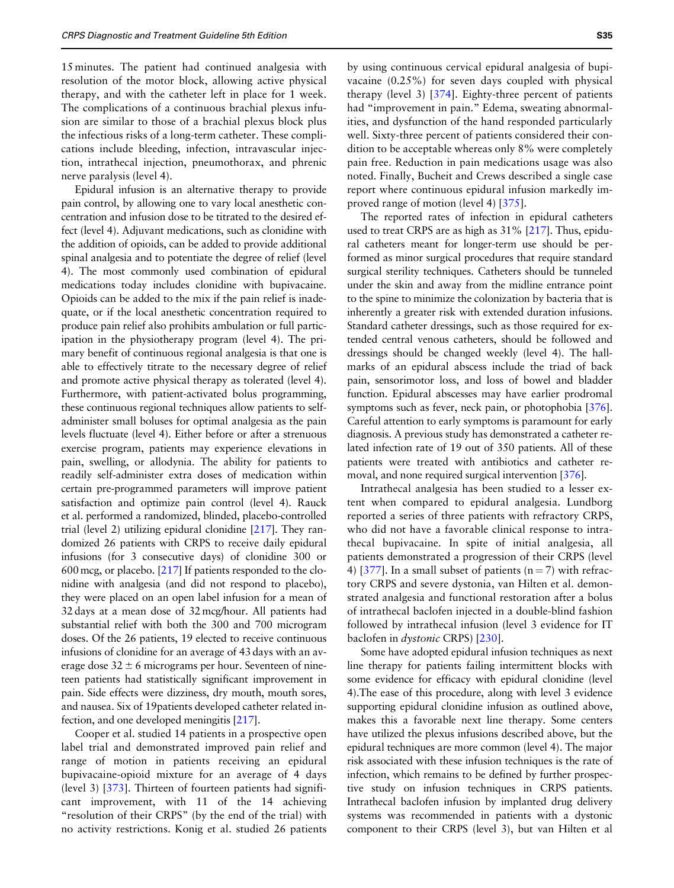15 minutes. The patient had continued analgesia with resolution of the motor block, allowing active physical therapy, and with the catheter left in place for 1 week. The complications of a continuous brachial plexus infusion are similar to those of a brachial plexus block plus the infectious risks of a long-term catheter. These complications include bleeding, infection, intravascular injection, intrathecal injection, pneumothorax, and phrenic nerve paralysis (level 4).

Epidural infusion is an alternative therapy to provide pain control, by allowing one to vary local anesthetic concentration and infusion dose to be titrated to the desired effect (level 4). Adjuvant medications, such as clonidine with the addition of opioids, can be added to provide additional spinal analgesia and to potentiate the degree of relief (level 4). The most commonly used combination of epidural medications today includes clonidine with bupivacaine. Opioids can be added to the mix if the pain relief is inadequate, or if the local anesthetic concentration required to produce pain relief also prohibits ambulation or full participation in the physiotherapy program (level 4). The primary benefit of continuous regional analgesia is that one is able to effectively titrate to the necessary degree of relief and promote active physical therapy as tolerated (level 4). Furthermore, with patient-activated bolus programming, these continuous regional techniques allow patients to self-administer small boluses for optimal analgesia as the pain levels fluctuate (level 4). Either before or after a strenuous exercise program, patients may experience elevations in pain, swelling, or allodynia. The ability for patients to readily self-administer extra doses of medication within certain pre-programmed parameters will improve patient satisfaction and optimize pain control (level 4). Rauck et al. performed a randomized, blinded, placebo-controlled trial (level 2) utilizing epidural clonidine [217]. They randomized 26 patients with CRPS to receive daily epidural infusions (for 3 consecutive days) of clonidine 300 or 600 mcg, or placebo. [217] If patients responded to the clonidine with analgesia (and did not respond to placebo), they were placed on an open label infusion for a mean of 32 days at a mean dose of 32 mcg/hour. All patients had substantial relief with both the 300 and 700 microgram doses. Of the 26 patients, 19 elected to receive continuous infusions of clonidine for an average of 43 days with an average dose 32 ± 6 micrograms per hour. Seventeen of nineteen patients had statistically significant improvement in pain. Side effects were dizziness, dry mouth, mouth sores, and nausea. Six of 19patients developed catheter related infection, and one developed meningitis [217].

Cooper et al. studied 14 patients in a prospective open label trial and demonstrated improved pain relief and range of motion in patients receiving an epidural bupivacaine-opioid mixture for an average of 4 days (level 3) [373]. Thirteen of fourteen patients had significant improvement, with 11 of the 14 achieving "resolution of their CRPS" (by the end of the trial) with no activity restrictions. Konig et al. studied 26 patients by using continuous cervical epidural analgesia of bupivacaine (0.25%) for seven days coupled with physical therapy (level 3) [374]. Eighty-three percent of patients had "improvement in pain." Edema, sweating abnormalities, and dysfunction of the hand responded particularly well. Sixty-three percent of patients considered their condition to be acceptable whereas only 8% were completely pain free. Reduction in pain medications usage was also noted. Finally, Bucheit and Crews described a single case report where continuous epidural infusion markedly improved range of motion (level 4) [375].

The reported rates of infection in epidural catheters used to treat CRPS are as high as 31% [217]. Thus, epidural catheters meant for longer-term use should be performed as minor surgical procedures that require standard surgical sterility techniques. Catheters should be tunneled under the skin and away from the midline entrance point to the spine to minimize the colonization by bacteria that is inherently a greater risk with extended duration infusions. Standard catheter dressings, such as those required for extended central venous catheters, should be followed and dressings should be changed weekly (level 4). The hallmarks of an epidural abscess include the triad of back pain, sensorimotor loss, and loss of bowel and bladder function. Epidural abscesses may have earlier prodromal symptoms such as fever, neck pain, or photophobia [376]. Careful attention to early symptoms is paramount for early diagnosis. A previous study has demonstrated a catheter related infection rate of 19 out of 350 patients. All of these patients were treated with antibiotics and catheter removal, and none required surgical intervention [376].

Intrathecal analgesia has been studied to a lesser extent when compared to epidural analgesia. Lundberg reported a series of three patients with refractory CRPS, who did not have a favorable clinical response to intrathecal bupivacaine. In spite of initial analgesia, all patients demonstrated a progression of their CRPS (level 4) [377]. In a small subset of patients (n = 7) with refractory CRPS and severe dystonia, van Hilten et al. demonstrated analgesia and functional restoration after a bolus of intrathecal baclofen injected in a double-blind fashion followed by intrathecal infusion (level 3 evidence for IT baclofen in *dystonic* CRPS) [230].

Some have adopted epidural infusion techniques as next line therapy for patients failing intermittent blocks with some evidence for efficacy with epidural clonidine (level 4).The ease of this procedure, along with level 3 evidence supporting epidural clonidine infusion as outlined above, makes this a favorable next line therapy. Some centers have utilized the plexus infusions described above, but the epidural techniques are more common (level 4). The major risk associated with these infusion techniques is the rate of infection, which remains to be defined by further prospective study on infusion techniques in CRPS patients. Intrathecal baclofen infusion by implanted drug delivery systems was recommended in patients with a dystonic component to their CRPS (level 3), but van Hilten et al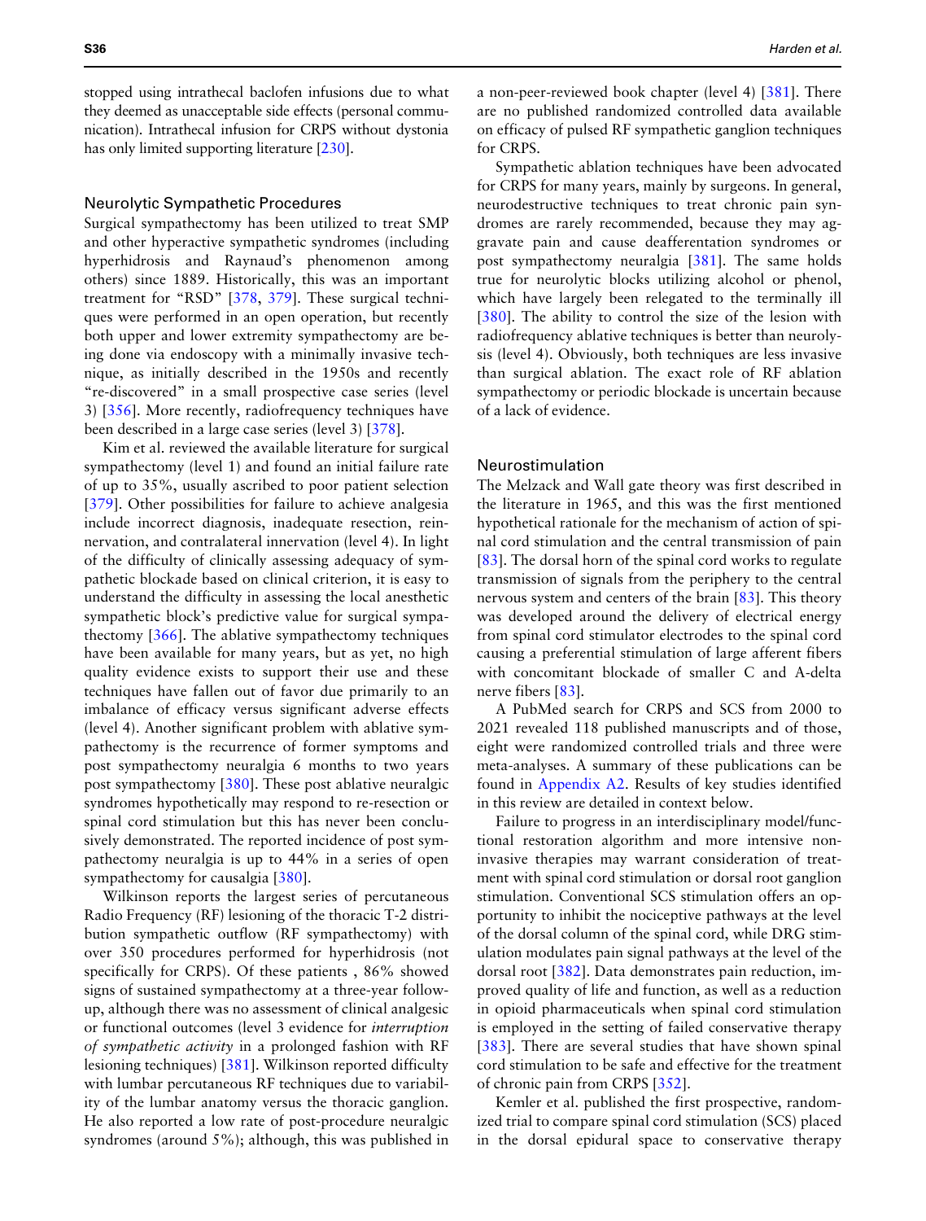stopped using intrathecal baclofen infusions due to what they deemed as unacceptable side effects (personal communication). Intrathecal infusion for CRPS without dystonia has only limited supporting literature [230].

### Neurolytic Sympathetic Procedures

Surgical sympathectomy has been utilized to treat SMP and other hyperactive sympathetic syndromes (including hyperhidrosis and Raynaud's phenomenon among others) since 1889. Historically, this was an important treatment for "RSD" [378, 379]. These surgical techniques were performed in an open operation, but recently both upper and lower extremity sympathectomy are being done via endoscopy with a minimally invasive technique, as initially described in the 1950s and recently "re-discovered" in a small prospective case series (level 3) [356]. More recently, radiofrequency techniques have been described in a large case series (level 3) [378].

Kim et al. reviewed the available literature for surgical sympathectomy (level 1) and found an initial failure rate of up to 35%, usually ascribed to poor patient selection [379]. Other possibilities for failure to achieve analgesia include incorrect diagnosis, inadequate resection, reinnervation, and contralateral innervation (level 4). In light of the difficulty of clinically assessing adequacy of sympathetic blockade based on clinical criterion, it is easy to understand the difficulty in assessing the local anesthetic sympathetic block's predictive value for surgical sympathectomy [366]. The ablative sympathectomy techniques have been available for many years, but as yet, no high quality evidence exists to support their use and these techniques have fallen out of favor due primarily to an imbalance of efficacy versus significant adverse effects (level 4). Another significant problem with ablative sympathectomy is the recurrence of former symptoms and post sympathectomy neuralgia 6 months to two years post sympathectomy [380]. These post ablative neuralgic syndromes hypothetically may respond to re-resection or spinal cord stimulation but this has never been conclusively demonstrated. The reported incidence of post sympathectomy neuralgia is up to 44% in a series of open sympathectomy for causalgia [380].

Wilkinson reports the largest series of percutaneous Radio Frequency (RF) lesioning of the thoracic T-2 distribution sympathetic outflow (RF sympathectomy) with over 350 procedures performed for hyperhidrosis (not specifically for CRPS). Of these patients , 86% showed signs of sustained sympathectomy at a three-year follow-up, although there was no assessment of clinical analgesic or functional outcomes (level 3 evidence for *interruption of sympathetic activity* in a prolonged fashion with RF lesioning techniques) [381]. Wilkinson reported difficulty with lumbar percutaneous RF techniques due to variability of the lumbar anatomy versus the thoracic ganglion. He also reported a low rate of post-procedure neuralgic syndromes (around 5%); although, this was published in a non-peer-reviewed book chapter (level 4) [381]. There are no published randomized controlled data available on efficacy of pulsed RF sympathetic ganglion techniques for CRPS.

Sympathetic ablation techniques have been advocated for CRPS for many years, mainly by surgeons. In general, neurodestructive techniques to treat chronic pain syndromes are rarely recommended, because they may aggravate pain and cause deafferentation syndromes or post sympathectomy neuralgia [381]. The same holds true for neurolytic blocks utilizing alcohol or phenol, which have largely been relegated to the terminally ill [380]. The ability to control the size of the lesion with radiofrequency ablative techniques is better than neurolysis (level 4). Obviously, both techniques are less invasive than surgical ablation. The exact role of RF ablation sympathectomy or periodic blockade is uncertain because of a lack of evidence.

### Neurostimulation

The Melzack and Wall gate theory was first described in the literature in 1965, and this was the first mentioned hypothetical rationale for the mechanism of action of spinal cord stimulation and the central transmission of pain [83]. The dorsal horn of the spinal cord works to regulate transmission of signals from the periphery to the central nervous system and centers of the brain [83]. This theory was developed around the delivery of electrical energy from spinal cord stimulator electrodes to the spinal cord causing a preferential stimulation of large afferent fibers with concomitant blockade of smaller C and A-delta nerve fibers [83].

A PubMed search for CRPS and SCS from 2000 to 2021 revealed 118 published manuscripts and of those, eight were randomized controlled trials and three were meta-analyses. A summary of these publications can be found in Appendix A2. Results of key studies identified in this review are detailed in context below.

Failure to progress in an interdisciplinary model/functional restoration algorithm and more intensive noninvasive therapies may warrant consideration of treatment with spinal cord stimulation or dorsal root ganglion stimulation. Conventional SCS stimulation offers an opportunity to inhibit the nociceptive pathways at the level of the dorsal column of the spinal cord, while DRG stimulation modulates pain signal pathways at the level of the dorsal root [382]. Data demonstrates pain reduction, improved quality of life and function, as well as a reduction in opioid pharmaceuticals when spinal cord stimulation is employed in the setting of failed conservative therapy [383]. There are several studies that have shown spinal cord stimulation to be safe and effective for the treatment of chronic pain from CRPS [352].

Kemler et al. published the first prospective, randomized trial to compare spinal cord stimulation (SCS) placed in the dorsal epidural space to conservative therapy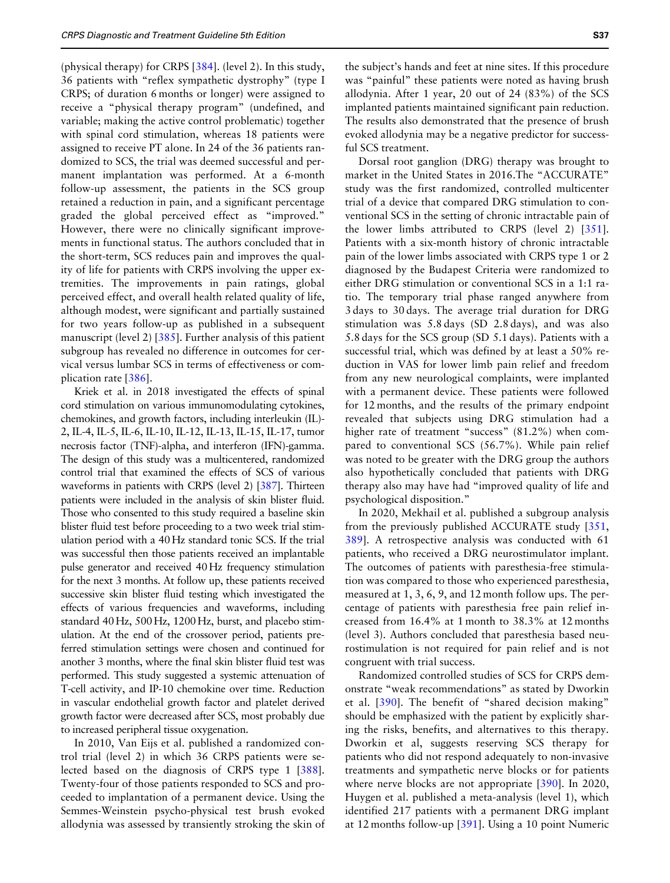(physical therapy) for CRPS [384]. (level 2). In this study, 36 patients with "reflex sympathetic dystrophy" (type I CRPS; of duration 6 months or longer) were assigned to receive a "physical therapy program" (undefined, and variable; making the active control problematic) together with spinal cord stimulation, whereas 18 patients were assigned to receive PT alone. In 24 of the 36 patients randomized to SCS, the trial was deemed successful and permanent implantation was performed. At a 6-month follow-up assessment, the patients in the SCS group retained a reduction in pain, and a significant percentage graded the global perceived effect as "improved." However, there were no clinically significant improvements in functional status. The authors concluded that in the short-term, SCS reduces pain and improves the quality of life for patients with CRPS involving the upper extremities. The improvements in pain ratings, global perceived effect, and overall health related quality of life, although modest, were significant and partially sustained for two years follow-up as published in a subsequent manuscript (level 2) [385]. Further analysis of this patient subgroup has revealed no difference in outcomes for cervical versus lumbar SCS in terms of effectiveness or complication rate [386].

Kriek et al. in 2018 investigated the effects of spinal cord stimulation on various immunomodulating cytokines, chemokines, and growth factors, including interleukin (IL)-2, IL-4, IL-5, IL-6, IL-10, IL-12, IL-13, IL-15, IL-17, tumor necrosis factor (TNF)-alpha, and interferon (IFN)-gamma. The design of this study was a multicentered, randomized control trial that examined the effects of SCS of various waveforms in patients with CRPS (level 2) [387]. Thirteen patients were included in the analysis of skin blister fluid. Those who consented to this study required a baseline skin blister fluid test before proceeding to a two week trial stimulation period with a 40 Hz standard tonic SCS. If the trial was successful then those patients received an implantable pulse generator and received 40 Hz frequency stimulation for the next 3 months. At follow up, these patients received successive skin blister fluid testing which investigated the effects of various frequencies and waveforms, including standard 40 Hz, 500 Hz, 1200 Hz, burst, and placebo stimulation. At the end of the crossover period, patients preferred stimulation settings were chosen and continued for another 3 months, where the final skin blister fluid test was performed. This study suggested a systemic attenuation of T-cell activity, and IP-10 chemokine over time. Reduction in vascular endothelial growth factor and platelet derived growth factor were decreased after SCS, most probably due to increased peripheral tissue oxygenation.

In 2010, Van Eijs et al. published a randomized control trial (level 2) in which 36 CRPS patients were selected based on the diagnosis of CRPS type 1 [388]. Twenty-four of those patients responded to SCS and proceeded to implantation of a permanent device. Using the Semmes-Weinstein psycho-physical test brush evoked allodynia was assessed by transiently stroking the skin of the subject's hands and feet at nine sites. If this procedure was "painful" these patients were noted as having brush allodynia. After 1 year, 20 out of 24 (83%) of the SCS implanted patients maintained significant pain reduction. The results also demonstrated that the presence of brush evoked allodynia may be a negative predictor for successful SCS treatment.

Dorsal root ganglion (DRG) therapy was brought to market in the United States in 2016.The "ACCURATE" study was the first randomized, controlled multicenter trial of a device that compared DRG stimulation to conventional SCS in the setting of chronic intractable pain of the lower limbs attributed to CRPS (level 2) [351]. Patients with a six-month history of chronic intractable pain of the lower limbs associated with CRPS type 1 or 2 diagnosed by the Budapest Criteria were randomized to either DRG stimulation or conventional SCS in a 1:1 ratio. The temporary trial phase ranged anywhere from 3 days to 30 days. The average trial duration for DRG stimulation was 5.8 days (SD 2.8 days), and was also 5.8 days for the SCS group (SD 5.1 days). Patients with a successful trial, which was defined by at least a 50% reduction in VAS for lower limb pain relief and freedom from any new neurological complaints, were implanted with a permanent device. These patients were followed for 12 months, and the results of the primary endpoint revealed that subjects using DRG stimulation had a higher rate of treatment "success" (81.2%) when compared to conventional SCS (56.7%). While pain relief was noted to be greater with the DRG group the authors also hypothetically concluded that patients with DRG therapy also may have had "improved quality of life and psychological disposition."

In 2020, Mekhail et al. published a subgroup analysis from the previously published ACCURATE study [351, 389]. A retrospective analysis was conducted with 61 patients, who received a DRG neurostimulator implant. The outcomes of patients with paresthesia-free stimulation was compared to those who experienced paresthesia, measured at 1, 3, 6, 9, and 12 month follow ups. The percentage of patients with paresthesia free pain relief increased from 16.4% at 1 month to 38.3% at 12 months (level 3). Authors concluded that paresthesia based neurostimulation is not required for pain relief and is not congruent with trial success.

Randomized controlled studies of SCS for CRPS demonstrate "weak recommendations" as stated by Dworkin et al. [390]. The benefit of "shared decision making" should be emphasized with the patient by explicitly sharing the risks, benefits, and alternatives to this therapy. Dworkin et al, suggests reserving SCS therapy for patients who did not respond adequately to non-invasive treatments and sympathetic nerve blocks or for patients where nerve blocks are not appropriate [390]. In 2020, Huygen et al. published a meta-analysis (level 1), which identified 217 patients with a permanent DRG implant at 12 months follow-up [391]. Using a 10 point Numeric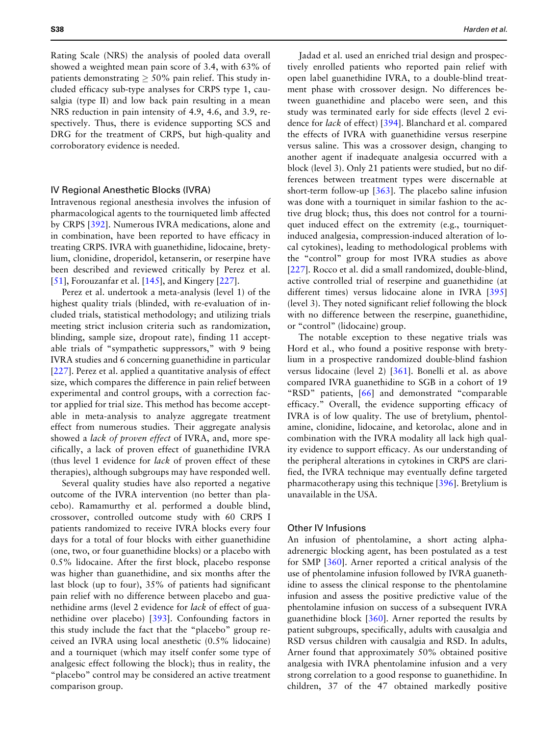Rating Scale (NRS) the analysis of pooled data overall showed a weighted mean pain score of 3.4, with 63% of patients demonstrating $\geq$ 50% pain relief. This study included efficacy sub-type analyses for CRPS type 1, causalgia (type II) and low back pain resulting in a mean NRS reduction in pain intensity of 4.9, 4.6, and 3.9, respectively. Thus, there is evidence supporting SCS and DRG for the treatment of CRPS, but high-quality and corroboratory evidence is needed.

### IV Regional Anesthetic Blocks (IVRA)

Intravenous regional anesthesia involves the infusion of pharmacological agents to the tourniqueted limb affected by CRPS [392]. Numerous IVRA medications, alone and in combination, have been reported to have efficacy in treating CRPS. IVRA with guanethidine, lidocaine, bretylium, clonidine, droperidol, ketanserin, or reserpine have been described and reviewed critically by Perez et al. [51], Forouzanfar et al. [145], and Kingery [227].

Perez et al. undertook a meta-analysis (level 1) of the highest quality trials (blinded, with re-evaluation of included trials, statistical methodology; and utilizing trials meeting strict inclusion criteria such as randomization, blinding, sample size, dropout rate), finding 11 acceptable trials of "sympathetic suppressors," with 9 being IVRA studies and 6 concerning guanethidine in particular [227]. Perez et al. applied a quantitative analysis of effect size, which compares the difference in pain relief between experimental and control groups, with a correction factor applied for trial size. This method has become acceptable in meta-analysis to analyze aggregate treatment effect from numerous studies. Their aggregate analysis showed a *lack of proven effect* of IVRA, and, more specifically, a lack of proven effect of guanethidine IVRA (thus level 1 evidence for *lack* of proven effect of these therapies), although subgroups may have responded well.

Several quality studies have also reported a negative outcome of the IVRA intervention (no better than placebo). Ramamurthy et al. performed a double blind, crossover, controlled outcome study with 60 CRPS I patients randomized to receive IVRA blocks every four days for a total of four blocks with either guanethidine (one, two, or four guanethidine blocks) or a placebo with 0.5% lidocaine. After the first block, placebo response was higher than guanethidine, and six months after the last block (up to four), 35% of patients had significant pain relief with no difference between placebo and guanethidine arms (level 2 evidence for *lack* of effect of guanethidine over placebo) [393]. Confounding factors in this study include the fact that the "placebo" group received an IVRA using local anesthetic (0.5% lidocaine) and a tourniquet (which may itself confer some type of analgesic effect following the block); thus in reality, the "placebo" control may be considered an active treatment comparison group.

Jadad et al. used an enriched trial design and prospectively enrolled patients who reported pain relief with open label guanethidine IVRA, to a double-blind treatment phase with crossover design. No differences between guanethidine and placebo were seen, and this study was terminated early for side effects (level 2 evidence for *lack* of effect) [394]. Blanchard et al. compared the effects of IVRA with guanethidine versus reserpine versus saline. This was a crossover design, changing to another agent if inadequate analgesia occurred with a block (level 3). Only 21 patients were studied, but no differences between treatment types were discernable at short-term follow-up [363]. The placebo saline infusion was done with a tourniquet in similar fashion to the active drug block; thus, this does not control for a tourniquet induced effect on the extremity (e.g., tourniquet-induced analgesia, compression-induced alteration of local cytokines), leading to methodological problems with the "control" group for most IVRA studies as above [227]. Rocco et al. did a small randomized, double-blind, active controlled trial of reserpine and guanethidine (at different times) versus lidocaine alone in IVRA [395] (level 3). They noted significant relief following the block with no difference between the reserpine, guanethidine, or "control" (lidocaine) group.

The notable exception to these negative trials was Hord et al., who found a positive response with bretylium in a prospective randomized double-blind fashion versus lidocaine (level 2) [361]. Bonelli et al. as above compared IVRA guanethidine to SGB in a cohort of 19 "RSD" patients, [66] and demonstrated "comparable efficacy." Overall, the evidence supporting efficacy of IVRA is of low quality. The use of bretylium, phentolamine, clonidine, lidocaine, and ketorolac, alone and in combination with the IVRA modality all lack high quality evidence to support efficacy. As our understanding of the peripheral alterations in cytokines in CRPS are clarified, the IVRA technique may eventually define targeted pharmacotherapy using this technique [396]. Bretylium is unavailable in the USA.

### Other IV Infusions

An infusion of phentolamine, a short acting alpha-adrenergic blocking agent, has been postulated as a test for SMP [360]. Arner reported a critical analysis of the use of phentolamine infusion followed by IVRA guanethidine to assess the clinical response to the phentolamine infusion and assess the positive predictive value of the phentolamine infusion on success of a subsequent IVRA guanethidine block [360]. Arner reported the results by patient subgroups, specifically, adults with causalgia and RSD versus children with causalgia and RSD. In adults, Arner found that approximately 50% obtained positive analgesia with IVRA phentolamine infusion and a very strong correlation to a good response to guanethidine. In children, 37 of the 47 obtained markedly positive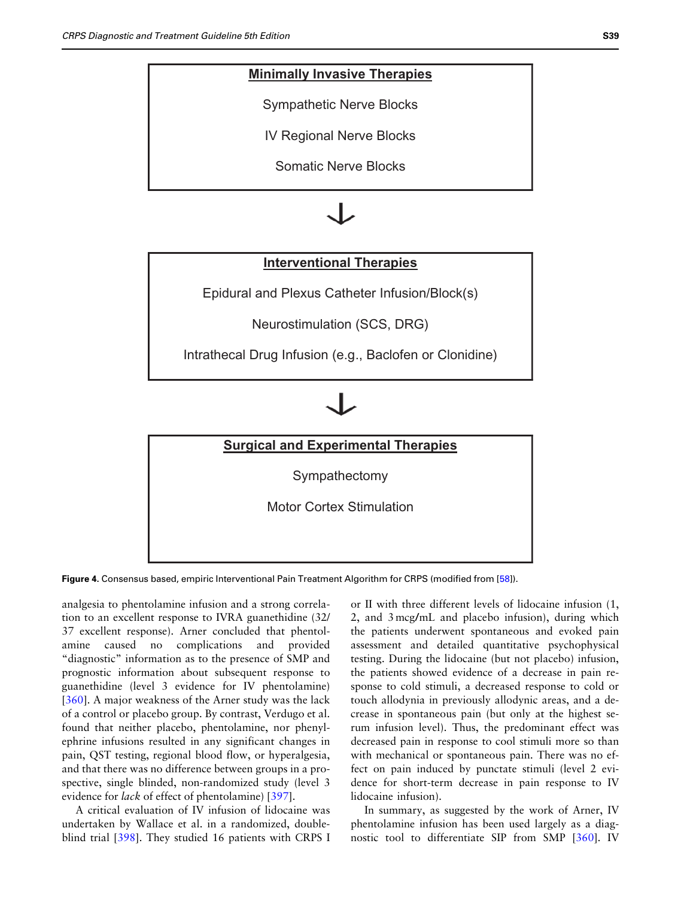**Minimally Invasive Therapies**

Sympathetic Nerve Blocks

IV Regional Nerve Blocks

Somatic Nerve Blocks

↓

**Interventional Therapies**

Epidural and Plexus Catheter Infusion/Block(s)

Neurostimulation (SCS, DRG)

Intrathecal Drug Infusion (e.g., Baclofen or Clonidine)

↓

**Surgical and Experimental Therapies**

Sympathectomy

Motor Cortex Stimulation

**Figure 4.** Consensus based, empiric Interventional Pain Treatment Algorithm for CRPS (modified from [58]).

analgesia to phentolamine infusion and a strong correlation to an excellent response to IVRA guanethidine (32/37 excellent response). Arner concluded that phentolamine caused no complications and provided "diagnostic" information as to the presence of SMP and prognostic information about subsequent response to guanethidine (level 3 evidence for IV phentolamine) [360]. A major weakness of the Arner study was the lack of a control or placebo group. By contrast, Verdugo et al. found that neither placebo, phentolamine, nor phenylephrine infusions resulted in any significant changes in pain, QST testing, regional blood flow, or hyperalgesia, and that there was no difference between groups in a prospective, single blinded, non-randomized study (level 3 evidence for *lack* of effect of phentolamine) [397].

A critical evaluation of IV infusion of lidocaine was undertaken by Wallace et al. in a randomized, double-blind trial [398]. They studied 16 patients with CRPS I or II with three different levels of lidocaine infusion (1, 2, and 3 mcg/mL and placebo infusion), during which the patients underwent spontaneous and evoked pain assessment and detailed quantitative psychophysical testing. During the lidocaine (but not placebo) infusion, the patients showed evidence of a decrease in pain response to cold stimuli, a decreased response to cold or touch allodynia in previously allodynic areas, and a decrease in spontaneous pain (but only at the highest serum infusion level). Thus, the predominant effect was decreased pain in response to cool stimuli more so than with mechanical or spontaneous pain. There was no effect on pain induced by punctate stimuli (level 2 evidence for short-term decrease in pain response to IV lidocaine infusion).

In summary, as suggested by the work of Arner, IV phentolamine infusion has been used largely as a diagnostic tool to differentiate SIP from SMP [360]. IV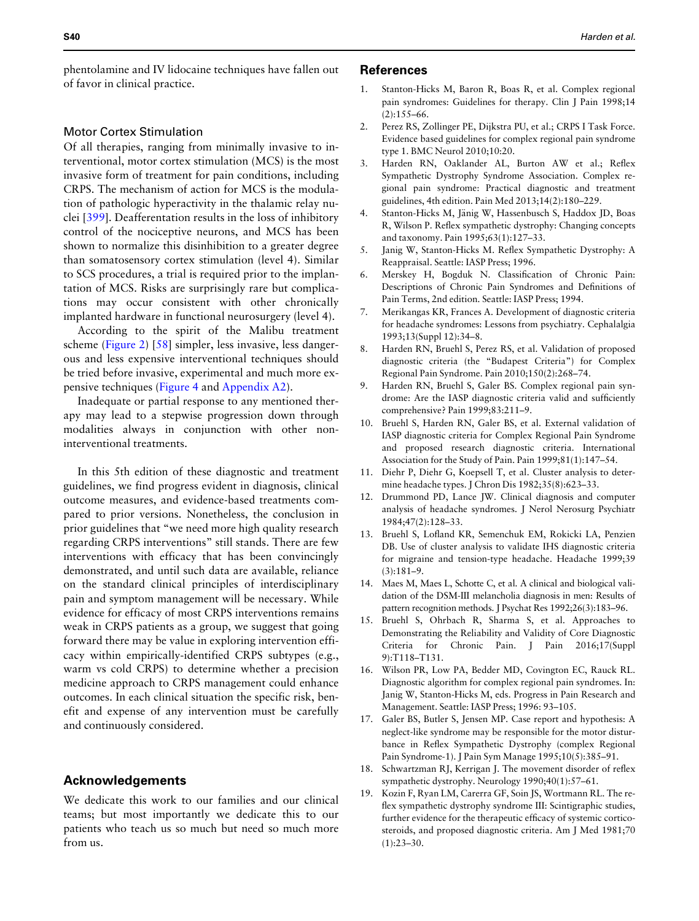phentolamine and IV lidocaine techniques have fallen out of favor in clinical practice.

### Motor Cortex Stimulation

Of all therapies, ranging from minimally invasive to interventional, motor cortex stimulation (MCS) is the most invasive form of treatment for pain conditions, including CRPS. The mechanism of action for MCS is the modulation of pathologic hyperactivity in the thalamic relay nuclei [399]. Deafferentation results in the loss of inhibitory control of the nociceptive neurons, and MCS has been shown to normalize this disinhibition to a greater degree than somatosensory cortex stimulation (level 4). Similar to SCS procedures, a trial is required prior to the implantation of MCS. Risks are surprisingly rare but complications may occur consistent with other chronically implanted hardware in functional neurosurgery (level 4).

According to the spirit of the Malibu treatment scheme (Figure 2) [58] simpler, less invasive, less dangerous and less expensive interventional techniques should be tried before invasive, experimental and much more expensive techniques (Figure 4 and Appendix A2).

Inadequate or partial response to any mentioned therapy may lead to a stepwise progression down through modalities always in conjunction with other non-interventional treatments.

In this 5th edition of these diagnostic and treatment guidelines, we find progress evident in diagnosis, clinical outcome measures, and evidence-based treatments compared to prior versions. Nonetheless, the conclusion in prior guidelines that "we need more high quality research regarding CRPS interventions" still stands. There are few interventions with efficacy that has been convincingly demonstrated, and until such data are available, reliance on the standard clinical principles of interdisciplinary pain and symptom management will be necessary. While evidence for efficacy of most CRPS interventions remains weak in CRPS patients as a group, we suggest that going forward there may be value in exploring intervention efficacy within empirically-identified CRPS subtypes (e.g., warm vs cold CRPS) to determine whether a precision medicine approach to CRPS management could enhance outcomes. In each clinical situation the specific risk, benefit and expense of any intervention must be carefully and continuously considered.

## Acknowledgements

We dedicate this work to our families and our clinical teams; but most importantly we dedicate this to our patients who teach us so much but need so much more from us.

## References

1. Stanton-Hicks M, Baron R, Boas R, et al. Complex regional pain syndromes: Guidelines for therapy. Clin J Pain 1998;14(2):155–66.
2. Perez RS, Zollinger PE, Dijkstra PU, et al.; CRPS I Task Force. Evidence based guidelines for complex regional pain syndrome type 1. BMC Neurol 2010;10:20.
3. Harden RN, Oaklander AL, Burton AW et al.; Reflex Sympathetic Dystrophy Syndrome Association. Complex regional pain syndrome: Practical diagnostic and treatment guidelines, 4th edition. Pain Med 2013;14(2):180–229.
4. Stanton-Hicks M, Jänig W, Hassenbusch S, Haddox JD, Boas R, Wilson P. Reflex sympathetic dystrophy: Changing concepts and taxonomy. Pain 1995;63(1):127–33.
5. Janig W, Stanton-Hicks M. Reflex Sympathetic Dystrophy: A Reappraisal. Seattle: IASP Press; 1996.
6. Merskey H, Bogduk N. Classification of Chronic Pain: Descriptions of Chronic Pain Syndromes and Definitions of Pain Terms, 2nd edition. Seattle: IASP Press; 1994.
7. Merikangas KR, Frances A. Development of diagnostic criteria for headache syndromes: Lessons from psychiatry. Cephalalgia 1993;13(Suppl 12):34–8.
8. Harden RN, Bruehl S, Perez RS, et al. Validation of proposed diagnostic criteria (the "Budapest Criteria") for Complex Regional Pain Syndrome. Pain 2010;150(2):268–74.
9. Harden RN, Bruehl S, Galer BS. Complex regional pain syndrome: Are the IASP diagnostic criteria valid and sufficiently comprehensive? Pain 1999;83:211–9.
10. Bruehl S, Harden RN, Galer BS, et al. External validation of IASP diagnostic criteria for Complex Regional Pain Syndrome and proposed research diagnostic criteria. International Association for the Study of Pain. Pain 1999;81(1):147–54.
11. Diehr P, Diehr G, Koepsell T, et al. Cluster analysis to determine headache types. J Chron Dis 1982;35(8):623–33.
12. Drummond PD, Lance JW. Clinical diagnosis and computer analysis of headache syndromes. J Nerol Nerosurg Psychiatr 1984;47(2):128–33.
13. Bruehl S, Lofland KR, Semenchuk EM, Rokicki LA, Penzien DB. Use of cluster analysis to validate IHS diagnostic criteria for migraine and tension-type headache. Headache 1999;39(3):181–9.
14. Maes M, Maes L, Schotte C, et al. A clinical and biological validation of the DSM-III melancholia diagnosis in men: Results of pattern recognition methods. J Psychat Res 1992;26(3):183–96.
15. Bruehl S, Ohrbach R, Sharma S, et al. Approaches to Demonstrating the Reliability and Validity of Core Diagnostic Criteria for Chronic Pain. J Pain 2016;17(Suppl 9):T118–T131.
16. Wilson PR, Low PA, Bedder MD, Covington EC, Rauck RL. Diagnostic algorithm for complex regional pain syndromes. In: Janig W, Stanton-Hicks M, eds. Progress in Pain Research and Management. Seattle: IASP Press; 1996: 93–105.
17. Galer BS, Butler S, Jensen MP. Case report and hypothesis: A neglect-like syndrome may be responsible for the motor disturbance in Reflex Sympathetic Dystrophy (complex Regional Pain Syndrome-1). J Pain Sym Manage 1995;10(5):385–91.
18. Schwartzman RJ, Kerrigan J. The movement disorder of reflex sympathetic dystrophy. Neurology 1990;40(1):57–61.
19. Kozin F, Ryan LM, Carerra GF, Soin JS, Wortmann RL. The reflex sympathetic dystrophy syndrome III: Scintigraphic studies, further evidence for the therapeutic efficacy of systemic corticosteroids, and proposed diagnostic criteria. Am J Med 1981;70(1):23–30.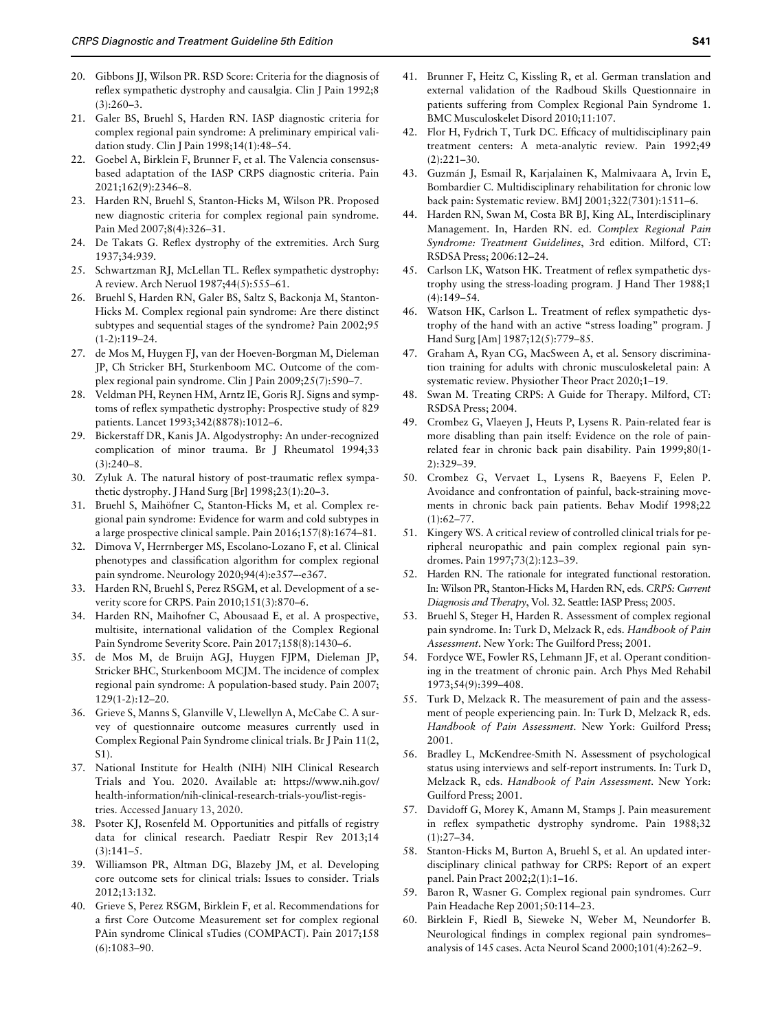20. Gibbons JJ, Wilson PR. RSD Score: Criteria for the diagnosis of reflex sympathetic dystrophy and causalgia. Clin J Pain 1992;8(3):260–3.
21. Galer BS, Bruehl S, Harden RN. IASP diagnostic criteria for complex regional pain syndrome: A preliminary empirical validation study. Clin J Pain 1998;14(1):48–54.
22. Goebel A, Birklein F, Brunner F, et al. The Valencia consensus-based adaptation of the IASP CRPS diagnostic criteria. Pain 2021;162(9):2346–8.
23. Harden RN, Bruehl S, Stanton-Hicks M, Wilson PR. Proposed new diagnostic criteria for complex regional pain syndrome. Pain Med 2007;8(4):326–31.
24. De Takats G. Reflex dystrophy of the extremities. Arch Surg 1937;34:939.
25. Schwartzman RJ, McLellan TL. Reflex sympathetic dystrophy: A review. Arch Neruol 1987;44(5):555–61.
26. Bruehl S, Harden RN, Galer BS, Saltz S, Backonja M, Stanton-Hicks M. Complex regional pain syndrome: Are there distinct subtypes and sequential stages of the syndrome? Pain 2002;95(1-2):119–24.
27. de Mos M, Huygen FJ, van der Hoeven-Borgman M, Dieleman JP, Ch Stricker BH, Sturkenboom MC. Outcome of the complex regional pain syndrome. Clin J Pain 2009;25(7):590–7.
28. Veldman PH, Reynen HM, Arntz IE, Goris RJ. Signs and symptoms of reflex sympathetic dystrophy: Prospective study of 829 patients. Lancet 1993;342(8878):1012–6.
29. Bickerstaff DR, Kanis JA. Algodystrophy: An under-recognized complication of minor trauma. Br J Rheumatol 1994;33(3):240–8.
30. Zyluk A. The natural history of post-traumatic reflex sympathetic dystrophy. J Hand Surg [Br] 1998;23(1):20–3.
31. Bruehl S, Maihöfner C, Stanton-Hicks M, et al. Complex regional pain syndrome: Evidence for warm and cold subtypes in a large prospective clinical sample. Pain 2016;157(8):1674–81.
32. Dimova V, Herrnberger MS, Escolano-Lozano F, et al. Clinical phenotypes and classification algorithm for complex regional pain syndrome. Neurology 2020;94(4):e357—e367.
33. Harden RN, Bruehl S, Perez RSGM, et al. Development of a severity score for CRPS. Pain 2010;151(3):870–6.
34. Harden RN, Maihofner C, Abousaad E, et al. A prospective, multisite, international validation of the Complex Regional Pain Syndrome Severity Score. Pain 2017;158(8):1430–6.
35. de Mos M, de Bruijn AGJ, Huygen FJPM, Dieleman JP, Stricker BHC, Sturkenboom MCJM. The incidence of complex regional pain syndrome: A population-based study. Pain 2007;129(1-2):12–20.
36. Grieve S, Manns S, Glanville V, Llewellyn A, McCabe C. A survey of questionnaire outcome measures currently used in Complex Regional Pain Syndrome clinical trials. Br J Pain 11(2, S1).
37. National Institute for Health (NIH) NIH Clinical Research Trials and You. 2020. Available at: https://www.nih.gov/health-information/nih-clinical-research-trials-you/list-registries. Accessed January 13, 2020.
38. Psoter KJ, Rosenfeld M. Opportunities and pitfalls of registry data for clinical research. Paediatr Respir Rev 2013;14(3):141–5.
39. Williamson PR, Altman DG, Blazeby JM, et al. Developing core outcome sets for clinical trials: Issues to consider. Trials 2012;13:132.
40. Grieve S, Perez RSGM, Birklein F, et al. Recommendations for a first Core Outcome Measurement set for complex regional PAin syndrome Clinical sTudies (COMPACT). Pain 2017;158(6):1083–90.
41. Brunner F, Heitz C, Kissling R, et al. German translation and external validation of the Radboud Skills Questionnaire in patients suffering from Complex Regional Pain Syndrome 1. BMC Musculoskelet Disord 2010;11:107.
42. Flor H, Fydrich T, Turk DC. Efficacy of multidisciplinary pain treatment centers: A meta-analytic review. Pain 1992;49(2):221–30.
43. Guzmán J, Esmail R, Karjalainen K, Malmivaara A, Irvin E, Bombardier C. Multidisciplinary rehabilitation for chronic low back pain: Systematic review. BMJ 2001;322(7301):1511–6.
44. Harden RN, Swan M, Costa BR BJ, King AL, Interdisciplinary Management. In, Harden RN. ed. *Complex Regional Pain Syndrome: Treatment Guidelines*, 3rd edition. Milford, CT: RSDSA Press; 2006:12–24.
45. Carlson LK, Watson HK. Treatment of reflex sympathetic dystrophy using the stress-loading program. J Hand Ther 1988;1(4):149–54.
46. Watson HK, Carlson L. Treatment of reflex sympathetic dystrophy of the hand with an active "stress loading" program. J Hand Surg [Am] 1987;12(5):779–85.
47. Graham A, Ryan CG, MacSween A, et al. Sensory discrimination training for adults with chronic musculoskeletal pain: A systematic review. Physiother Theor Pract 2020;1–19.
48. Swan M. Treating CRPS: A Guide for Therapy. Milford, CT: RSDSA Press; 2004.
49. Crombez G, Vlaeyen J, Heuts P, Lysens R. Pain-related fear is more disabling than pain itself: Evidence on the role of pain-related fear in chronic back pain disability. Pain 1999;80(1-2):329–39.
50. Crombez G, Vervaet L, Lysens R, Baeyens F, Eelen P. Avoidance and confrontation of painful, back-straining movements in chronic back pain patients. Behav Modif 1998;22(1):62–77.
51. Kingery WS. A critical review of controlled clinical trials for peripheral neuropathic and pain complex regional pain syndromes. Pain 1997;73(2):123–39.
52. Harden RN. The rationale for integrated functional restoration. In: Wilson PR, Stanton-Hicks M, Harden RN, eds. *CRPS: Current Diagnosis and Therapy*, Vol. 32. Seattle: IASP Press; 2005.
53. Bruehl S, Steger H, Harden R. Assessment of complex regional pain syndrome. In: Turk D, Melzack R, eds. *Handbook of Pain Assessment*. New York: The Guilford Press; 2001.
54. Fordyce WE, Fowler RS, Lehmann JF, et al. Operant conditioning in the treatment of chronic pain. Arch Phys Med Rehabil 1973;54(9):399–408.
55. Turk D, Melzack R. The measurement of pain and the assessment of people experiencing pain. In: Turk D, Melzack R, eds. *Handbook of Pain Assessment*. New York: Guilford Press; 2001.
56. Bradley L, McKendree-Smith N. Assessment of psychological status using interviews and self-report instruments. In: Turk D, Melzack R, eds. *Handbook of Pain Assessment*. New York: Guilford Press; 2001.
57. Davidoff G, Morey K, Amann M, Stamps J. Pain measurement in reflex sympathetic dystrophy syndrome. Pain 1988;32(1):27–34.
58. Stanton-Hicks M, Burton A, Bruehl S, et al. An updated interdisciplinary clinical pathway for CRPS: Report of an expert panel. Pain Pract 2002;2(1):1–16.
59. Baron R, Wasner G. Complex regional pain syndromes. Curr Pain Headache Rep 2001;50:114–23.
60. Birklein F, Riedl B, Sieweke N, Weber M, Neundorfer B. Neurological findings in complex regional pain syndromes–analysis of 145 cases. Acta Neurol Scand 2000;101(4):262–9.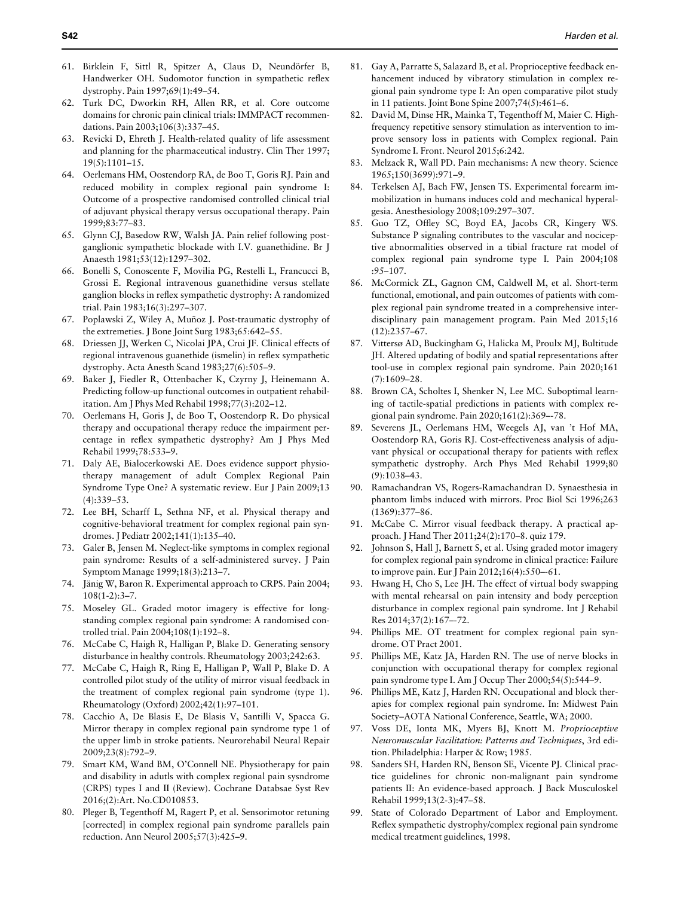61. Birklein F, Sittl R, Spitzer A, Claus D, Neundörfer B, Handwerker OH. Sudomotor function in sympathetic reflex dystrophy. Pain 1997;69(1):49–54.
62. Turk DC, Dworkin RH, Allen RR, et al. Core outcome domains for chronic pain clinical trials: IMMPACT recommendations. Pain 2003;106(3):337–45.
63. Revicki D, Ehreth J. Health-related quality of life assessment and planning for the pharmaceutical industry. Clin Ther 1997; 19(5):1101–15.
64. Oerlemans HM, Oostendorp RA, de Boo T, Goris RJ. Pain and reduced mobility in complex regional pain syndrome I: Outcome of a prospective randomised controlled clinical trial of adjuvant physical therapy versus occupational therapy. Pain 1999;83:77–83.
65. Glynn CJ, Basedow RW, Walsh JA. Pain relief following post-ganglionic sympathetic blockade with I.V. guanethidine. Br J Anaesth 1981;53(12):1297–302.
66. Bonelli S, Conoscente F, Movilia PG, Restelli L, Francucci B, Grossi E. Regional intravenous guanethidine versus stellate ganglion blocks in reflex sympathetic dystrophy: A randomized trial. Pain 1983;16(3):297–307.
67. Poplawski Z, Wiley A, Muñoz J. Post-traumatic dystrophy of the extremeties. J Bone Joint Surg 1983;65:642–55.
68. Driessen JJ, Werken C, Nicolai JPA, Crui JF. Clinical effects of regional intravenous guanethide (ismelin) in reflex sympathetic dystrophy. Acta Anesth Scand 1983;27(6):505–9.
69. Baker J, Fiedler R, Ottenbacher K, Czyrny J, Heinemann A. Predicting follow-up functional outcomes in outpatient rehabilitation. Am J Phys Med Rehabil 1998;77(3):202–12.
70. Oerlemans H, Goris J, de Boo T, Oostendorp R. Do physical therapy and occupational therapy reduce the impairment percentage in reflex sympathetic dystrophy? Am J Phys Med Rehabil 1999;78:533–9.
71. Daly AE, Bialocerkowski AE. Does evidence support physiotherapy management of adult Complex Regional Pain Syndrome Type One? A systematic review. Eur J Pain 2009;13 (4):339–53.
72. Lee BH, Scharff L, Sethna NF, et al. Physical therapy and cognitive-behavioral treatment for complex regional pain syndromes. J Pediatr 2002;141(1):135–40.
73. Galer B, Jensen M. Neglect-like symptoms in complex regional pain syndrome: Results of a self-administered survey. J Pain Symptom Manage 1999;18(3):213–7.
74. Jänig W, Baron R. Experimental approach to CRPS. Pain 2004; 108(1-2):3–7.
75. Moseley GL. Graded motor imagery is effective for long-standing complex regional pain syndrome: A randomised controlled trial. Pain 2004;108(1):192–8.
76. McCabe C, Haigh R, Halligan P, Blake D. Generating sensory disturbance in healthy controls. Rheumatology 2003;242:63.
77. McCabe C, Haigh R, Ring E, Halligan P, Wall P, Blake D. A controlled pilot study of the utility of mirror visual feedback in the treatment of complex regional pain syndrome (type 1). Rheumatology (Oxford) 2002;42(1):97–101.
78. Cacchio A, De Blasis E, De Blasis V, Santilli V, Spacca G. Mirror therapy in complex regional pain syndrome type 1 of the upper limb in stroke patients. Neurorehabil Neural Repair 2009;23(8):792–9.
79. Smart KM, Wand BM, O'Connell NE. Physiotherapy for pain and disability in adutls with complex regional pain sysndrome (CRPS) types I and II (Review). Cochrane Databsae Syst Rev 2016;(2):Art. No.CD010853.
80. Pleger B, Tegenthoff M, Ragert P, et al. Sensorimotor retuning [corrected] in complex regional pain syndrome parallels pain reduction. Ann Neurol 2005;57(3):425–9.
81. Gay A, Parratte S, Salazard B, et al. Proprioceptive feedback enhancement induced by vibratory stimulation in complex regional pain syndrome type I: An open comparative pilot study in 11 patients. Joint Bone Spine 2007;74(5):461–6.
82. David M, Dinse HR, Mainka T, Tegenthoff M, Maier C. High-frequency repetitive sensory stimulation as intervention to improve sensory loss in patients with Complex regional. Pain Syndrome I. Front. Neurol 2015;6:242.
83. Melzack R, Wall PD. Pain mechanisms: A new theory. Science 1965;150(3699):971–9.
84. Terkelsen AJ, Bach FW, Jensen TS. Experimental forearm immobilization in humans induces cold and mechanical hyperalgesia. Anesthesiology 2008;109:297–307.
85. Guo TZ, Offley SC, Boyd EA, Jacobs CR, Kingery WS. Substance P signaling contributes to the vascular and nociceptive abnormalities observed in a tibial fracture rat model of complex regional pain syndrome type I. Pain 2004;108 :95–107.
86. McCormick ZL, Gagnon CM, Caldwell M, et al. Short-term functional, emotional, and pain outcomes of patients with complex regional pain syndrome treated in a comprehensive interdisciplinary pain management program. Pain Med 2015;16 (12):2357–67.
87. Vittersø AD, Buckingham G, Halicka M, Proulx MJ, Bultitude JH. Altered updating of bodily and spatial representations after tool-use in complex regional pain syndrome. Pain 2020;161 (7):1609–28.
88. Brown CA, Scholtes I, Shenker N, Lee MC. Suboptimal learning of tactile-spatial predictions in patients with complex regional pain syndrome. Pain 2020;161(2):369–-78.
89. Severens JL, Oerlemans HM, Weegels AJ, van 't Hof MA, Oostendorp RA, Goris RJ. Cost-effectiveness analysis of adjuvant physical or occupational therapy for patients with reflex sympathetic dystrophy. Arch Phys Med Rehabil 1999;80 (9):1038–43.
90. Ramachandran VS, Rogers-Ramachandran D. Synaesthesia in phantom limbs induced with mirrors. Proc Biol Sci 1996;263 (1369):377–86.
91. McCabe C. Mirror visual feedback therapy. A practical approach. J Hand Ther 2011;24(2):170–8. quiz 179.
92. Johnson S, Hall J, Barnett S, et al. Using graded motor imagery for complex regional pain syndrome in clinical practice: Failure to improve pain. Eur J Pain 2012;16(4):550–-61.
93. Hwang H, Cho S, Lee JH. The effect of virtual body swapping with mental rehearsal on pain intensity and body perception disturbance in complex regional pain syndrome. Int J Rehabil Res 2014;37(2):167–-72.
94. Phillips ME. OT treatment for complex regional pain syndrome. OT Pract 2001.
95. Phillips ME, Katz JA, Harden RN. The use of nerve blocks in conjunction with occupational therapy for complex regional pain syndrome type I. Am J Occup Ther 2000;54(5):544–9.
96. Phillips ME, Katz J, Harden RN. Occupational and block therapies for complex regional pain syndrome. In: Midwest Pain Society–AOTA National Conference, Seattle, WA; 2000.
97. Voss DE, Ionta MK, Myers BJ, Knott M. *Proprioceptive Neuromuscular Facilitation: Patterns and Techniques*, 3rd edition. Philadelphia: Harper & Row; 1985.
98. Sanders SH, Harden RN, Benson SE, Vicente PJ. Clinical practice guidelines for chronic non-malignant pain syndrome patients II: An evidence-based approach. J Back Musculoskel Rehabil 1999;13(2-3):47–58.
99. State of Colorado Department of Labor and Employment. Reflex sympathetic dystrophy/complex regional pain syndrome medical treatment guidelines, 1998.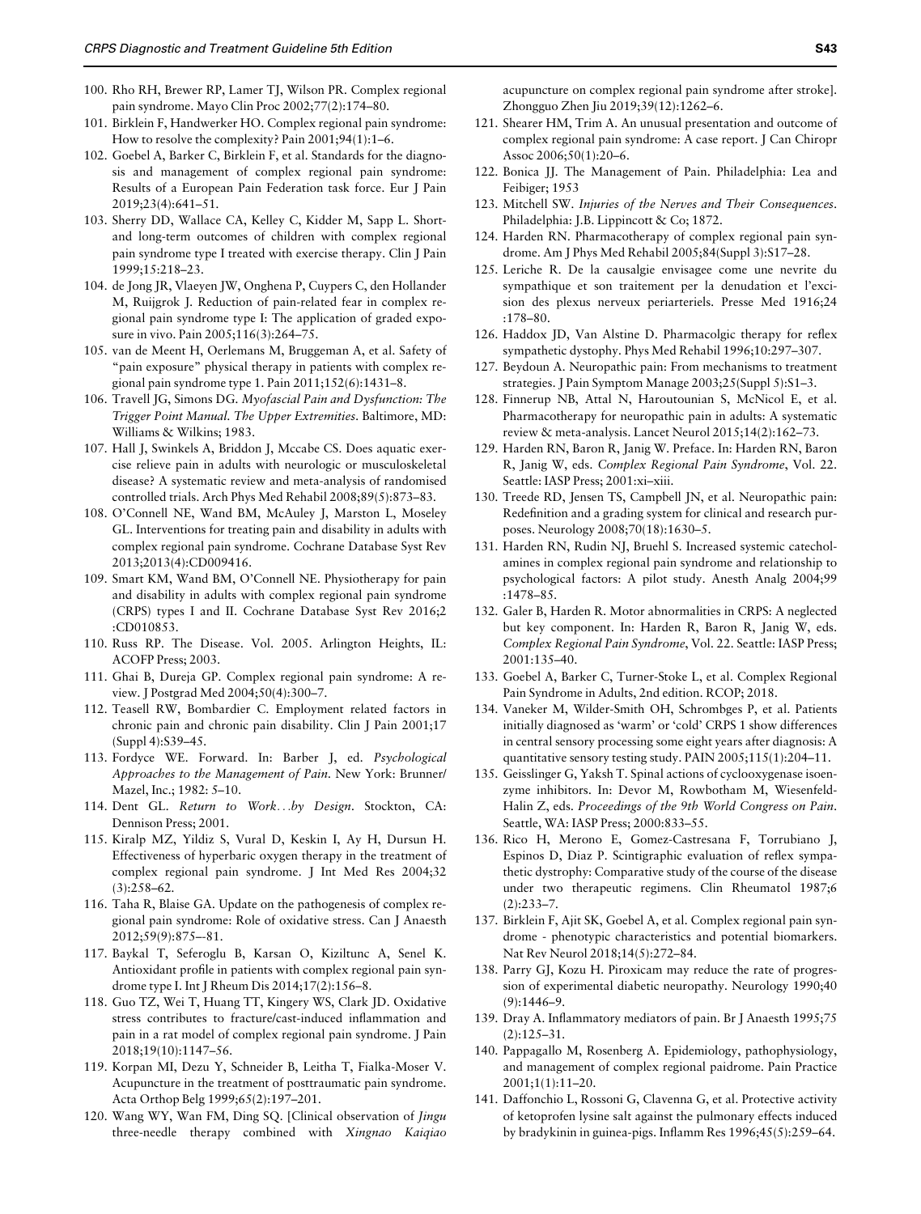100. Rho RH, Brewer RP, Lamer TJ, Wilson PR. Complex regional pain syndrome. Mayo Clin Proc 2002;77(2):174–80.
101. Birklein F, Handwerker HO. Complex regional pain syndrome: How to resolve the complexity? Pain 2001;94(1):1–6.
102. Goebel A, Barker C, Birklein F, et al. Standards for the diagnosis and management of complex regional pain syndrome: Results of a European Pain Federation task force. Eur J Pain 2019;23(4):641–51.
103. Sherry DD, Wallace CA, Kelley C, Kidder M, Sapp L. Short- and long-term outcomes of children with complex regional pain syndrome type I treated with exercise therapy. Clin J Pain 1999;15:218–23.
104. de Jong JR, Vlaeyen JW, Onghena P, Cuypers C, den Hollander M, Ruijgrok J. Reduction of pain-related fear in complex regional pain syndrome type I: The application of graded exposure in vivo. Pain 2005;116(3):264–75.
105. van de Meent H, Oerlemans M, Bruggeman A, et al. Safety of "pain exposure" physical therapy in patients with complex regional pain syndrome type 1. Pain 2011;152(6):1431–8.
106. Travell JG, Simons DG. *Myofascial Pain and Dysfunction: The Trigger Point Manual. The Upper Extremities*. Baltimore, MD: Williams & Wilkins; 1983.
107. Hall J, Swinkels A, Briddon J, Mccabe CS. Does aquatic exercise relieve pain in adults with neurologic or musculoskeletal disease? A systematic review and meta-analysis of randomised controlled trials. Arch Phys Med Rehabil 2008;89(5):873–83.
108. O'Connell NE, Wand BM, McAuley J, Marston L, Moseley GL. Interventions for treating pain and disability in adults with complex regional pain syndrome. Cochrane Database Syst Rev 2013;2013(4):CD009416.
109. Smart KM, Wand BM, O'Connell NE. Physiotherapy for pain and disability in adults with complex regional pain syndrome (CRPS) types I and II. Cochrane Database Syst Rev 2016;2:CD010853.
110. Russ RP. The Disease. Vol. 2005. Arlington Heights, IL: ACOFP Press; 2003.
111. Ghai B, Dureja GP. Complex regional pain syndrome: A review. J Postgrad Med 2004;50(4):300–7.
112. Teasell RW, Bombardier C. Employment related factors in chronic pain and chronic pain disability. Clin J Pain 2001;17(Suppl 4):S39–45.
113. Fordyce WE. Forward. In: Barber J, ed. *Psychological Approaches to the Management of Pain*. New York: Brunner/Mazel, Inc.; 1982: 5–10.
114. Dent GL. *Return to Work…by Design*. Stockton, CA: Dennison Press; 2001.
115. Kiralp MZ, Yildiz S, Vural D, Keskin I, Ay H, Dursun H. Effectiveness of hyperbaric oxygen therapy in the treatment of complex regional pain syndrome. J Int Med Res 2004;32(3):258–62.
116. Taha R, Blaise GA. Update on the pathogenesis of complex regional pain syndrome: Role of oxidative stress. Can J Anaesth 2012;59(9):875–-81.
117. Baykal T, Seferoglu B, Karsan O, Kiziltunc A, Senel K. Antioxidant profile in patients with complex regional pain syndrome type I. Int J Rheum Dis 2014;17(2):156–8.
118. Guo TZ, Wei T, Huang TT, Kingery WS, Clark JD. Oxidative stress contributes to fracture/cast-induced inflammation and pain in a rat model of complex regional pain syndrome. J Pain 2018;19(10):1147–56.
119. Korpan MI, Dezu Y, Schneider B, Leitha T, Fialka-Moser V. Acupuncture in the treatment of posttraumatic pain syndrome. Acta Orthop Belg 1999;65(2):197–201.
120. Wang WY, Wan FM, Ding SQ. [Clinical observation of *Jingu* three-needle therapy combined with *Xingnao Kaiqiao* acupuncture on complex regional pain syndrome after stroke]. Zhongguo Zhen Jiu 2019;39(12):1262–6.
121. Shearer HM, Trim A. An unusual presentation and outcome of complex regional pain syndrome: A case report. J Can Chiropr Assoc 2006;50(1):20–6.
122. Bonica JJ. The Management of Pain. Philadelphia: Lea and Feibiger; 1953
123. Mitchell SW. *Injuries of the Nerves and Their Consequences*. Philadelphia: J.B. Lippincott & Co; 1872.
124. Harden RN. Pharmacotherapy of complex regional pain syndrome. Am J Phys Med Rehabil 2005;84(Suppl 3):S17–28.
125. Leriche R. De la causalgie envisagee come une nevrite du sympathique et son traitement per la denudation et l'excision des plexus nerveux periarteriels. Presse Med 1916;24:178–80.
126. Haddox JD, Van Alstine D. Pharmacolgic therapy for reflex sympathetic dystophy. Phys Med Rehabil 1996;10:297–307.
127. Beydoun A. Neuropathic pain: From mechanisms to treatment strategies. J Pain Symptom Manage 2003;25(Suppl 5):S1–3.
128. Finnerup NB, Attal N, Haroutounian S, McNicol E, et al. Pharmacotherapy for neuropathic pain in adults: A systematic review & meta-analysis. Lancet Neurol 2015;14(2):162–73.
129. Harden RN, Baron R, Janig W. Preface. In: Harden RN, Baron R, Janig W, eds. *Complex Regional Pain Syndrome*, Vol. 22. Seattle: IASP Press; 2001:xi–xiii.
130. Treede RD, Jensen TS, Campbell JN, et al. Neuropathic pain: Redefinition and a grading system for clinical and research purposes. Neurology 2008;70(18):1630–5.
131. Harden RN, Rudin NJ, Bruehl S. Increased systemic catecholamines in complex regional pain syndrome and relationship to psychological factors: A pilot study. Anesth Analg 2004;99:1478–85.
132. Galer B, Harden R. Motor abnormalities in CRPS: A neglected but key component. In: Harden R, Baron R, Janig W, eds. *Complex Regional Pain Syndrome*, Vol. 22. Seattle: IASP Press; 2001:135–40.
133. Goebel A, Barker C, Turner-Stoke L, et al. Complex Regional Pain Syndrome in Adults, 2nd edition. RCOP; 2018.
134. Vaneker M, Wilder-Smith OH, Schrombges P, et al. Patients initially diagnosed as 'warm' or 'cold' CRPS 1 show differences in central sensory processing some eight years after diagnosis: A quantitative sensory testing study. PAIN 2005;115(1):204–11.
135. Geisslinger G, Yaksh T. Spinal actions of cyclooxygenase isoenzyme inhibitors. In: Devor M, Rowbotham M, Wiesenfeld-Halin Z, eds. *Proceedings of the 9th World Congress on Pain*. Seattle, WA: IASP Press; 2000:833–55.
136. Rico H, Merono E, Gomez-Castresana F, Torrubiano J, Espinos D, Diaz P. Scintigraphic evaluation of reflex sympathetic dystrophy: Comparative study of the course of the disease under two therapeutic regimens. Clin Rheumatol 1987;6(2):233–7.
137. Birklein F, Ajit SK, Goebel A, et al. Complex regional pain syndrome - phenotypic characteristics and potential biomarkers. Nat Rev Neurol 2018;14(5):272–84.
138. Parry GJ, Kozu H. Piroxicam may reduce the rate of progression of experimental diabetic neuropathy. Neurology 1990;40(9):1446–9.
139. Dray A. Inflammatory mediators of pain. Br J Anaesth 1995;75(2):125–31.
140. Pappagallo M, Rosenberg A. Epidemiology, pathophysiology, and management of complex regional paidrome. Pain Practice 2001;1(1):11–20.
141. Daffonchio L, Rossoni G, Clavenna G, et al. Protective activity of ketoprofen lysine salt against the pulmonary effects induced by bradykinin in guinea-pigs. Inflamm Res 1996;45(5):259–64.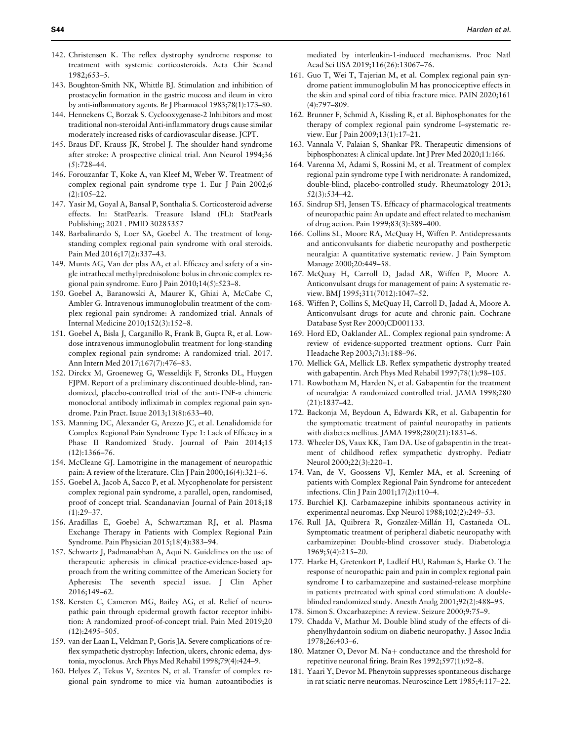142. Christensen K. The reflex dystrophy syndrome response to treatment with systemic corticosteroids. Acta Chir Scand 1982;653–5.
143. Boughton-Smith NK, Whittle BJ. Stimulation and inhibition of prostacyclin formation in the gastric mucosa and ileum in vitro by anti-inflammatory agents. Br J Pharmacol 1983;78(1):173–80.
144. Hennekens C, Borzak S. Cyclooxygenase-2 Inhibitors and most traditional non-steroidal Anti-inflammatory drugs cause similar moderately increased risks of cardiovascular disease. JCPT.
145. Braus DF, Krauss JK, Strobel J. The shoulder hand syndrome after stroke: A prospective clinical trial. Ann Neurol 1994;36 (5):728–44.
146. Forouzanfar T, Koke A, van Kleef M, Weber W. Treatment of complex regional pain syndrome type 1. Eur J Pain 2002;6 (2):105–22.
147. Yasir M, Goyal A, Bansal P, Sonthalia S. Corticosteroid adverse effects. In: StatPearls. Treasure Island (FL): StatPearls Publishing; 2021 . PMID 30285357
148. Barbalinardo S, Loer SA, Goebel A. The treatment of longstanding complex regional pain syndrome with oral steroids. Pain Med 2016;17(2):337–43.
149. Munts AG, Van der plas AA, et al. Efficacy and safety of a single intrathecal methylprednisolone bolus in chronic complex regional pain syndrome. Euro J Pain 2010;14(5):523–8.
150. Goebel A, Baranowski A, Maurer K, Ghiai A, McCabe C, Ambler G. Intravenous immunoglobulin treatment of the complex regional pain syndrome: A randomized trial. Annals of Internal Medicine 2010;152(3):152–8.
151. Goebel A, Bisla J, Carganillo R, Frank B, Gupta R, et al. Lowdose intravenous immunoglobulin treatment for long-standing complex regional pain syndrome: A randomized trial. 2017. Ann Intern Med 2017;167(7):476–83.
152. Dirckx M, Groeneweg G, Wesseldijk F, Stronks DL, Huygen FJPM. Report of a preliminary discontinued double-blind, randomized, placebo-controlled trial of the anti-TNF-α chimeric monoclonal antibody infliximab in complex regional pain syndrome. Pain Pract. Isuue 2013;13(8):633–40.
153. Manning DC, Alexander G, Arezzo JC, et al. Lenalidomide for Complex Regional Pain Syndrome Type 1: Lack of Efficacy in a Phase II Randomized Study. Journal of Pain 2014;15 (12):1366–76.
154. McCleane GJ. Lamotrigine in the management of neuropathic pain: A review of the literature. Clin J Pain 2000;16(4):321–6.
155. Goebel A, Jacob A, Sacco P, et al. Mycophenolate for persistent complex regional pain syndrome, a parallel, open, randomised, proof of concept trial. Scandanavian Journal of Pain 2018;18 (1):29–37.
156. Aradillas E, Goebel A, Schwartzman RJ, et al. Plasma Exchange Therapy in Patients with Complex Regional Pain Syndrome. Pain Physician 2015;18(4):383–94.
157. Schwartz J, Padmanabhan A, Aqui N. Guidelines on the use of therapeutic apheresis in clinical practice-evidence-based approach from the writing committee of the American Society for Apheresis: The seventh special issue. J Clin Apher 2016;149–62.
158. Kersten C, Cameron MG, Bailey AG, et al. Relief of neuropathic pain through epidermal growth factor receptor inhibition: A randomized proof-of-concept trial. Pain Med 2019;20 (12):2495–505.
159. van der Laan L, Veldman P, Goris JA. Severe complications of reflex sympathetic dystrophy: Infection, ulcers, chronic edema, dystonia, myoclonus. Arch Phys Med Rehabil 1998;79(4):424–9.
160. Helyes Z, Tekus V, Szentes N, et al. Transfer of complex regional pain syndrome to mice via human autoantibodies is mediated by interleukin-1-induced mechanisms. Proc Natl Acad Sci USA 2019;116(26):13067–76.
161. Guo T, Wei T, Tajerian M, et al. Complex regional pain syndrome patient immunoglobulin M has pronociceptive effects in the skin and spinal cord of tibia fracture mice. PAIN 2020;161 (4):797–809.
162. Brunner F, Schmid A, Kissling R, et al. Biphosphonates for the therapy of complex regional pain syndrome I–systematic review. Eur J Pain 2009;13(1):17–21.
163. Vannala V, Palaian S, Shankar PR. Therapeutic dimensions of biphosphonates: A clinical update. Int J Prev Med 2020;11:166.
164. Varenna M, Adami S, Rossini M, et al. Treatment of complex regional pain syndrome type I with neridronate: A randomized, double-blind, placebo-controlled study. Rheumatology 2013; 52(3):534–42.
165. Sindrup SH, Jensen TS. Efficacy of pharmacological treatments of neuropathic pain: An update and effect related to mechanism of drug action. Pain 1999;83(3):389–400.
166. Collins SL, Moore RA, McQuay H, Wiffen P. Antidepressants and anticonvulsants for diabetic neuropathy and postherpetic neuralgia: A quantitative systematic review. J Pain Symptom Manage 2000;20:449–58.
167. McQuay H, Carroll D, Jadad AR, Wiffen P, Moore A. Anticonvulsant drugs for management of pain: A systematic review. BMJ 1995;311(7012):1047–52.
168. Wiffen P, Collins S, McQuay H, Carroll D, Jadad A, Moore A. Anticonvulsant drugs for acute and chronic pain. Cochrane Database Syst Rev 2000;CD001133.
169. Hord ED, Oaklander AL. Complex regional pain syndrome: A review of evidence-supported treatment options. Curr Pain Headache Rep 2003;7(3):188–96.
170. Mellick GA, Mellick LB. Reflex sympathetic dystrophy treated with gabapentin. Arch Phys Med Rehabil 1997;78(1):98–105.
171. Rowbotham M, Harden N, et al. Gabapentin for the treatment of neuralgia: A randomized controlled trial. JAMA 1998;280 (21):1837–42.
172. Backonja M, Beydoun A, Edwards KR, et al. Gabapentin for the symptomatic treatment of painful neuropathy in patients with diabetes mellitus. JAMA 1998;280(21):1831–6.
173. Wheeler DS, Vaux KK, Tam DA. Use of gabapentin in the treatment of childhood reflex sympathetic dystrophy. Pediatr Neurol 2000;22(3):220–1.
174. Van, de V, Goossens VJ, Kemler MA, et al. Screening of patients with Complex Regional Pain Syndrome for antecedent infections. Clin J Pain 2001;17(2):110–4.
175. Burchiel KJ. Carbamazepine inhibits spontaneous activity in experimental neuromas. Exp Neurol 1988;102(2):249–53.
176. Rull JA, Quibrera R, González-Millán H, Castañeda OL. Symptomatic treatment of peripheral diabetic neuropathy with carbamizepine: Double-blind crossover study. Diabetologia 1969;5(4):215–20.
177. Harke H, Gretenkort P, Ladleif HU, Rahman S, Harke O. The response of neuropathic pain and pain in complex regional pain syndrome I to carbamazepine and sustained-release morphine in patients pretreated with spinal cord stimulation: A doubleblinded randomized study. Anesth Analg 2001;92(2):488–95.
178. Simon S. Oxcarbazepine: A review. Seizure 2000;9:75–9.
179. Chadda V, Mathur M. Double blind study of the effects of diphenylhydantoin sodium on diabetic neuropathy. J Assoc India 1978;26:403–6.
180. Matzner O, Devor M. Na+ conductance and the threshold for repetitive neuronal firing. Brain Res 1992;597(1):92–8.
181. Yaari Y, Devor M. Phenytoin suppresses spontaneous discharge in rat sciatic nerve neuromas. Neuroscince Lett 1985;4:117–22.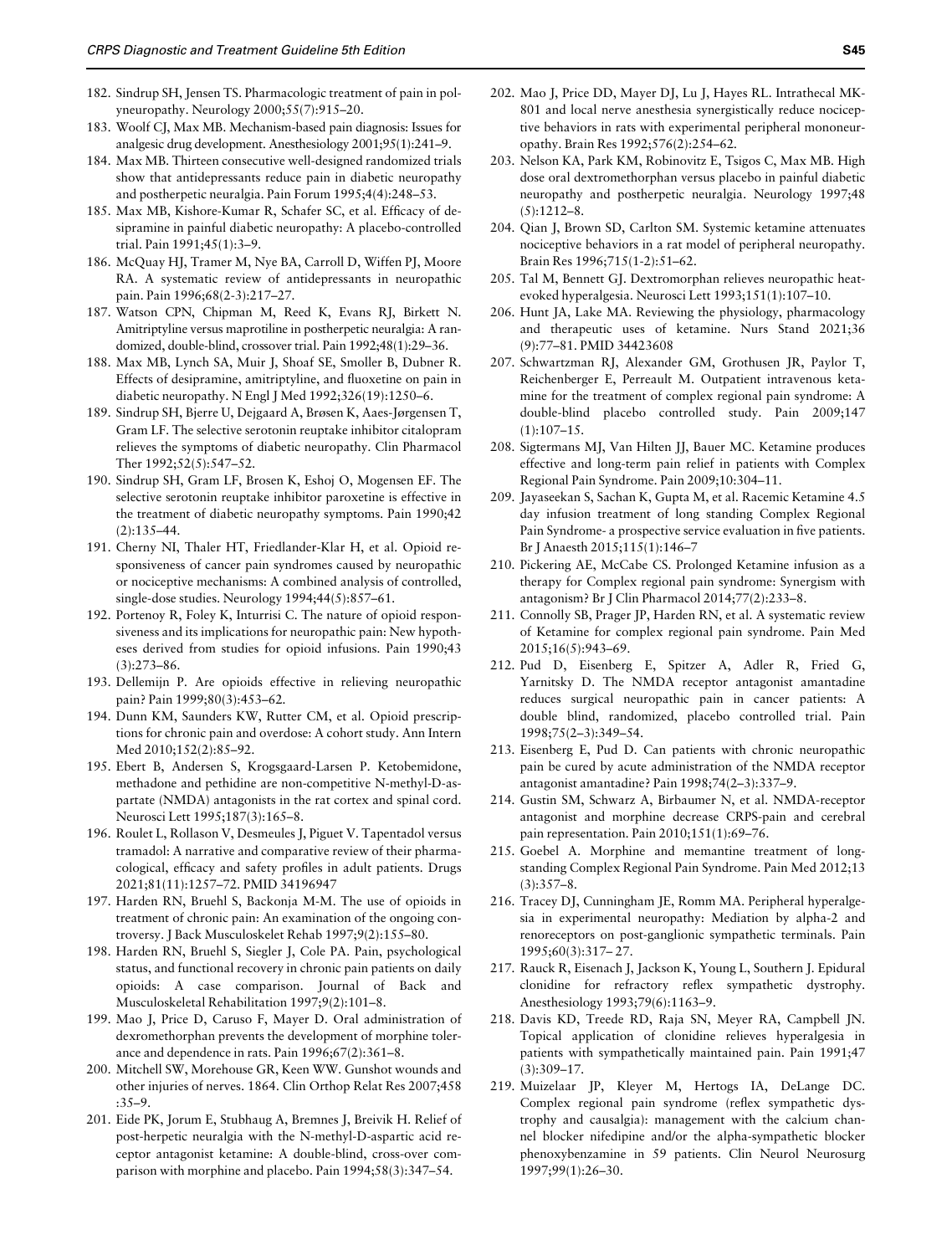182. Sindrup SH, Jensen TS. Pharmacologic treatment of pain in polyneuropathy. Neurology 2000;55(7):915–20.
183. Woolf CJ, Max MB. Mechanism-based pain diagnosis: Issues for analgesic drug development. Anesthesiology 2001;95(1):241–9.
184. Max MB. Thirteen consecutive well-designed randomized trials show that antidepressants reduce pain in diabetic neuropathy and postherpetic neuralgia. Pain Forum 1995;4(4):248–53.
185. Max MB, Kishore-Kumar R, Schafer SC, et al. Efficacy of desipramine in painful diabetic neuropathy: A placebo-controlled trial. Pain 1991;45(1):3–9.
186. McQuay HJ, Tramer M, Nye BA, Carroll D, Wiffen PJ, Moore RA. A systematic review of antidepressants in neuropathic pain. Pain 1996;68(2-3):217–27.
187. Watson CPN, Chipman M, Reed K, Evans RJ, Birkett N. Amitriptyline versus maprotiline in postherpetic neuralgia: A randomized, double-blind, crossover trial. Pain 1992;48(1):29–36.
188. Max MB, Lynch SA, Muir J, Shoaf SE, Smoller B, Dubner R. Effects of desipramine, amitriptyline, and fluoxetine on pain in diabetic neuropathy. N Engl J Med 1992;326(19):1250–6.
189. Sindrup SH, Bjerre U, Dejgaard A, Brøsen K, Aaes-Jørgensen T, Gram LF. The selective serotonin reuptake inhibitor citalopram relieves the symptoms of diabetic neuropathy. Clin Pharmacol Ther 1992;52(5):547–52.
190. Sindrup SH, Gram LF, Brosen K, Eshoj O, Mogensen EF. The selective serotonin reuptake inhibitor paroxetine is effective in the treatment of diabetic neuropathy symptoms. Pain 1990;42 (2):135–44.
191. Cherny NI, Thaler HT, Friedlander-Klar H, et al. Opioid responsiveness of cancer pain syndromes caused by neuropathic or nociceptive mechanisms: A combined analysis of controlled, single-dose studies. Neurology 1994;44(5):857–61.
192. Portenoy R, Foley K, Inturrisi C. The nature of opioid responsiveness and its implications for neuropathic pain: New hypotheses derived from studies for opioid infusions. Pain 1990;43 (3):273–86.
193. Dellemijn P. Are opioids effective in relieving neuropathic pain? Pain 1999;80(3):453–62.
194. Dunn KM, Saunders KW, Rutter CM, et al. Opioid prescriptions for chronic pain and overdose: A cohort study. Ann Intern Med 2010;152(2):85–92.
195. Ebert B, Andersen S, Krogsgaard-Larsen P. Ketobemidone, methadone and pethidine are non-competitive N-methyl-D-aspartate (NMDA) antagonists in the rat cortex and spinal cord. Neurosci Lett 1995;187(3):165–8.
196. Roulet L, Rollason V, Desmeules J, Piguet V. Tapentadol versus tramadol: A narrative and comparative review of their pharmacological, efficacy and safety profiles in adult patients. Drugs 2021;81(11):1257–72. PMID 34196947
197. Harden RN, Bruehl S, Backonja M-M. The use of opioids in treatment of chronic pain: An examination of the ongoing controversy. J Back Musculoskelet Rehab 1997;9(2):155–80.
198. Harden RN, Bruehl S, Siegler J, Cole PA. Pain, psychological status, and functional recovery in chronic pain patients on daily opioids: A case comparison. Journal of Back and Musculoskeletal Rehabilitation 1997;9(2):101–8.
199. Mao J, Price D, Caruso F, Mayer D. Oral administration of dexromethorphan prevents the development of morphine tolerance and dependence in rats. Pain 1996;67(2):361–8.
200. Mitchell SW, Morehouse GR, Keen WW. Gunshot wounds and other injuries of nerves. 1864. Clin Orthop Relat Res 2007;458 :35–9.
201. Eide PK, Jorum E, Stubhaug A, Bremnes J, Breivik H. Relief of post-herpetic neuralgia with the N-methyl-D-aspartic acid receptor antagonist ketamine: A double-blind, cross-over comparison with morphine and placebo. Pain 1994;58(3):347–54.
202. Mao J, Price DD, Mayer DJ, Lu J, Hayes RL. Intrathecal MK-801 and local nerve anesthesia synergistically reduce nociceptive behaviors in rats with experimental peripheral mononeuropathy. Brain Res 1992;576(2):254–62.
203. Nelson KA, Park KM, Robinovitz E, Tsigos C, Max MB. High dose oral dextromethorphan versus placebo in painful diabetic neuropathy and postherpetic neuralgia. Neurology 1997;48 (5):1212–8.
204. Qian J, Brown SD, Carlton SM. Systemic ketamine attenuates nociceptive behaviors in a rat model of peripheral neuropathy. Brain Res 1996;715(1-2):51–62.
205. Tal M, Bennett GJ. Dextromorphan relieves neuropathic heat-evoked hyperalgesia. Neurosci Lett 1993;151(1):107–10.
206. Hunt JA, Lake MA. Reviewing the physiology, pharmacology and therapeutic uses of ketamine. Nurs Stand 2021;36 (9):77–81. PMID 34423608
207. Schwartzman RJ, Alexander GM, Grothusen JR, Paylor T, Reichenberger E, Perreault M. Outpatient intravenous ketamine for the treatment of complex regional pain syndrome: A double-blind placebo controlled study. Pain 2009;147 (1):107–15.
208. Sigtermans MJ, Van Hilten JJ, Bauer MC. Ketamine produces effective and long-term pain relief in patients with Complex Regional Pain Syndrome. Pain 2009;10:304–11.
209. Jayaseekan S, Sachan K, Gupta M, et al. Racemic Ketamine 4.5 day infusion treatment of long standing Complex Regional Pain Syndrome- a prospective service evaluation in five patients. Br J Anaesth 2015;115(1):146–7
210. Pickering AE, McCabe CS. Prolonged Ketamine infusion as a therapy for Complex regional pain syndrome: Synergism with antagonism? Br J Clin Pharmacol 2014;77(2):233–8.
211. Connolly SB, Prager JP, Harden RN, et al. A systematic review of Ketamine for complex regional pain syndrome. Pain Med 2015;16(5):943–69.
212. Pud D, Eisenberg E, Spitzer A, Adler R, Fried G, Yarnitsky D. The NMDA receptor antagonist amantadine reduces surgical neuropathic pain in cancer patients: A double blind, randomized, placebo controlled trial. Pain 1998;75(2–3):349–54.
213. Eisenberg E, Pud D. Can patients with chronic neuropathic pain be cured by acute administration of the NMDA receptor antagonist amantadine? Pain 1998;74(2–3):337–9.
214. Gustin SM, Schwarz A, Birbaumer N, et al. NMDA-receptor antagonist and morphine decrease CRPS-pain and cerebral pain representation. Pain 2010;151(1):69–76.
215. Goebel A. Morphine and memantine treatment of long-standing Complex Regional Pain Syndrome. Pain Med 2012;13 (3):357–8.
216. Tracey DJ, Cunningham JE, Romm MA. Peripheral hyperalgesia in experimental neuropathy: Mediation by alpha-2 and renoreceptors on post-ganglionic sympathetic terminals. Pain 1995;60(3):317– 27.
217. Rauck R, Eisenach J, Jackson K, Young L, Southern J. Epidural clonidine for refractory reflex sympathetic dystrophy. Anesthesiology 1993;79(6):1163–9.
218. Davis KD, Treede RD, Raja SN, Meyer RA, Campbell JN. Topical application of clonidine relieves hyperalgesia in patients with sympathetically maintained pain. Pain 1991;47 (3):309–17.
219. Muizelaar JP, Kleyer M, Hertogs IA, DeLange DC. Complex regional pain syndrome (reflex sympathetic dystrophy and causalgia): management with the calcium channel blocker nifedipine and/or the alpha-sympathetic blocker phenoxybenzamine in 59 patients. Clin Neurol Neurosurg 1997;99(1):26–30.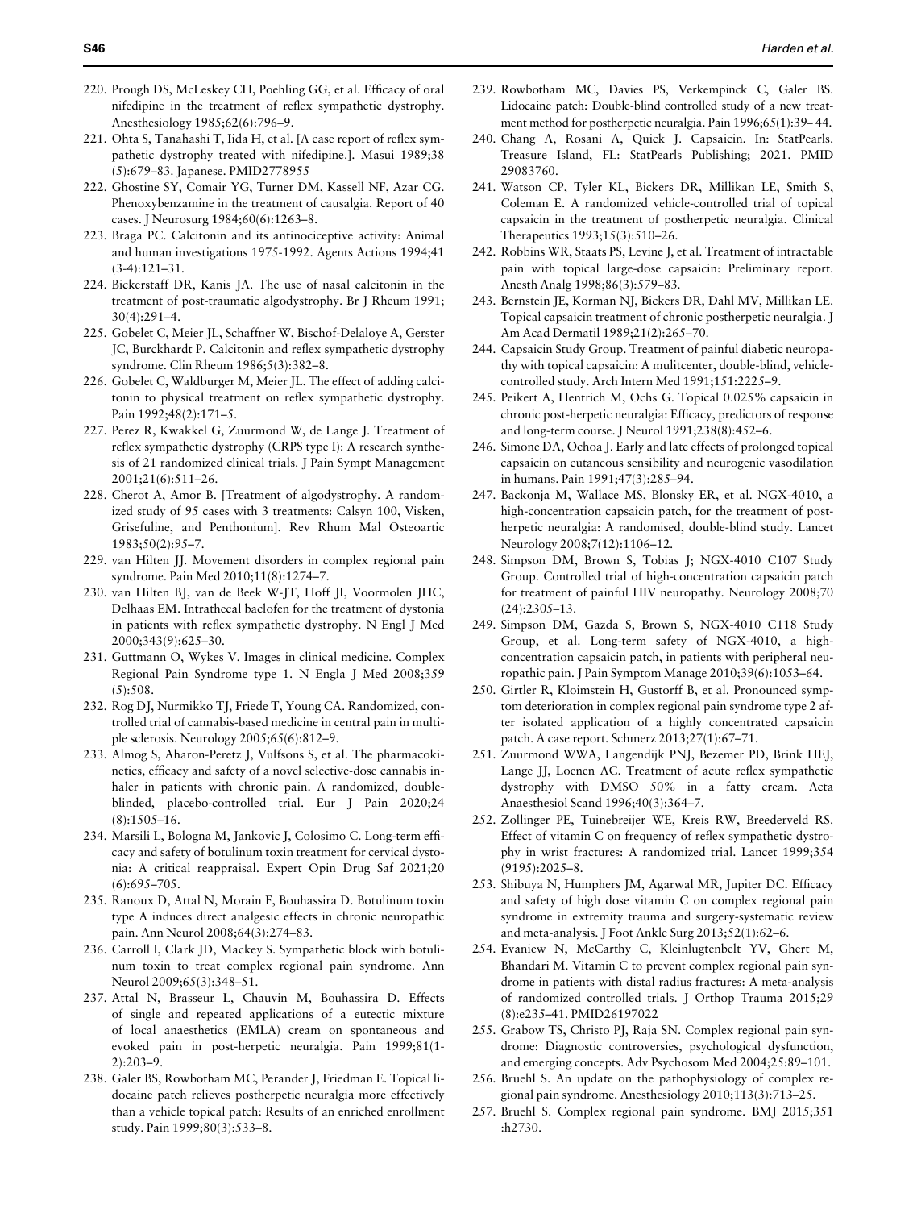220. Prough DS, McLeskey CH, Poehling GG, et al. Efficacy of oral nifedipine in the treatment of reflex sympathetic dystrophy. Anesthesiology 1985;62(6):796–9.
221. Ohta S, Tanahashi T, Iida H, et al. [A case report of reflex sympathetic dystrophy treated with nifedipine.]. Masui 1989;38 (5):679–83. Japanese. PMID2778955
222. Ghostine SY, Comair YG, Turner DM, Kassell NF, Azar CG. Phenoxybenzamine in the treatment of causalgia. Report of 40 cases. J Neurosurg 1984;60(6):1263–8.
223. Braga PC. Calcitonin and its antinociceptive activity: Animal and human investigations 1975-1992. Agents Actions 1994;41 (3-4):121–31.
224. Bickerstaff DR, Kanis JA. The use of nasal calcitonin in the treatment of post-traumatic algodystrophy. Br J Rheum 1991; 30(4):291–4.
225. Gobelet C, Meier JL, Schaffner W, Bischof-Delaloye A, Gerster JC, Burckhardt P. Calcitonin and reflex sympathetic dystrophy syndrome. Clin Rheum 1986;5(3):382–8.
226. Gobelet C, Waldburger M, Meier JL. The effect of adding calcitonin to physical treatment on reflex sympathetic dystrophy. Pain 1992;48(2):171–5.
227. Perez R, Kwakkel G, Zuurmond W, de Lange J. Treatment of reflex sympathetic dystrophy (CRPS type I): A research synthesis of 21 randomized clinical trials. J Pain Sympt Management 2001;21(6):511–26.
228. Cherot A, Amor B. [Treatment of algodystrophy. A randomized study of 95 cases with 3 treatments: Calsyn 100, Visken, Grisefuline, and Penthonium]. Rev Rhum Mal Osteoartic 1983;50(2):95–7.
229. van Hilten JJ. Movement disorders in complex regional pain syndrome. Pain Med 2010;11(8):1274–7.
230. van Hilten BJ, van de Beek W-JT, Hoff JI, Voormolen JHC, Delhaas EM. Intrathecal baclofen for the treatment of dystonia in patients with reflex sympathetic dystrophy. N Engl J Med 2000;343(9):625–30.
231. Guttmann O, Wykes V. Images in clinical medicine. Complex Regional Pain Syndrome type 1. N Engla J Med 2008;359 (5):508.
232. Rog DJ, Nurmikko TJ, Friede T, Young CA. Randomized, controlled trial of cannabis-based medicine in central pain in multiple sclerosis. Neurology 2005;65(6):812–9.
233. Almog S, Aharon-Peretz J, Vulfsons S, et al. The pharmacokinetics, efficacy and safety of a novel selective-dose cannabis inhaler in patients with chronic pain. A randomized, double-blinded, placebo-controlled trial. Eur J Pain 2020;24 (8):1505–16.
234. Marsili L, Bologna M, Jankovic J, Colosimo C. Long-term efficacy and safety of botulinum toxin treatment for cervical dystonia: A critical reappraisal. Expert Opin Drug Saf 2021;20 (6):695–705.
235. Ranoux D, Attal N, Morain F, Bouhassira D. Botulinum toxin type A induces direct analgesic effects in chronic neuropathic pain. Ann Neurol 2008;64(3):274–83.
236. Carroll I, Clark JD, Mackey S. Sympathetic block with botulinum toxin to treat complex regional pain syndrome. Ann Neurol 2009;65(3):348–51.
237. Attal N, Brasseur L, Chauvin M, Bouhassira D. Effects of single and repeated applications of a eutectic mixture of local anaesthetics (EMLA) cream on spontaneous and evoked pain in post-herpetic neuralgia. Pain 1999;81(1-2):203–9.
238. Galer BS, Rowbotham MC, Perander J, Friedman E. Topical lidocaine patch relieves postherpetic neuralgia more effectively than a vehicle topical patch: Results of an enriched enrollment study. Pain 1999;80(3):533–8.
239. Rowbotham MC, Davies PS, Verkempinck C, Galer BS. Lidocaine patch: Double-blind controlled study of a new treatment method for postherpetic neuralgia. Pain 1996;65(1):39– 44.
240. Chang A, Rosani A, Quick J. Capsaicin. In: StatPearls. Treasure Island, FL: StatPearls Publishing; 2021. PMID 29083760.
241. Watson CP, Tyler KL, Bickers DR, Millikan LE, Smith S, Coleman E. A randomized vehicle-controlled trial of topical capsaicin in the treatment of postherpetic neuralgia. Clinical Therapeutics 1993;15(3):510–26.
242. Robbins WR, Staats PS, Levine J, et al. Treatment of intractable pain with topical large-dose capsaicin: Preliminary report. Anesth Analg 1998;86(3):579–83.
243. Bernstein JE, Korman NJ, Bickers DR, Dahl MV, Millikan LE. Topical capsaicin treatment of chronic postherpetic neuralgia. J Am Acad Dermatil 1989;21(2):265–70.
244. Capsaicin Study Group. Treatment of painful diabetic neuropathy with topical capsaicin: A mulitcenter, double-blind, vehicle-controlled study. Arch Intern Med 1991;151:2225–9.
245. Peikert A, Hentrich M, Ochs G. Topical 0.025% capsaicin in chronic post-herpetic neuralgia: Efficacy, predictors of response and long-term course. J Neurol 1991;238(8):452–6.
246. Simone DA, Ochoa J. Early and late effects of prolonged topical capsaicin on cutaneous sensibility and neurogenic vasodilation in humans. Pain 1991;47(3):285–94.
247. Backonja M, Wallace MS, Blonsky ER, et al. NGX-4010, a high-concentration capsaicin patch, for the treatment of postherpetic neuralgia: A randomised, double-blind study. Lancet Neurology 2008;7(12):1106–12.
248. Simpson DM, Brown S, Tobias J; NGX-4010 C107 Study Group. Controlled trial of high-concentration capsaicin patch for treatment of painful HIV neuropathy. Neurology 2008;70 (24):2305–13.
249. Simpson DM, Gazda S, Brown S, NGX-4010 C118 Study Group, et al. Long-term safety of NGX-4010, a high-concentration capsaicin patch, in patients with peripheral neuropathic pain. J Pain Symptom Manage 2010;39(6):1053–64.
250. Girtler R, Kloimstein H, Gustorff B, et al. Pronounced symptom deterioration in complex regional pain syndrome type 2 after isolated application of a highly concentrated capsaicin patch. A case report. Schmerz 2013;27(1):67–71.
251. Zuurmond WWA, Langendijk PNJ, Bezemer PD, Brink HEJ, Lange JJ, Loenen AC. Treatment of acute reflex sympathetic dystrophy with DMSO 50% in a fatty cream. Acta Anaesthesiol Scand 1996;40(3):364–7.
252. Zollinger PE, Tuinebreijer WE, Kreis RW, Breederveld RS. Effect of vitamin C on frequency of reflex sympathetic dystrophy in wrist fractures: A randomized trial. Lancet 1999;354 (9195):2025–8.
253. Shibuya N, Humphers JM, Agarwal MR, Jupiter DC. Efficacy and safety of high dose vitamin C on complex regional pain syndrome in extremity trauma and surgery-systematic review and meta-analysis. J Foot Ankle Surg 2013;52(1):62–6.
254. Evaniew N, McCarthy C, Kleinlugtenbelt YV, Ghert M, Bhandari M. Vitamin C to prevent complex regional pain syndrome in patients with distal radius fractures: A meta-analysis of randomized controlled trials. J Orthop Trauma 2015;29 (8):e235–41. PMID26197022
255. Grabow TS, Christo PJ, Raja SN. Complex regional pain syndrome: Diagnostic controversies, psychological dysfunction, and emerging concepts. Adv Psychosom Med 2004;25:89–101.
256. Bruehl S. An update on the pathophysiology of complex regional pain syndrome. Anesthesiology 2010;113(3):713–25.
257. Bruehl S. Complex regional pain syndrome. BMJ 2015;351 :h2730.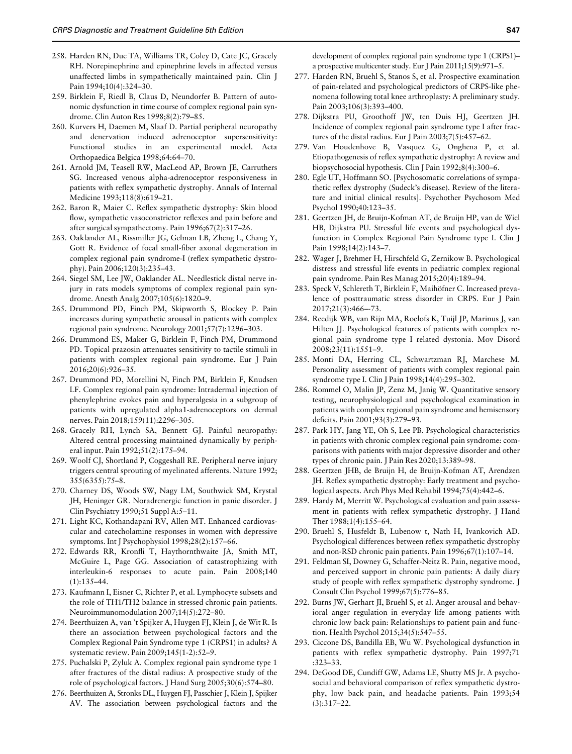258. Harden RN, Duc TA, Williams TR, Coley D, Cate JC, Gracely RH. Norepinephrine and epinephrine levels in affected versus unaffected limbs in sympathetically maintained pain. Clin J Pain 1994;10(4):324–30.
259. Birklein F, Riedl B, Claus D, Neundorfer B. Pattern of autonomic dysfunction in time course of complex regional pain syndrome. Clin Auton Res 1998;8(2):79–85.
260. Kurvers H, Daemen M, Slaaf D. Partial peripheral neuropathy and denervation induced adrenoceptor supersensitivity: Functional studies in an experimental model. Acta Orthopaedica Belgica 1998;64:64–70.
261. Arnold JM, Teasell RW, MacLeod AP, Brown JE, Carruthers SG. Increased venous alpha-adrenoceptor responsiveness in patients with reflex sympathetic dystrophy. Annals of Internal Medicine 1993;118(8):619–21.
262. Baron R, Maier C. Reflex sympathetic dystrophy: Skin blood flow, sympathetic vasoconstrictor reflexes and pain before and after surgical sympathectomy. Pain 1996;67(2):317–26.
263. Oaklander AL, Rissmiller JG, Gelman LB, Zheng L, Chang Y, Gott R. Evidence of focal small-fiber axonal degeneration in complex regional pain syndrome-I (reflex sympathetic dystrophy). Pain 2006;120(3):235–43.
264. Siegel SM, Lee JW, Oaklander AL. Needlestick distal nerve injury in rats models symptoms of complex regional pain syndrome. Anesth Analg 2007;105(6):1820–9.
265. Drummond PD, Finch PM, Skipworth S, Blockey P. Pain increases during sympathetic arousal in patients with complex regional pain syndrome. Neurology 2001;57(7):1296–303.
266. Drummond ES, Maker G, Birklein F, Finch PM, Drummond PD. Topical prazosin attenuates sensitivity to tactile stimuli in patients with complex regional pain syndrome. Eur J Pain 2016;20(6):926–35.
267. Drummond PD, Morellini N, Finch PM, Birklein F, Knudsen LF. Complex regional pain syndrome: Intradermal injection of phenylephrine evokes pain and hyperalgesia in a subgroup of patients with upregulated alpha1-adrenoceptors on dermal nerves. Pain 2018;159(11):2296–305.
268. Gracely RH, Lynch SA, Bennett GJ. Painful neuropathy: Altered central processing maintained dynamically by peripheral input. Pain 1992;51(2):175–94.
269. Woolf CJ, Shortland P, Coggeshall RE. Peripheral nerve injury triggers central sprouting of myelinated afferents. Nature 1992; 355(6355):75–8.
270. Charney DS, Woods SW, Nagy LM, Southwick SM, Krystal JH, Heninger GR. Noradrenergic function in panic disorder. J Clin Psychiatry 1990;51 Suppl A:5–11.
271. Light KC, Kothandapani RV, Allen MT. Enhanced cardiovascular and catecholamine responses in women with depressive symptoms. Int J Psychophysiol 1998;28(2):157–66.
272. Edwards RR, Kronfli T, Haythornthwaite JA, Smith MT, McGuire L, Page GG. Association of catastrophizing with interleukin-6 responses to acute pain. Pain 2008;140 (1):135–44.
273. Kaufmann I, Eisner C, Richter P, et al. Lymphocyte subsets and the role of TH1/TH2 balance in stressed chronic pain patients. Neuroimmunomodulation 2007;14(5):272–80.
274. Beerthuizen A, van 't Spijker A, Huygen FJ, Klein J, de Wit R. Is there an association between psychological factors and the Complex Regional Pain Syndrome type 1 (CRPS1) in adults? A systematic review. Pain 2009;145(1-2):52–9.
275. Puchalski P, Zyluk A. Complex regional pain syndrome type 1 after fractures of the distal radius: A prospective study of the role of psychological factors. J Hand Surg 2005;30(6):574–80.
276. Beerthuizen A, Stronks DL, Huygen FJ, Passchier J, Klein J, Spijker AV. The association between psychological factors and the development of complex regional pain syndrome type 1 (CRPS1)–a prospective multicenter study. Eur J Pain 2011;15(9):971–5.
277. Harden RN, Bruehl S, Stanos S, et al. Prospective examination of pain-related and psychological predictors of CRPS-like phenomena following total knee arthroplasty: A preliminary study. Pain 2003;106(3):393–400.
278. Dijkstra PU, Groothoff JW, ten Duis HJ, Geertzen JH. Incidence of complex regional pain syndrome type I after fractures of the distal radius. Eur J Pain 2003;7(5):457–62.
279. Van Houdenhove B, Vasquez G, Onghena P, et al. Etiopathogenesis of reflex sympathetic dystrophy: A review and biopsychosocial hypothesis. Clin J Pain 1992;8(4):300–6.
280. Egle UT, Hoffmann SO. [Psychosomatic correlations of sympathetic reflex dystrophy (Sudeck's disease). Review of the literature and initial clinical results]. Psychother Psychosom Med Psychol 1990;40:123–35.
281. Geertzen JH, de Bruijn-Kofman AT, de Bruijn HP, van de Wiel HB, Dijkstra PU. Stressful life events and psychological dysfunction in Complex Regional Pain Syndrome type I. Clin J Pain 1998;14(2):143–7.
282. Wager J, Brehmer H, Hirschfeld G, Zernikow B. Psychological distress and stressful life events in pediatric complex regional pain syndrome. Pain Res Manag 2015;20(4):189–94.
283. Speck V, Schlereth T, Birklein F, Maihöfner C. Increased prevalence of posttraumatic stress disorder in CRPS. Eur J Pain 2017;21(3):466–-73.
284. Reedijk WB, van Rijn MA, Roelofs K, Tuijl JP, Marinus J, van Hilten JJ. Psychological features of patients with complex regional pain syndrome type I related dystonia. Mov Disord 2008;23(11):1551–9.
285. Monti DA, Herring CL, Schwartzman RJ, Marchese M. Personality assessment of patients with complex regional pain syndrome type I. Clin J Pain 1998;14(4):295–302.
286. Rommel O, Malin JP, Zenz M, Janig W. Quantitative sensory testing, neurophysiological and psychological examination in patients with complex regional pain syndrome and hemisensory deficits. Pain 2001;93(3):279–93.
287. Park HY, Jang YE, Oh S, Lee PB. Psychological characteristics in patients with chronic complex regional pain syndrome: comparisons with patients with major depressive disorder and other types of chronic pain. J Pain Res 2020;13:389–98.
288. Geertzen JHB, de Bruijn H, de Bruijn-Kofman AT, Arendzen JH. Reflex sympathetic dystrophy: Early treatment and psychological aspects. Arch Phys Med Rehabil 1994;75(4):442–6.
289. Hardy M, Merritt W. Psychological evaluation and pain assessment in patients with reflex sympathetic dystrophy. J Hand Ther 1988;1(4):155–64.
290. Bruehl S, Husfeldt B, Lubenow t, Nath H, Ivankovich AD. Psychological differences between reflex sympathetic dystrophy and non-RSD chronic pain patients. Pain 1996;67(1):107–14.
291. Feldman SI, Downey G, Schaffer-Neitz R. Pain, negative mood, and perceived support in chronic pain patients: A daily diary study of people with reflex sympathetic dystrophy syndrome. J Consult Clin Psychol 1999;67(5):776–85.
292. Burns JW, Gerhart JI, Bruehl S, et al. Anger arousal and behavioral anger regulation in everyday life among patients with chronic low back pain: Relationships to patient pain and function. Health Psychol 2015;34(5):547–55.
293. Ciccone DS, Bandilla EB, Wu W. Psychological dysfunction in patients with reflex sympathetic dystrophy. Pain 1997;71 :323–33.
294. DeGood DE, Cundiff GW, Adams LE, Shutty MS Jr. A psychosocial and behavioral comparison of reflex sympathetic dystrophy, low back pain, and headache patients. Pain 1993;54 (3):317–22.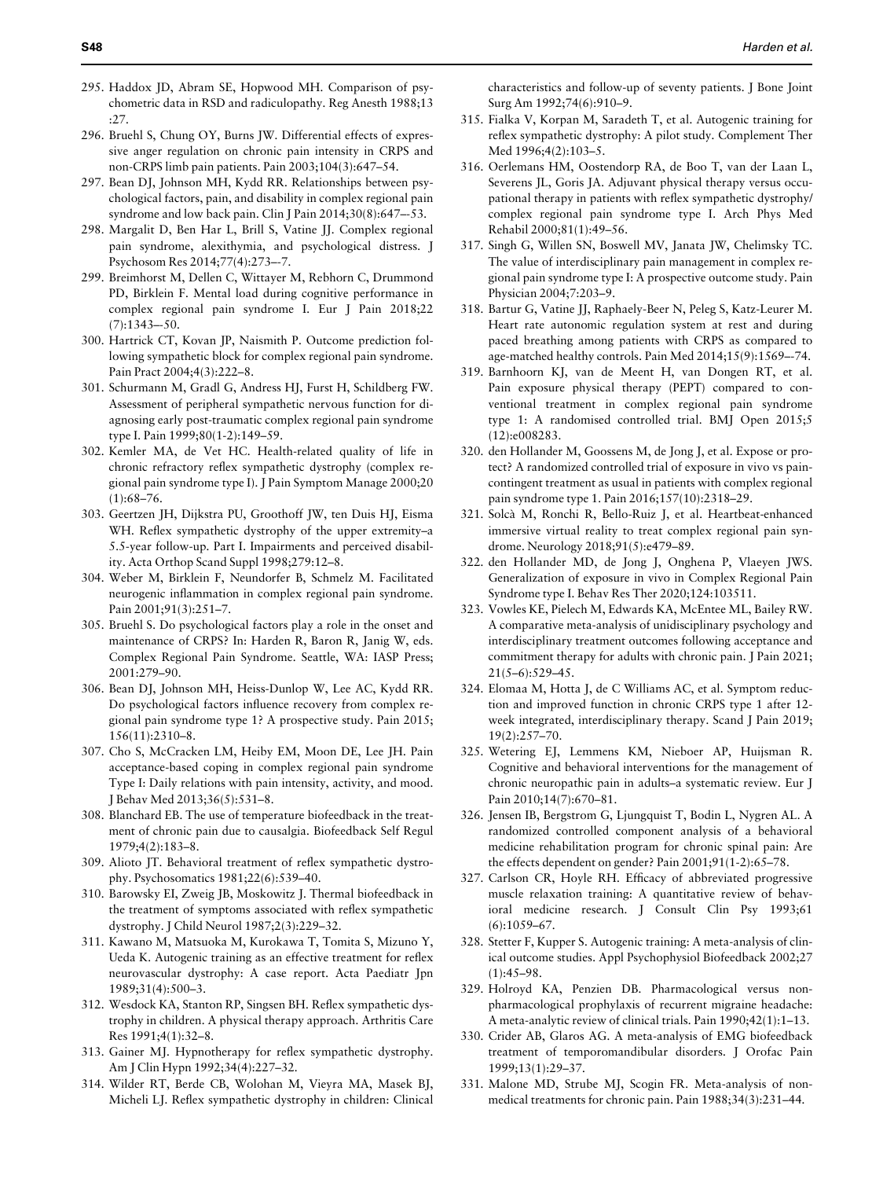295. Haddox JD, Abram SE, Hopwood MH. Comparison of psychometric data in RSD and radiculopathy. Reg Anesth 1988;13 :27.
296. Bruehl S, Chung OY, Burns JW. Differential effects of expressive anger regulation on chronic pain intensity in CRPS and non-CRPS limb pain patients. Pain 2003;104(3):647–54.
297. Bean DJ, Johnson MH, Kydd RR. Relationships between psychological factors, pain, and disability in complex regional pain syndrome and low back pain. Clin J Pain 2014;30(8):647–-53.
298. Margalit D, Ben Har L, Brill S, Vatine JJ. Complex regional pain syndrome, alexithymia, and psychological distress. J Psychosom Res 2014;77(4):273–-7.
299. Breimhorst M, Dellen C, Wittayer M, Rebhorn C, Drummond PD, Birklein F. Mental load during cognitive performance in complex regional pain syndrome I. Eur J Pain 2018;22 (7):1343–-50.
300. Hartrick CT, Kovan JP, Naismith P. Outcome prediction following sympathetic block for complex regional pain syndrome. Pain Pract 2004;4(3):222–8.
301. Schurmann M, Gradl G, Andress HJ, Furst H, Schildberg FW. Assessment of peripheral sympathetic nervous function for diagnosing early post-traumatic complex regional pain syndrome type I. Pain 1999;80(1-2):149–59.
302. Kemler MA, de Vet HC. Health-related quality of life in chronic refractory reflex sympathetic dystrophy (complex regional pain syndrome type I). J Pain Symptom Manage 2000;20 (1):68–76.
303. Geertzen JH, Dijkstra PU, Groothoff JW, ten Duis HJ, Eisma WH. Reflex sympathetic dystrophy of the upper extremity–a 5.5-year follow-up. Part I. Impairments and perceived disability. Acta Orthop Scand Suppl 1998;279:12–8.
304. Weber M, Birklein F, Neundorfer B, Schmelz M. Facilitated neurogenic inflammation in complex regional pain syndrome. Pain 2001;91(3):251–7.
305. Bruehl S. Do psychological factors play a role in the onset and maintenance of CRPS? In: Harden R, Baron R, Janig W, eds. Complex Regional Pain Syndrome. Seattle, WA: IASP Press; 2001:279–90.
306. Bean DJ, Johnson MH, Heiss-Dunlop W, Lee AC, Kydd RR. Do psychological factors influence recovery from complex regional pain syndrome type 1? A prospective study. Pain 2015; 156(11):2310–8.
307. Cho S, McCracken LM, Heiby EM, Moon DE, Lee JH. Pain acceptance-based coping in complex regional pain syndrome Type I: Daily relations with pain intensity, activity, and mood. J Behav Med 2013;36(5):531–8.
308. Blanchard EB. The use of temperature biofeedback in the treatment of chronic pain due to causalgia. Biofeedback Self Regul 1979;4(2):183–8.
309. Alioto JT. Behavioral treatment of reflex sympathetic dystrophy. Psychosomatics 1981;22(6):539–40.
310. Barowsky EI, Zweig JB, Moskowitz J. Thermal biofeedback in the treatment of symptoms associated with reflex sympathetic dystrophy. J Child Neurol 1987;2(3):229–32.
311. Kawano M, Matsuoka M, Kurokawa T, Tomita S, Mizuno Y, Ueda K. Autogenic training as an effective treatment for reflex neurovascular dystrophy: A case report. Acta Paediatr Jpn 1989;31(4):500–3.
312. Wesdock KA, Stanton RP, Singsen BH. Reflex sympathetic dystrophy in children. A physical therapy approach. Arthritis Care Res 1991;4(1):32–8.
313. Gainer MJ. Hypnotherapy for reflex sympathetic dystrophy. Am J Clin Hypn 1992;34(4):227–32.
314. Wilder RT, Berde CB, Wolohan M, Vieyra MA, Masek BJ, Micheli LJ. Reflex sympathetic dystrophy in children: Clinical characteristics and follow-up of seventy patients. J Bone Joint Surg Am 1992;74(6):910–9.
315. Fialka V, Korpan M, Saradeth T, et al. Autogenic training for reflex sympathetic dystrophy: A pilot study. Complement Ther Med 1996;4(2):103–5.
316. Oerlemans HM, Oostendorp RA, de Boo T, van der Laan L, Severens JL, Goris JA. Adjuvant physical therapy versus occupational therapy in patients with reflex sympathetic dystrophy/ complex regional pain syndrome type I. Arch Phys Med Rehabil 2000;81(1):49–56.
317. Singh G, Willen SN, Boswell MV, Janata JW, Chelimsky TC. The value of interdisciplinary pain management in complex regional pain syndrome type I: A prospective outcome study. Pain Physician 2004;7:203–9.
318. Bartur G, Vatine JJ, Raphaely-Beer N, Peleg S, Katz-Leurer M. Heart rate autonomic regulation system at rest and during paced breathing among patients with CRPS as compared to age-matched healthy controls. Pain Med 2014;15(9):1569–-74.
319. Barnhoorn KJ, van de Meent H, van Dongen RT, et al. Pain exposure physical therapy (PEPT) compared to conventional treatment in complex regional pain syndrome type 1: A randomised controlled trial. BMJ Open 2015;5 (12):e008283.
320. den Hollander M, Goossens M, de Jong J, et al. Expose or protect? A randomized controlled trial of exposure in vivo vs pain-contingent treatment as usual in patients with complex regional pain syndrome type 1. Pain 2016;157(10):2318–29.
321. Solcà M, Ronchi R, Bello-Ruiz J, et al. Heartbeat-enhanced immersive virtual reality to treat complex regional pain syndrome. Neurology 2018;91(5):e479–89.
322. den Hollander MD, de Jong J, Onghena P, Vlaeyen JWS. Generalization of exposure in vivo in Complex Regional Pain Syndrome type I. Behav Res Ther 2020;124:103511.
323. Vowles KE, Pielech M, Edwards KA, McEntee ML, Bailey RW. A comparative meta-analysis of unidisciplinary psychology and interdisciplinary treatment outcomes following acceptance and commitment therapy for adults with chronic pain. J Pain 2021; 21(5–6):529–45.
324. Elomaa M, Hotta J, de C Williams AC, et al. Symptom reduction and improved function in chronic CRPS type 1 after 12-week integrated, interdisciplinary therapy. Scand J Pain 2019; 19(2):257–70.
325. Wetering EJ, Lemmens KM, Nieboer AP, Huijsman R. Cognitive and behavioral interventions for the management of chronic neuropathic pain in adults–a systematic review. Eur J Pain 2010;14(7):670–81.
326. Jensen IB, Bergstrom G, Ljungquist T, Bodin L, Nygren AL. A randomized controlled component analysis of a behavioral medicine rehabilitation program for chronic spinal pain: Are the effects dependent on gender? Pain 2001;91(1-2):65–78.
327. Carlson CR, Hoyle RH. Efficacy of abbreviated progressive muscle relaxation training: A quantitative review of behavioral medicine research. J Consult Clin Psy 1993;61 (6):1059–67.
328. Stetter F, Kupper S. Autogenic training: A meta-analysis of clinical outcome studies. Appl Psychophysiol Biofeedback 2002;27 (1):45–98.
329. Holroyd KA, Penzien DB. Pharmacological versus non-pharmacological prophylaxis of recurrent migraine headache: A meta-analytic review of clinical trials. Pain 1990;42(1):1–13.
330. Crider AB, Glaros AG. A meta-analysis of EMG biofeedback treatment of temporomandibular disorders. J Orofac Pain 1999;13(1):29–37.
331. Malone MD, Strube MJ, Scogin FR. Meta-analysis of non-medical treatments for chronic pain. Pain 1988;34(3):231–44.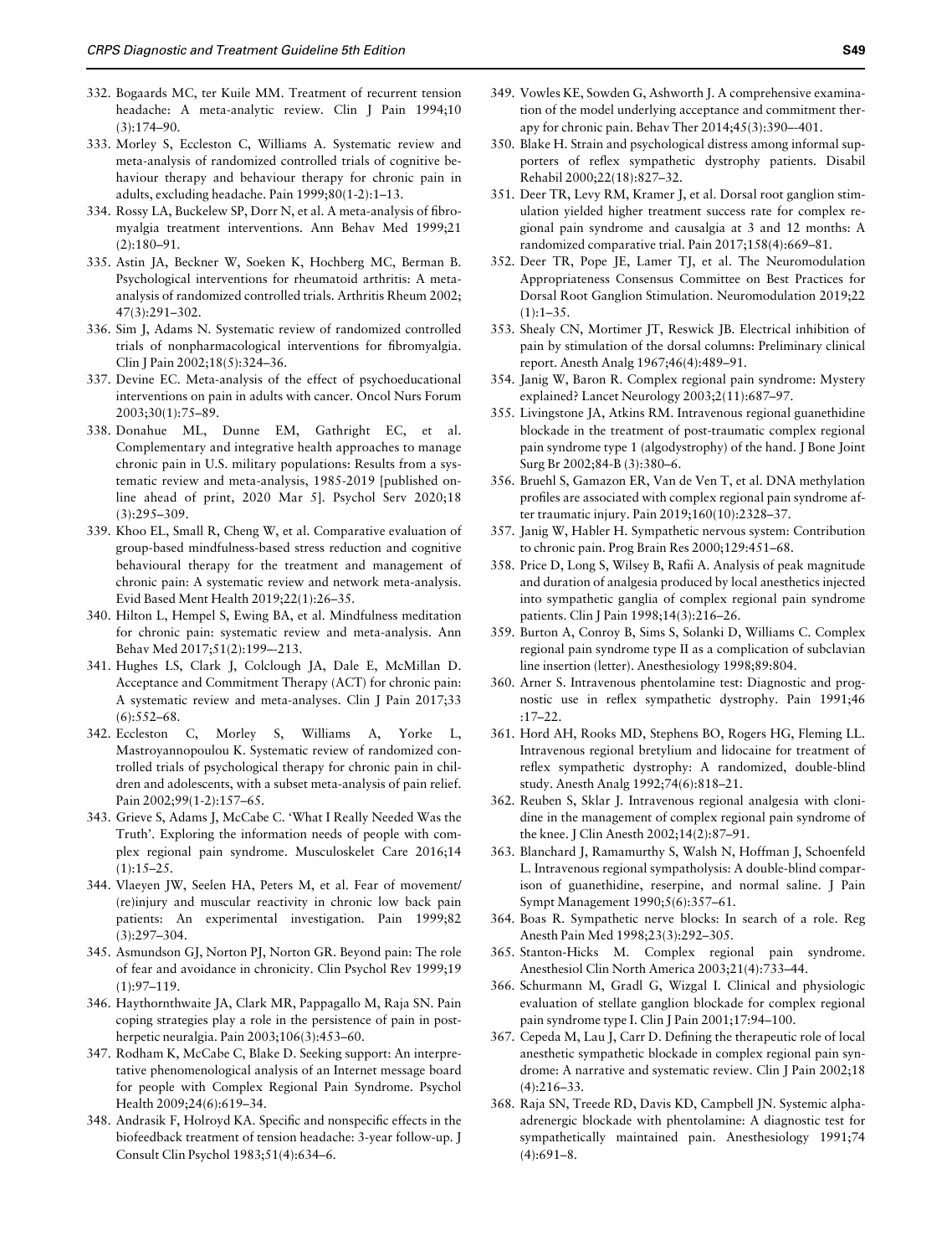332. Bogaards MC, ter Kuile MM. Treatment of recurrent tension headache: A meta-analytic review. Clin J Pain 1994;10 (3):174–90.
333. Morley S, Eccleston C, Williams A. Systematic review and meta-analysis of randomized controlled trials of cognitive behaviour therapy and behaviour therapy for chronic pain in adults, excluding headache. Pain 1999;80(1-2):1–13.
334. Rossy LA, Buckelew SP, Dorr N, et al. A meta-analysis of fibromyalgia treatment interventions. Ann Behav Med 1999;21 (2):180–91.
335. Astin JA, Beckner W, Soeken K, Hochberg MC, Berman B. Psychological interventions for rheumatoid arthritis: A meta-analysis of randomized controlled trials. Arthritis Rheum 2002; 47(3):291–302.
336. Sim J, Adams N. Systematic review of randomized controlled trials of nonpharmacological interventions for fibromyalgia. Clin J Pain 2002;18(5):324–36.
337. Devine EC. Meta-analysis of the effect of psychoeducational interventions on pain in adults with cancer. Oncol Nurs Forum 2003;30(1):75–89.
338. Donahue ML, Dunne EM, Gathright EC, et al. Complementary and integrative health approaches to manage chronic pain in U.S. military populations: Results from a systematic review and meta-analysis, 1985-2019 [published online ahead of print, 2020 Mar 5]. Psychol Serv 2020;18 (3):295–309.
339. Khoo EL, Small R, Cheng W, et al. Comparative evaluation of group-based mindfulness-based stress reduction and cognitive behavioural therapy for the treatment and management of chronic pain: A systematic review and network meta-analysis. Evid Based Ment Health 2019;22(1):26–35.
340. Hilton L, Hempel S, Ewing BA, et al. Mindfulness meditation for chronic pain: systematic review and meta-analysis. Ann Behav Med 2017;51(2):199–-213.
341. Hughes LS, Clark J, Colclough JA, Dale E, McMillan D. Acceptance and Commitment Therapy (ACT) for chronic pain: A systematic review and meta-analyses. Clin J Pain 2017;33 (6):552–68.
342. Eccleston C, Morley S, Williams A, Yorke L, Mastroyannopoulou K. Systematic review of randomized controlled trials of psychological therapy for chronic pain in children and adolescents, with a subset meta-analysis of pain relief. Pain 2002;99(1-2):157–65.
343. Grieve S, Adams J, McCabe C. 'What I Really Needed Was the Truth'. Exploring the information needs of people with complex regional pain syndrome. Musculoskelet Care 2016;14 (1):15–25.
344. Vlaeyen JW, Seelen HA, Peters M, et al. Fear of movement/(re)injury and muscular reactivity in chronic low back pain patients: An experimental investigation. Pain 1999;82 (3):297–304.
345. Asmundson GJ, Norton PJ, Norton GR. Beyond pain: The role of fear and avoidance in chronicity. Clin Psychol Rev 1999;19 (1):97–119.
346. Haythornthwaite JA, Clark MR, Pappagallo M, Raja SN. Pain coping strategies play a role in the persistence of pain in post-herpetic neuralgia. Pain 2003;106(3):453–60.
347. Rodham K, McCabe C, Blake D. Seeking support: An interpretative phenomenological analysis of an Internet message board for people with Complex Regional Pain Syndrome. Psychol Health 2009;24(6):619–34.
348. Andrasik F, Holroyd KA. Specific and nonspecific effects in the biofeedback treatment of tension headache: 3-year follow-up. J Consult Clin Psychol 1983;51(4):634–6.
349. Vowles KE, Sowden G, Ashworth J. A comprehensive examination of the model underlying acceptance and commitment therapy for chronic pain. Behav Ther 2014;45(3):390–-401.
350. Blake H. Strain and psychological distress among informal supporters of reflex sympathetic dystrophy patients. Disabil Rehabil 2000;22(18):827–32.
351. Deer TR, Levy RM, Kramer J, et al. Dorsal root ganglion stimulation yielded higher treatment success rate for complex regional pain syndrome and causalgia at 3 and 12 months: A randomized comparative trial. Pain 2017;158(4):669–81.
352. Deer TR, Pope JE, Lamer TJ, et al. The Neuromodulation Appropriateness Consensus Committee on Best Practices for Dorsal Root Ganglion Stimulation. Neuromodulation 2019;22 (1):1–35.
353. Shealy CN, Mortimer JT, Reswick JB. Electrical inhibition of pain by stimulation of the dorsal columns: Preliminary clinical report. Anesth Analg 1967;46(4):489–91.
354. Janig W, Baron R. Complex regional pain syndrome: Mystery explained? Lancet Neurology 2003;2(11):687–97.
355. Livingstone JA, Atkins RM. Intravenous regional guanethidine blockade in the treatment of post-traumatic complex regional pain syndrome type 1 (algodystrophy) of the hand. J Bone Joint Surg Br 2002;84-B (3):380–6.
356. Bruehl S, Gamazon ER, Van de Ven T, et al. DNA methylation profiles are associated with complex regional pain syndrome after traumatic injury. Pain 2019;160(10):2328–37.
357. Janig W, Habler H. Sympathetic nervous system: Contribution to chronic pain. Prog Brain Res 2000;129:451–68.
358. Price D, Long S, Wilsey B, Rafii A. Analysis of peak magnitude and duration of analgesia produced by local anesthetics injected into sympathetic ganglia of complex regional pain syndrome patients. Clin J Pain 1998;14(3):216–26.
359. Burton A, Conroy B, Sims S, Solanki D, Williams C. Complex regional pain syndrome type II as a complication of subclavian line insertion (letter). Anesthesiology 1998;89:804.
360. Arner S. Intravenous phentolamine test: Diagnostic and prognostic use in reflex sympathetic dystrophy. Pain 1991;46 :17–22.
361. Hord AH, Rooks MD, Stephens BO, Rogers HG, Fleming LL. Intravenous regional bretylium and lidocaine for treatment of reflex sympathetic dystrophy: A randomized, double-blind study. Anesth Analg 1992;74(6):818–21.
362. Reuben S, Sklar J. Intravenous regional analgesia with clonidine in the management of complex regional pain syndrome of the knee. J Clin Anesth 2002;14(2):87–91.
363. Blanchard J, Ramamurthy S, Walsh N, Hoffman J, Schoenfeld L. Intravenous regional sympatholysis: A double-blind comparison of guanethidine, reserpine, and normal saline. J Pain Sympt Management 1990;5(6):357–61.
364. Boas R. Sympathetic nerve blocks: In search of a role. Reg Anesth Pain Med 1998;23(3):292–305.
365. Stanton-Hicks M. Complex regional pain syndrome. Anesthesiol Clin North America 2003;21(4):733–44.
366. Schurmann M, Gradl G, Wizgal I. Clinical and physiologic evaluation of stellate ganglion blockade for complex regional pain syndrome type I. Clin J Pain 2001;17:94–100.
367. Cepeda M, Lau J, Carr D. Defining the therapeutic role of local anesthetic sympathetic blockade in complex regional pain syndrome: A narrative and systematic review. Clin J Pain 2002;18 (4):216–33.
368. Raja SN, Treede RD, Davis KD, Campbell JN. Systemic alpha-adrenergic blockade with phentolamine: A diagnostic test for sympathetically maintained pain. Anesthesiology 1991;74 (4):691–8.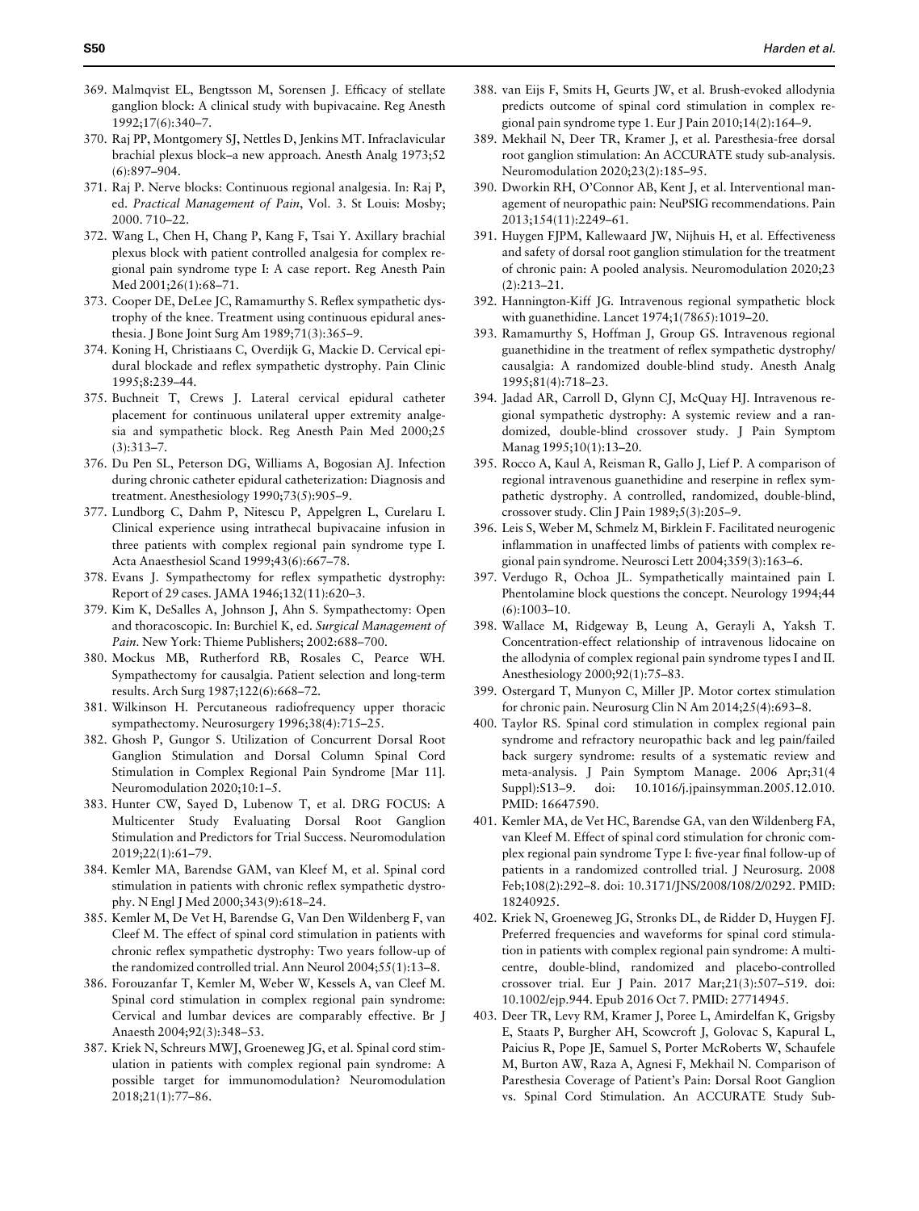369. Malmqvist EL, Bengtsson M, Sorensen J. Efficacy of stellate ganglion block: A clinical study with bupivacaine. Reg Anesth 1992;17(6):340–7.
370. Raj PP, Montgomery SJ, Nettles D, Jenkins MT. Infraclavicular brachial plexus block–a new approach. Anesth Analg 1973;52 (6):897–904.
371. Raj P. Nerve blocks: Continuous regional analgesia. In: Raj P, ed. *Practical Management of Pain*, Vol. 3. St Louis: Mosby; 2000. 710–22.
372. Wang L, Chen H, Chang P, Kang F, Tsai Y. Axillary brachial plexus block with patient controlled analgesia for complex regional pain syndrome type I: A case report. Reg Anesth Pain Med 2001;26(1):68–71.
373. Cooper DE, DeLee JC, Ramamurthy S. Reflex sympathetic dystrophy of the knee. Treatment using continuous epidural anesthesia. J Bone Joint Surg Am 1989;71(3):365–9.
374. Koning H, Christiaans C, Overdijk G, Mackie D. Cervical epidural blockade and reflex sympathetic dystrophy. Pain Clinic 1995;8:239–44.
375. Buchneit T, Crews J. Lateral cervical epidural catheter placement for continuous unilateral upper extremity analgesia and sympathetic block. Reg Anesth Pain Med 2000;25 (3):313–7.
376. Du Pen SL, Peterson DG, Williams A, Bogosian AJ. Infection during chronic catheter epidural catheterization: Diagnosis and treatment. Anesthesiology 1990;73(5):905–9.
377. Lundborg C, Dahm P, Nitescu P, Appelgren L, Curelaru I. Clinical experience using intrathecal bupivacaine infusion in three patients with complex regional pain syndrome type I. Acta Anaesthesiol Scand 1999;43(6):667–78.
378. Evans J. Sympathectomy for reflex sympathetic dystrophy: Report of 29 cases. JAMA 1946;132(11):620–3.
379. Kim K, DeSalles A, Johnson J, Ahn S. Sympathectomy: Open and thoracoscopic. In: Burchiel K, ed. *Surgical Management of Pain*. New York: Thieme Publishers; 2002:688–700.
380. Mockus MB, Rutherford RB, Rosales C, Pearce WH. Sympathectomy for causalgia. Patient selection and long-term results. Arch Surg 1987;122(6):668–72.
381. Wilkinson H. Percutaneous radiofrequency upper thoracic sympathectomy. Neurosurgery 1996;38(4):715–25.
382. Ghosh P, Gungor S. Utilization of Concurrent Dorsal Root Ganglion Stimulation and Dorsal Column Spinal Cord Stimulation in Complex Regional Pain Syndrome [Mar 11]. Neuromodulation 2020;10:1–5.
383. Hunter CW, Sayed D, Lubenow T, et al. DRG FOCUS: A Multicenter Study Evaluating Dorsal Root Ganglion Stimulation and Predictors for Trial Success. Neuromodulation 2019;22(1):61–79.
384. Kemler MA, Barendse GAM, van Kleef M, et al. Spinal cord stimulation in patients with chronic reflex sympathetic dystrophy. N Engl J Med 2000;343(9):618–24.
385. Kemler M, De Vet H, Barendse G, Van Den Wildenberg F, van Cleef M. The effect of spinal cord stimulation in patients with chronic reflex sympathetic dystrophy: Two years follow-up of the randomized controlled trial. Ann Neurol 2004;55(1):13–8.
386. Forouzanfar T, Kemler M, Weber W, Kessels A, van Cleef M. Spinal cord stimulation in complex regional pain syndrome: Cervical and lumbar devices are comparably effective. Br J Anaesth 2004;92(3):348–53.
387. Kriek N, Schreurs MWJ, Groeneweg JG, et al. Spinal cord stimulation in patients with complex regional pain syndrome: A possible target for immunomodulation? Neuromodulation 2018;21(1):77–86.
388. van Eijs F, Smits H, Geurts JW, et al. Brush-evoked allodynia predicts outcome of spinal cord stimulation in complex regional pain syndrome type 1. Eur J Pain 2010;14(2):164–9.
389. Mekhail N, Deer TR, Kramer J, et al. Paresthesia-free dorsal root ganglion stimulation: An ACCURATE study sub-analysis. Neuromodulation 2020;23(2):185–95.
390. Dworkin RH, O'Connor AB, Kent J, et al. Interventional management of neuropathic pain: NeuPSIG recommendations. Pain 2013;154(11):2249–61.
391. Huygen FJPM, Kallewaard JW, Nijhuis H, et al. Effectiveness and safety of dorsal root ganglion stimulation for the treatment of chronic pain: A pooled analysis. Neuromodulation 2020;23 (2):213–21.
392. Hannington-Kiff JG. Intravenous regional sympathetic block with guanethidine. Lancet 1974;1(7865):1019–20.
393. Ramamurthy S, Hoffman J, Group GS. Intravenous regional guanethidine in the treatment of reflex sympathetic dystrophy/causalgia: A randomized double-blind study. Anesth Analg 1995;81(4):718–23.
394. Jadad AR, Carroll D, Glynn CJ, McQuay HJ. Intravenous regional sympathetic dystrophy: A systemic review and a randomized, double-blind crossover study. J Pain Symptom Manag 1995;10(1):13–20.
395. Rocco A, Kaul A, Reisman R, Gallo J, Lief P. A comparison of regional intravenous guanethidine and reserpine in reflex sympathetic dystrophy. A controlled, randomized, double-blind, crossover study. Clin J Pain 1989;5(3):205–9.
396. Leis S, Weber M, Schmelz M, Birklein F. Facilitated neurogenic inflammation in unaffected limbs of patients with complex regional pain syndrome. Neurosci Lett 2004;359(3):163–6.
397. Verdugo R, Ochoa JL. Sympathetically maintained pain I. Phentolamine block questions the concept. Neurology 1994;44 (6):1003–10.
398. Wallace M, Ridgeway B, Leung A, Gerayli A, Yaksh T. Concentration-effect relationship of intravenous lidocaine on the allodynia of complex regional pain syndrome types I and II. Anesthesiology 2000;92(1):75–83.
399. Ostergard T, Munyon C, Miller JP. Motor cortex stimulation for chronic pain. Neurosurg Clin N Am 2014;25(4):693–8.
400. Taylor RS. Spinal cord stimulation in complex regional pain syndrome and refractory neuropathic back and leg pain/failed back surgery syndrome: results of a systematic review and meta-analysis. J Pain Symptom Manage. 2006 Apr;31(4 Suppl):S13–9. doi: 10.1016/j.jpainsymman.2005.12.010. PMID: 16647590.
401. Kemler MA, de Vet HC, Barendse GA, van den Wildenberg FA, van Kleef M. Effect of spinal cord stimulation for chronic complex regional pain syndrome Type I: five-year final follow-up of patients in a randomized controlled trial. J Neurosurg. 2008 Feb;108(2):292–8. doi: 10.3171/JNS/2008/108/2/0292. PMID: 18240925.
402. Kriek N, Groeneweg JG, Stronks DL, de Ridder D, Huygen FJ. Preferred frequencies and waveforms for spinal cord stimulation in patients with complex regional pain syndrome: A multicentre, double-blind, randomized and placebo-controlled crossover trial. Eur J Pain. 2017 Mar;21(3):507–519. doi: 10.1002/ejp.944. Epub 2016 Oct 7. PMID: 27714945.
403. Deer TR, Levy RM, Kramer J, Poree L, Amirdelfan K, Grigsby E, Staats P, Burgher AH, Scowcroft J, Golovac S, Kapural L, Paicius R, Pope JE, Samuel S, Porter McRoberts W, Schaufele M, Burton AW, Raza A, Agnesi F, Mekhail N. Comparison of Paresthesia Coverage of Patient's Pain: Dorsal Root Ganglion vs. Spinal Cord Stimulation. An ACCURATE Study Sub-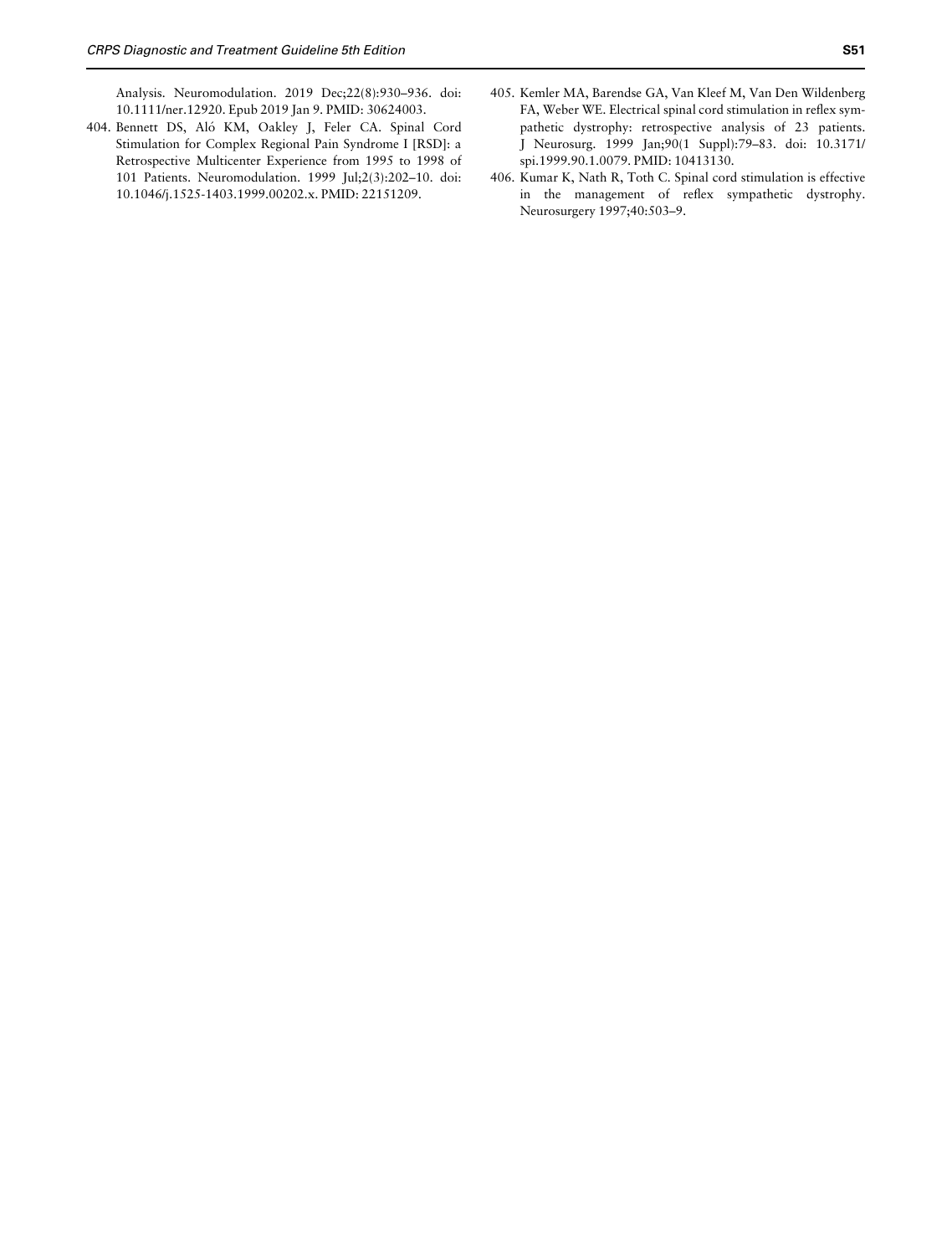Analysis. Neuromodulation. 2019 Dec;22(8):930–936. doi: 10.1111/ner.12920. Epub 2019 Jan 9. PMID: 30624003.

404. Bennett DS, Aló KM, Oakley J, Feler CA. Spinal Cord Stimulation for Complex Regional Pain Syndrome I [RSD]: a Retrospective Multicenter Experience from 1995 to 1998 of 101 Patients. Neuromodulation. 1999 Jul;2(3):202–10. doi: 10.1046/j.1525-1403.1999.00202.x. PMID: 22151209.

405. Kemler MA, Barendse GA, Van Kleef M, Van Den Wildenberg FA, Weber WE. Electrical spinal cord stimulation in reflex sympathetic dystrophy: retrospective analysis of 23 patients. J Neurosurg. 1999 Jan;90(1 Suppl):79–83. doi: 10.3171/spi.1999.90.1.0079. PMID: 10413130.

406. Kumar K, Nath R, Toth C. Spinal cord stimulation is effective in the management of reflex sympathetic dystrophy. Neurosurgery 1997;40:503–9.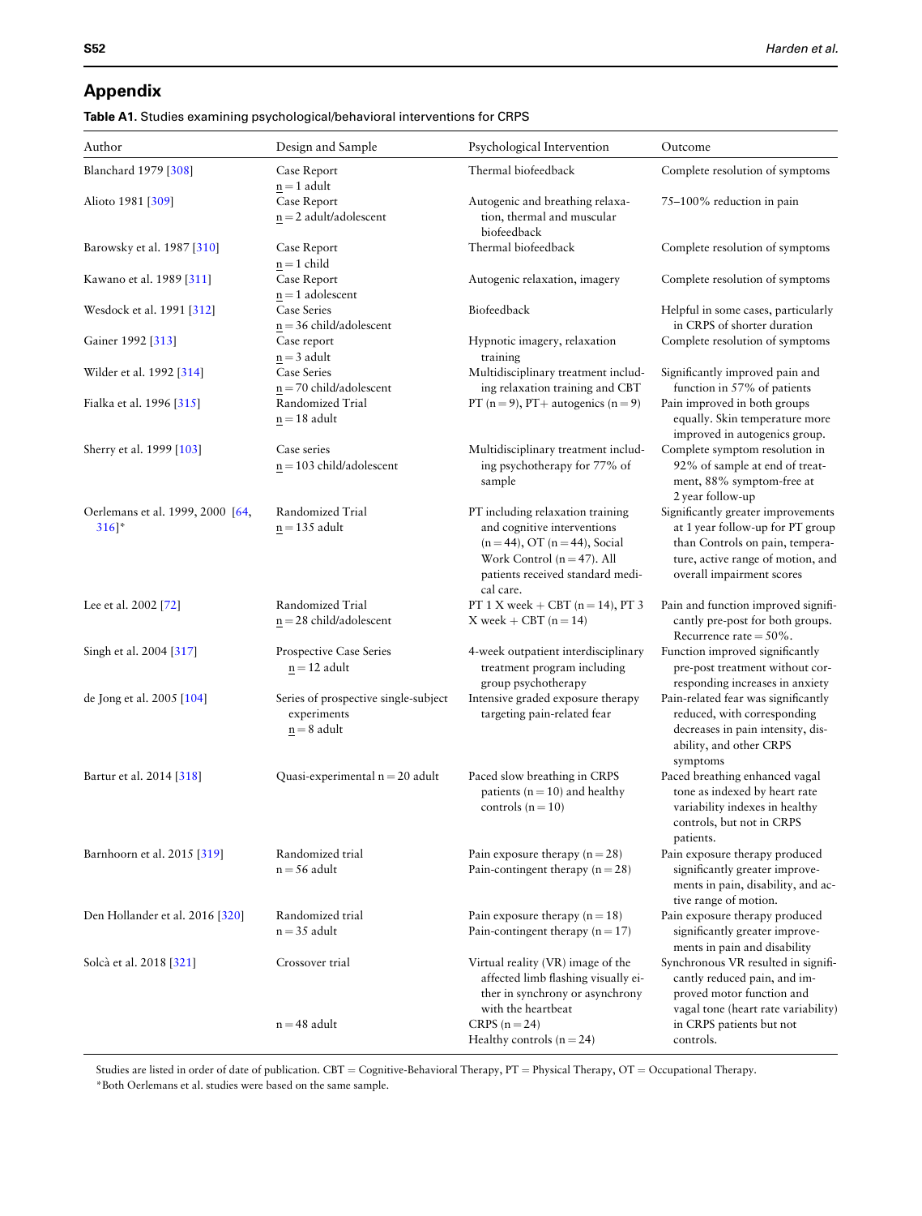## Appendix

**Table A1.** Studies examining psychological/behavioral interventions for CRPS

| Author | Design and Sample | Psychological Intervention | Outcome |
|---|---|---|---|
| Blanchard 1979 [308] | Case Report n = 1 adult | Thermal biofeedback | Complete resolution of symptoms |
| Alioto 1981 [309] | Case Report n = 2 adult/adolescent | Autogenic and breathing relaxation, thermal and muscular biofeedback | 75–100% reduction in pain |
| Barowsky et al. 1987 [310] | Case Report n = 1 child | Thermal biofeedback | Complete resolution of symptoms |
| Kawano et al. 1989 [311] | Case Report n = 1 adolescent | Autogenic relaxation, imagery | Complete resolution of symptoms |
| Wesdock et al. 1991 [312] | Case Series n = 36 child/adolescent | Biofeedback | Helpful in some cases, particularly in CRPS of shorter duration |
| Gainer 1992 [313] | Case report n = 3 adult | Hypnotic imagery, relaxation training | Complete resolution of symptoms |
| Wilder et al. 1992 [314] | Case Series n = 70 child/adolescent | Multidisciplinary treatment including relaxation training and CBT | Significantly improved pain and function in 57% of patients |
| Fialka et al. 1996 [315] | Randomized Trial n = 18 adult | PT (n = 9), PT+ autogenics (n = 9) | Pain improved in both groups equally. Skin temperature more improved in autogenics group. |
| Sherry et al. 1999 [103] | Case series n = 103 child/adolescent | Multidisciplinary treatment including psychotherapy for 77% of sample | Complete symptom resolution in 92% of sample at end of treatment, 88% symptom-free at 2 year follow-up |
| Oerlemans et al. 1999, 2000 [64, 316]* | Randomized Trial n = 135 adult | PT including relaxation training and cognitive interventions (n = 44), OT (n = 44), Social Work Control (n = 47). All patients received standard medical care. | Significantly greater improvements at 1 year follow-up for PT group than Controls on pain, temperature, active range of motion, and overall impairment scores |
| Lee et al. 2002 [72] | Randomized Trial n = 28 child/adolescent | PT 1 X week + CBT (n = 14), PT 3 X week + CBT (n = 14) | Pain and function improved significantly pre-post for both groups. Recurrence rate = 50%. |
| Singh et al. 2004 [317] | Prospective Case Series n = 12 adult | 4-week outpatient interdisciplinary treatment program including group psychotherapy | Function improved significantly pre-post treatment without corresponding increases in anxiety |
| de Jong et al. 2005 [104] | Series of prospective single-subject experiments n = 8 adult | Intensive graded exposure therapy targeting pain-related fear | Pain-related fear was significantly reduced, with corresponding decreases in pain intensity, disability, and other CRPS symptoms |
| Bartur et al. 2014 [318] | Quasi-experimental n = 20 adult | Paced slow breathing in CRPS patients (n = 10) and healthy controls (n = 10) | Paced breathing enhanced vagal tone as indexed by heart rate variability indexes in healthy controls, but not in CRPS patients. |
| Barnhoorn et al. 2015 [319] | Randomized trial n = 56 adult | Pain exposure therapy (n = 28) Pain-contingent therapy (n = 28) | Pain exposure therapy produced significantly greater improvements in pain, disability, and active range of motion. |
| Den Hollander et al. 2016 [320] | Randomized trial n = 35 adult | Pain exposure therapy (n = 18) Pain-contingent therapy (n = 17) | Pain exposure therapy produced significantly greater improvements in pain and disability |
| Solcà et al. 2018 [321] | Crossover trial n = 48 adult | Virtual reality (VR) image of the affected limb flashing visually either in synchrony or asynchrony with the heartbeat CRPS (n = 24) Healthy controls (n = 24) | Synchronous VR resulted in significantly reduced pain, and improved motor function and vagal tone (heart rate variability) in CRPS patients but not controls. |

Studies are listed in order of date of publication. CBT = Cognitive-Behavioral Therapy, PT = Physical Therapy, OT = Occupational Therapy.
*Both Oerlemans et al. studies were based on the same sample.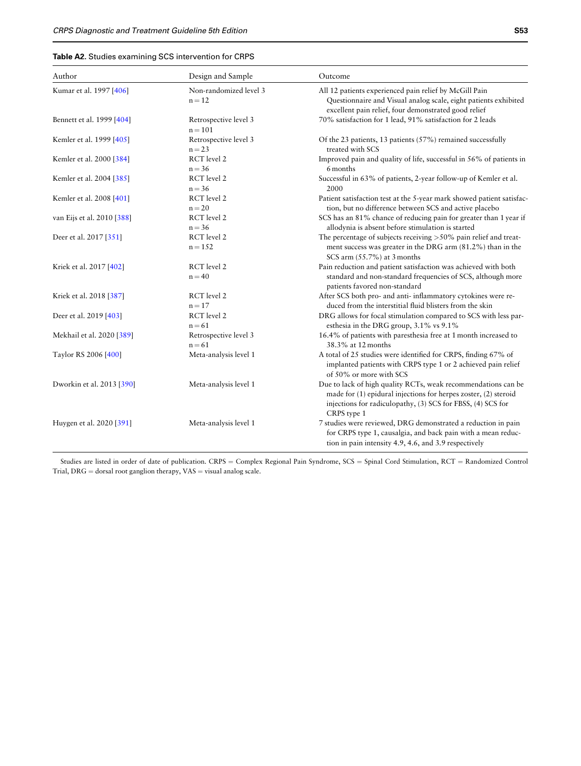**Table A2.** Studies examining SCS intervention for CRPS

| Author | Design and Sample | Outcome |
|---|---|---|
| Kumar et al. 1997 [406] | Non-randomized level 3 n = 12 | All 12 patients experienced pain relief by McGill Pain Questionnaire and Visual analog scale, eight patients exhibited excellent pain relief, four demonstrated good relief |
| Bennett et al. 1999 [404] | Retrospective level 3 n = 101 | 70% satisfaction for 1 lead, 91% satisfaction for 2 leads |
| Kemler et al. 1999 [405] | Retrospective level 3 n = 23 | Of the 23 patients, 13 patients (57%) remained successfully treated with SCS |
| Kemler et al. 2000 [384] | RCT level 2 n = 36 | Improved pain and quality of life, successful in 56% of patients in 6 months |
| Kemler et al. 2004 [385] | RCT level 2 n = 36 | Successful in 63% of patients, 2-year follow-up of Kemler et al. 2000 |
| Kemler et al. 2008 [401] | RCT level 2 n = 20 | Patient satisfaction test at the 5-year mark showed patient satisfaction, but no difference between SCS and active placebo |
| van Eijs et al. 2010 [388] | RCT level 2 n = 36 | SCS has an 81% chance of reducing pain for greater than 1 year if allodynia is absent before stimulation is started |
| Deer et al. 2017 [351] | RCT level 2 n = 152 | The percentage of subjects receiving >50% pain relief and treatment success was greater in the DRG arm (81.2%) than in the SCS arm (55.7%) at 3 months |
| Kriek et al. 2017 [402] | RCT level 2 n = 40 | Pain reduction and patient satisfaction was achieved with both standard and non-standard frequencies of SCS, although more patients favored non-standard |
| Kriek et al. 2018 [387] | RCT level 2 n = 17 | After SCS both pro- and anti- inflammatory cytokines were reduced from the interstitial fluid blisters from the skin |
| Deer et al. 2019 [403] | RCT level 2 n = 61 | DRG allows for focal stimulation compared to SCS with less paresthesia in the DRG group, 3.1% vs 9.1% |
| Mekhail et al. 2020 [389] | Retrospective level 3 n = 61 | 16.4% of patients with paresthesia free at 1 month increased to 38.3% at 12 months |
| Taylor RS 2006 [400] | Meta-analysis level 1 | A total of 25 studies were identified for CRPS, finding 67% of implanted patients with CRPS type 1 or 2 achieved pain relief of 50% or more with SCS |
| Dworkin et al. 2013 [390] | Meta-analysis level 1 | Due to lack of high quality RCTs, weak recommendations can be made for (1) epidural injections for herpes zoster, (2) steroid injections for radiculopathy, (3) SCS for FBSS, (4) SCS for CRPS type 1 |
| Huygen et al. 2020 [391] | Meta-analysis level 1 | 7 studies were reviewed, DRG demonstrated a reduction in pain for CRPS type 1, causalgia, and back pain with a mean reduction in pain intensity 4.9, 4.6, and 3.9 respectively |

Studies are listed in order of date of publication. CRPS = Complex Regional Pain Syndrome, SCS = Spinal Cord Stimulation, RCT = Randomized Control Trial, DRG = dorsal root ganglion therapy, VAS = visual analog scale.